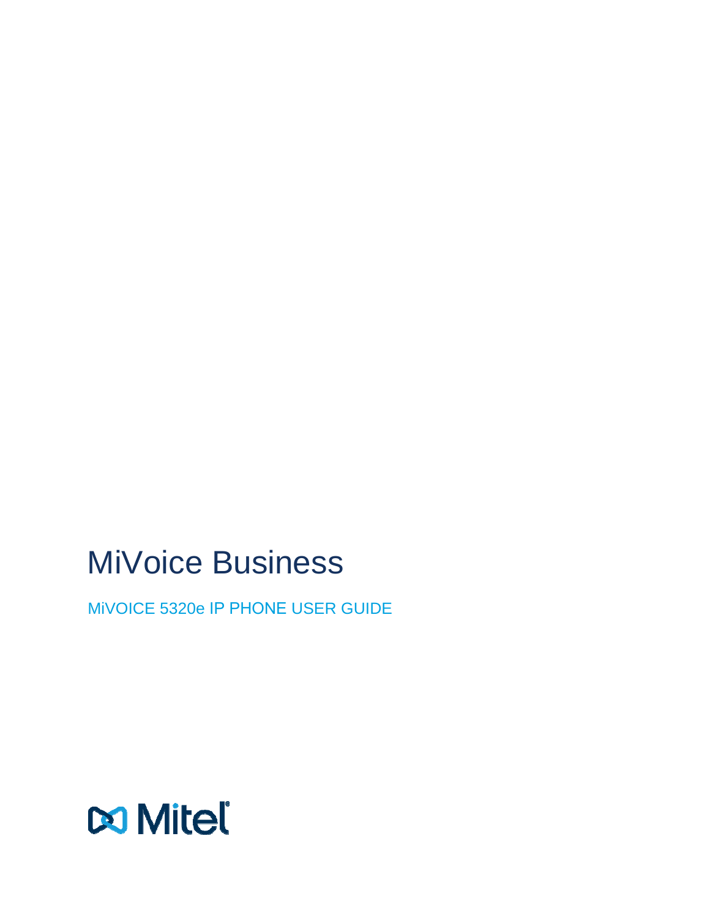# MiVoice Business

## MiVOICE 5320e IP PHONE USER GUIDE

Mitel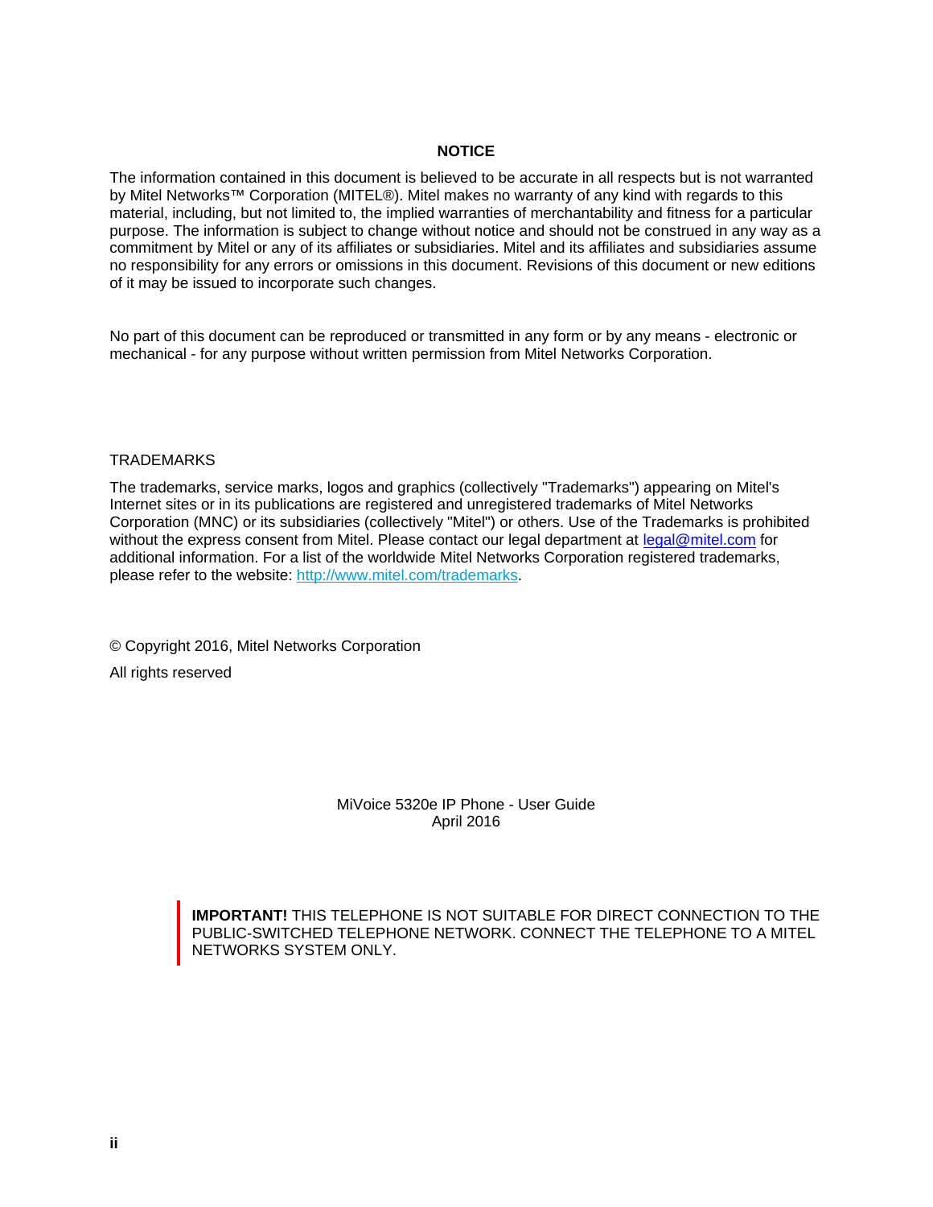## NOTICE

The information contained in this document is believed to be accurate in all respects but is not warranted by Mitel Networks™ Corporation (MITEL®). Mitel makes no warranty of any kind with regards to this material, including, but not limited to, the implied warranties of merchantability and fitness for a particular purpose. The information is subject to change without notice and should not be construed in any way as a commitment by Mitel or any of its affiliates or subsidiaries. Mitel and its affiliates and subsidiaries assume no responsibility for any errors or omissions in this document. Revisions of this document or new editions of it may be issued to incorporate such changes.

No part of this document can be reproduced or transmitted in any form or by any means - electronic or mechanical - for any purpose without written permission from Mitel Networks Corporation.

TRADEMARKS

The trademarks, service marks, logos and graphics (collectively "Trademarks") appearing on Mitel's Internet sites or in its publications are registered and unregistered trademarks of Mitel Networks Corporation (MNC) or its subsidiaries (collectively "Mitel") or others. Use of the Trademarks is prohibited without the express consent from Mitel. Please contact our legal department at [legal@mitel.com](mailto:legal@mitel.com) for additional information. For a list of the worldwide Mitel Networks Corporation registered trademarks, please refer to the website: [http://www.mitel.com/trademarks](http://www.mitel.com/trademarks).

© Copyright 2016, Mitel Networks Corporation

All rights reserved

MiVoice 5320e IP Phone - User Guide
April 2016

> **IMPORTANT!** THIS TELEPHONE IS NOT SUITABLE FOR DIRECT CONNECTION TO THE PUBLIC-SWITCHED TELEPHONE NETWORK. CONNECT THE TELEPHONE TO A MITEL NETWORKS SYSTEM ONLY.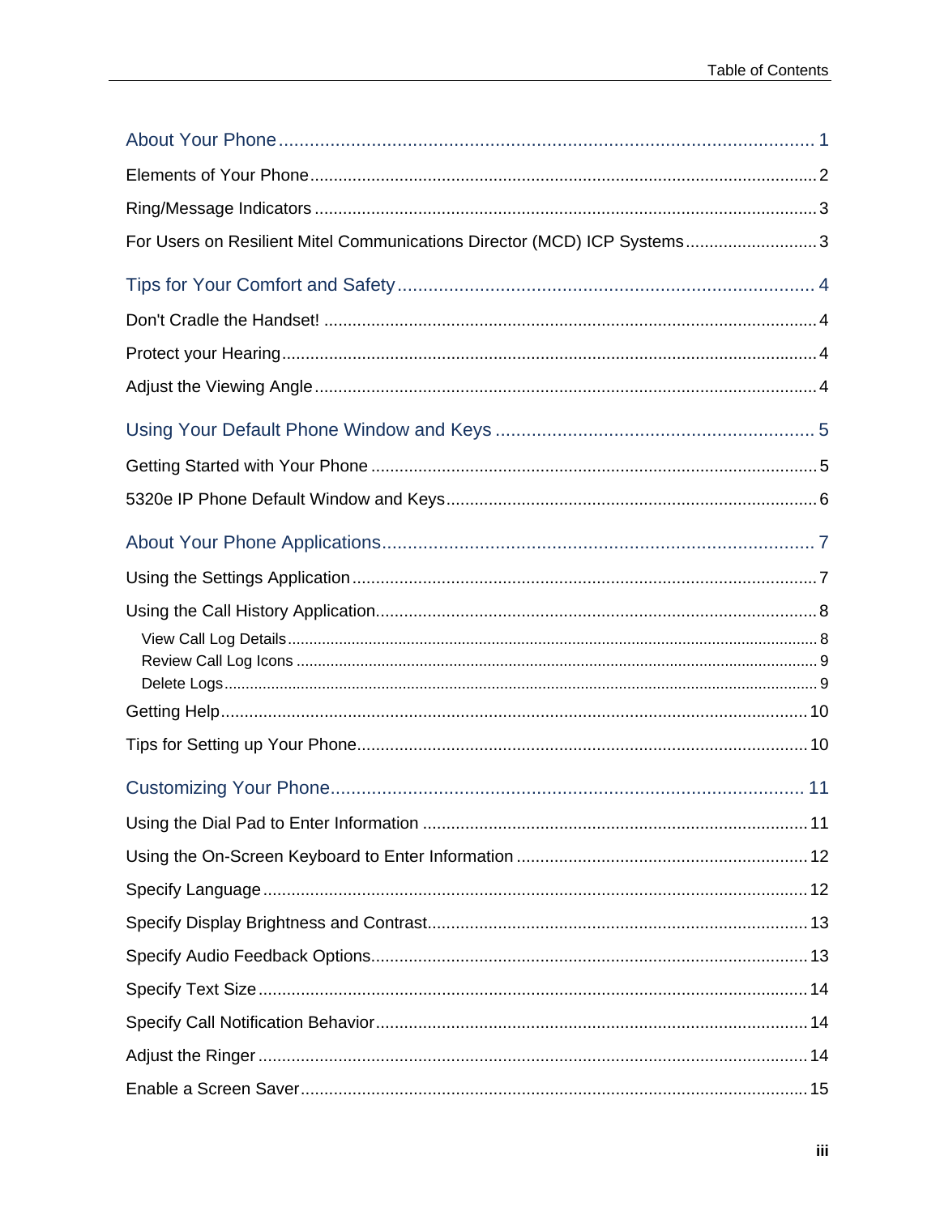About Your Phone ........................................................................................................ 1

Elements of Your Phone ........................................................................................................ 2

Ring/Message Indicators ........................................................................................................ 3

For Users on Resilient Mitel Communications Director (MCD) ICP Systems ............................ 3

Tips for Your Comfort and Safety ........................................................................................ 4

Don't Cradle the Handset! ........................................................................................................ 4

Protect your Hearing ........................................................................................................ 4

Adjust the Viewing Angle ........................................................................................................ 4

Using Your Default Phone Window and Keys ........................................................................ 5

Getting Started with Your Phone ........................................................................................ 5

5320e IP Phone Default Window and Keys ........................................................................ 6

About Your Phone Applications ........................................................................................ 7

Using the Settings Application ........................................................................................ 7

Using the Call History Application ........................................................................................ 8

- View Call Log Details ........................................................................................................ 8
- Review Call Log Icons ........................................................................................................ 9
- Delete Logs ........................................................................................................ 9

Getting Help ........................................................................................................ 10

Tips for Setting up Your Phone ........................................................................................ 10

Customizing Your Phone ........................................................................................................ 11

Using the Dial Pad to Enter Information ........................................................................ 11

Using the On-Screen Keyboard to Enter Information ........................................................ 12

Specify Language ........................................................................................................ 12

Specify Display Brightness and Contrast ........................................................................ 13

Specify Audio Feedback Options ........................................................................................ 13

Specify Text Size ........................................................................................................ 14

Specify Call Notification Behavior ........................................................................................ 14

Adjust the Ringer ........................................................................................................ 14

Enable a Screen Saver ........................................................................................................ 15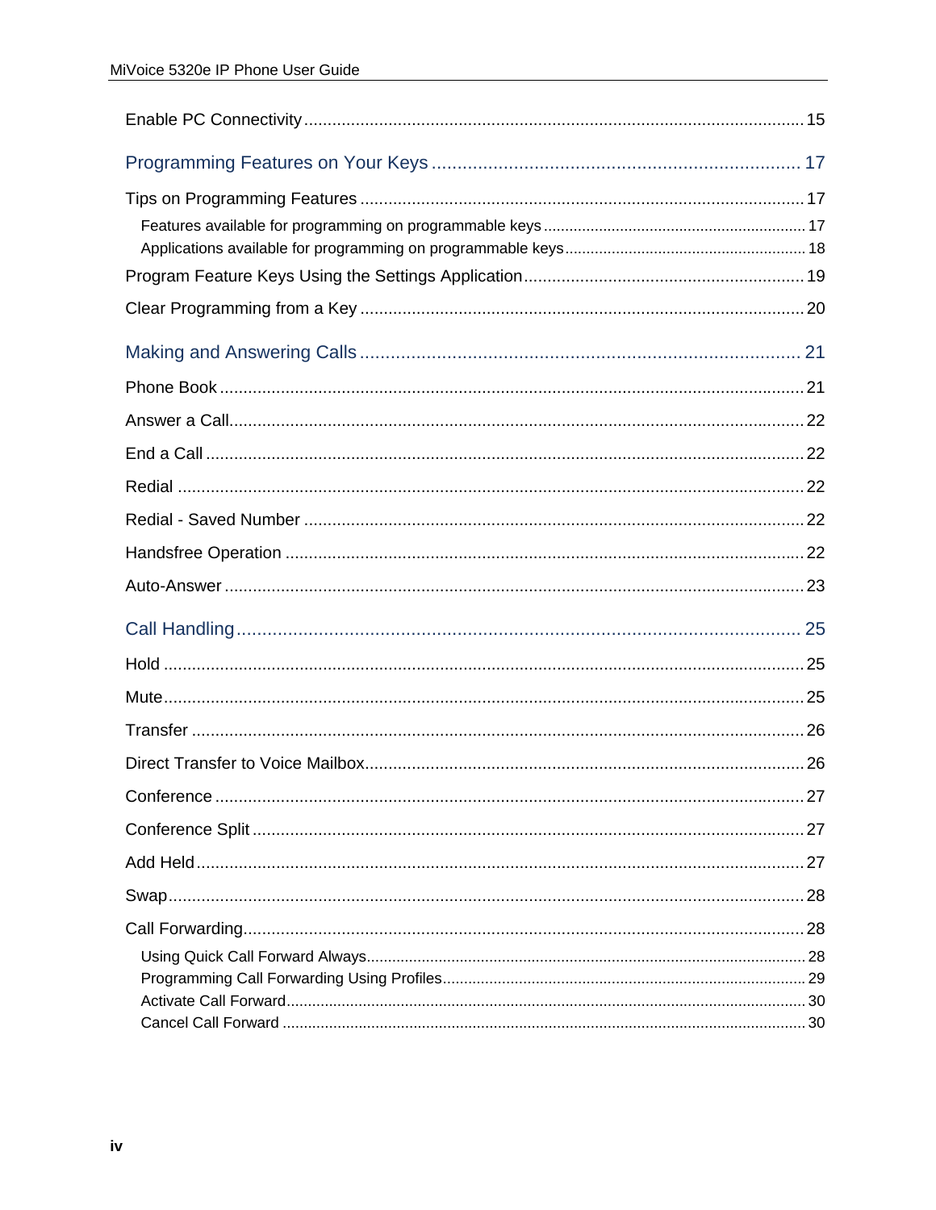Enable PC Connectivity ........................................................................................................ 15

Programming Features on Your Keys ........................................................................ 17

Tips on Programming Features ............................................................................................ 17

Features available for programming on programmable keys ........................................................... 17

Applications available for programming on programmable keys ...................................................... 18

Program Feature Keys Using the Settings Application ......................................................... 19

Clear Programming from a Key ............................................................................................ 20

Making and Answering Calls ...................................................................................... 21

Phone Book ......................................................................................................................... 21

Answer a Call ........................................................................................................................ 22

End a Call ............................................................................................................................. 22

Redial ................................................................................................................................... 22

Redial - Saved Number ........................................................................................................ 22

Handsfree Operation ........................................................................................................... 22

Auto-Answer ......................................................................................................................... 23

Call Handling ............................................................................................................... 25

Hold ..................................................................................................................................... 25

Mute ..................................................................................................................................... 25

Transfer ................................................................................................................................ 26

Direct Transfer to Voice Mailbox ........................................................................................... 26

Conference ........................................................................................................................... 27

Conference Split ................................................................................................................... 27

Add Held ............................................................................................................................... 27

Swap ..................................................................................................................................... 28

Call Forwarding ..................................................................................................................... 28

Using Quick Call Forward Always ..................................................................................................... 28

Programming Call Forwarding Using Profiles ................................................................................... 29

Activate Call Forward ........................................................................................................................ 30

Cancel Call Forward .......................................................................................................................... 30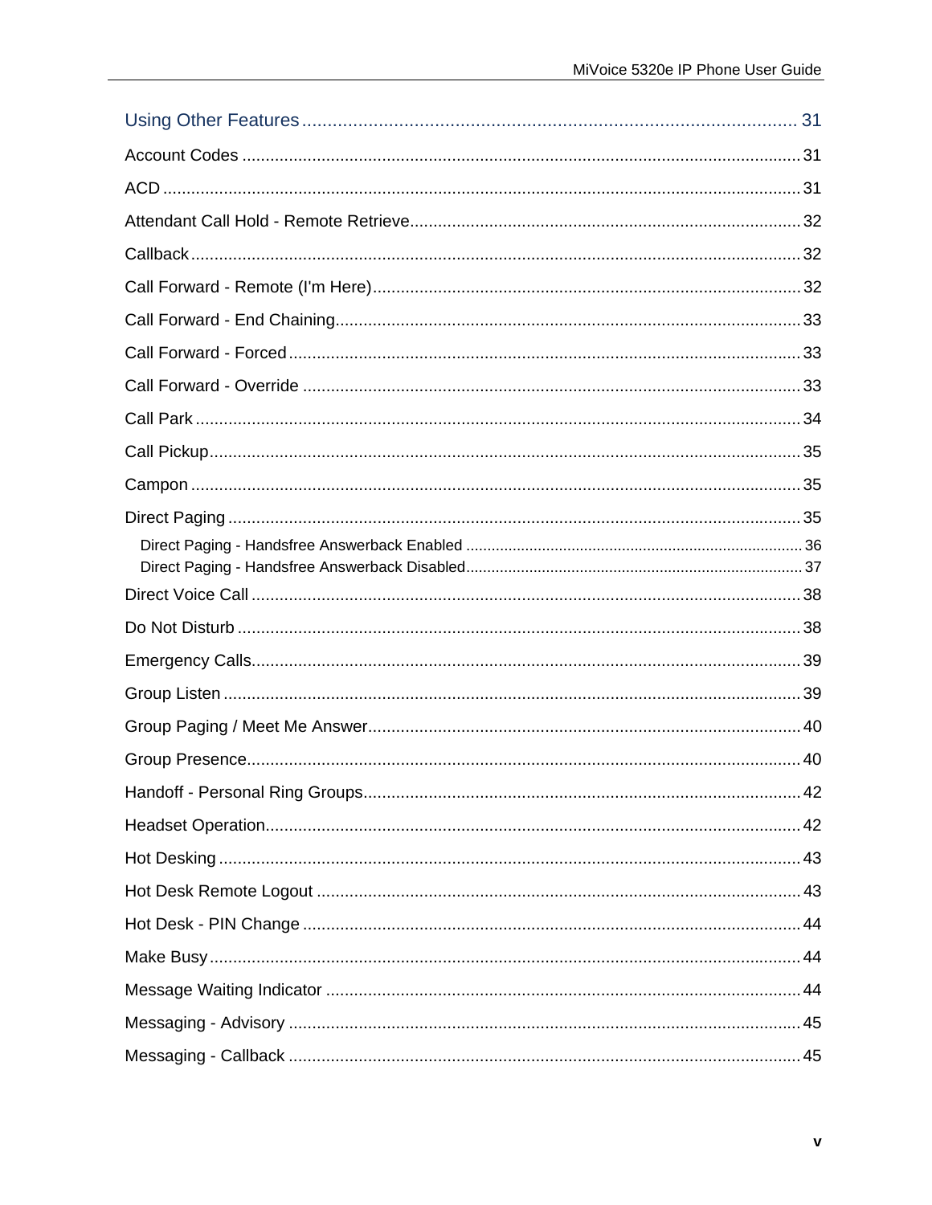Using Other Features .................................................................................................. 31

Account Codes ...................................................................................................... 31

ACD ....................................................................................................................... 31

Attendant Call Hold - Remote Retrieve.................................................................. 32

Callback ................................................................................................................. 32

Call Forward - Remote (I'm Here) .......................................................................... 32

Call Forward - End Chaining.................................................................................. 33

Call Forward - Forced ............................................................................................ 33

Call Forward - Override ......................................................................................... 33

Call Park ................................................................................................................ 34

Call Pickup............................................................................................................. 35

Campon ................................................................................................................. 35

Direct Paging ......................................................................................................... 35

- Direct Paging - Handsfree Answerback Enabled ............................................................................. 36
- Direct Paging - Handsfree Answerback Disabled.............................................................................. 37

Direct Voice Call .................................................................................................... 38

Do Not Disturb ....................................................................................................... 38

Emergency Calls.................................................................................................... 39

Group Listen .......................................................................................................... 39

Group Paging / Meet Me Answer........................................................................... 40

Group Presence..................................................................................................... 40

Handoff - Personal Ring Groups............................................................................ 42

Headset Operation................................................................................................. 42

Hot Desking ........................................................................................................... 43

Hot Desk Remote Logout ...................................................................................... 43

Hot Desk - PIN Change ......................................................................................... 44

Make Busy............................................................................................................. 44

Message Waiting Indicator .................................................................................... 44

Messaging - Advisory ............................................................................................ 45

Messaging - Callback ............................................................................................ 45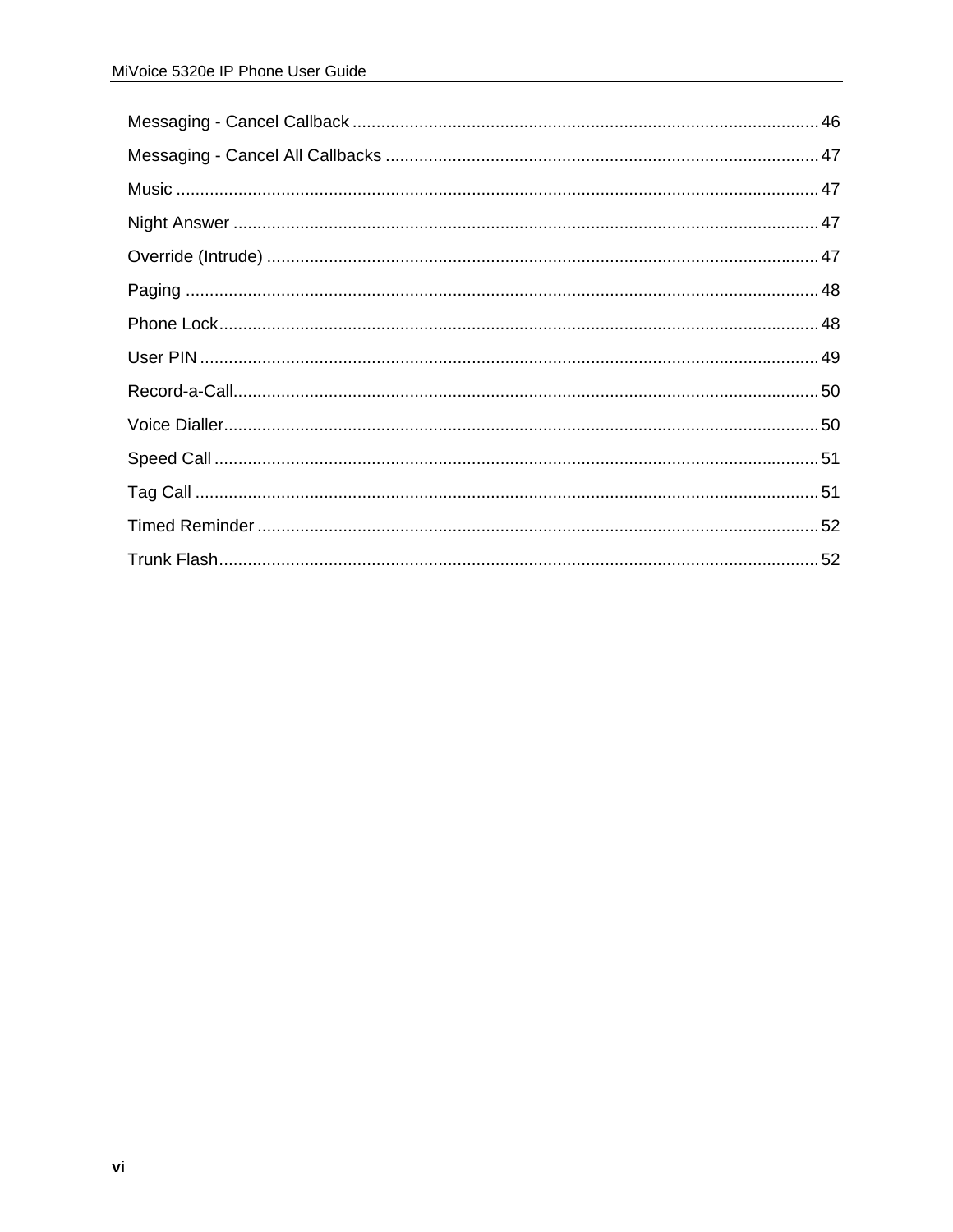Messaging - Cancel Callback ........................................................................................................ 46

Messaging - Cancel All Callbacks ................................................................................................. 47

Music ............................................................................................................................................ 47

Night Answer ................................................................................................................................ 47

Override (Intrude) ......................................................................................................................... 47

Paging .......................................................................................................................................... 48

Phone Lock................................................................................................................................... 48

User PIN ....................................................................................................................................... 49

Record-a-Call................................................................................................................................ 50

Voice Dialler.................................................................................................................................. 50

Speed Call .................................................................................................................................... 51

Tag Call ........................................................................................................................................ 51

Timed Reminder ........................................................................................................................... 52

Trunk Flash................................................................................................................................... 52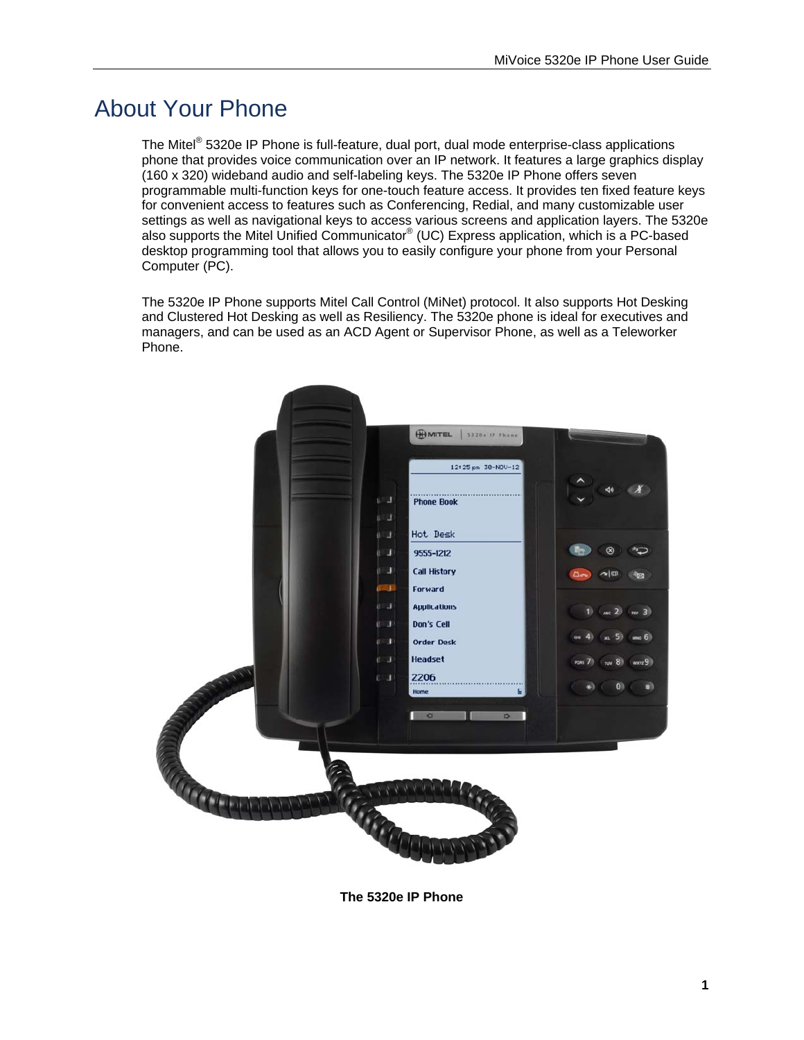# About Your Phone

The Mitel® 5320e IP Phone is full-feature, dual port, dual mode enterprise-class applications phone that provides voice communication over an IP network. It features a large graphics display (160 x 320) wideband audio and self-labeling keys. The 5320e IP Phone offers seven programmable multi-function keys for one-touch feature access. It provides ten fixed feature keys for convenient access to features such as Conferencing, Redial, and many customizable user settings as well as navigational keys to access various screens and application layers. The 5320e also supports the Mitel Unified Communicator® (UC) Express application, which is a PC-based desktop programming tool that allows you to easily configure your phone from your Personal Computer (PC).

The 5320e IP Phone supports Mitel Call Control (MiNet) protocol. It also supports Hot Desking and Clustered Hot Desking as well as Resiliency. The 5320e phone is ideal for executives and managers, and can be used as an ACD Agent or Supervisor Phone, as well as a Teleworker Phone.

**The 5320e IP Phone**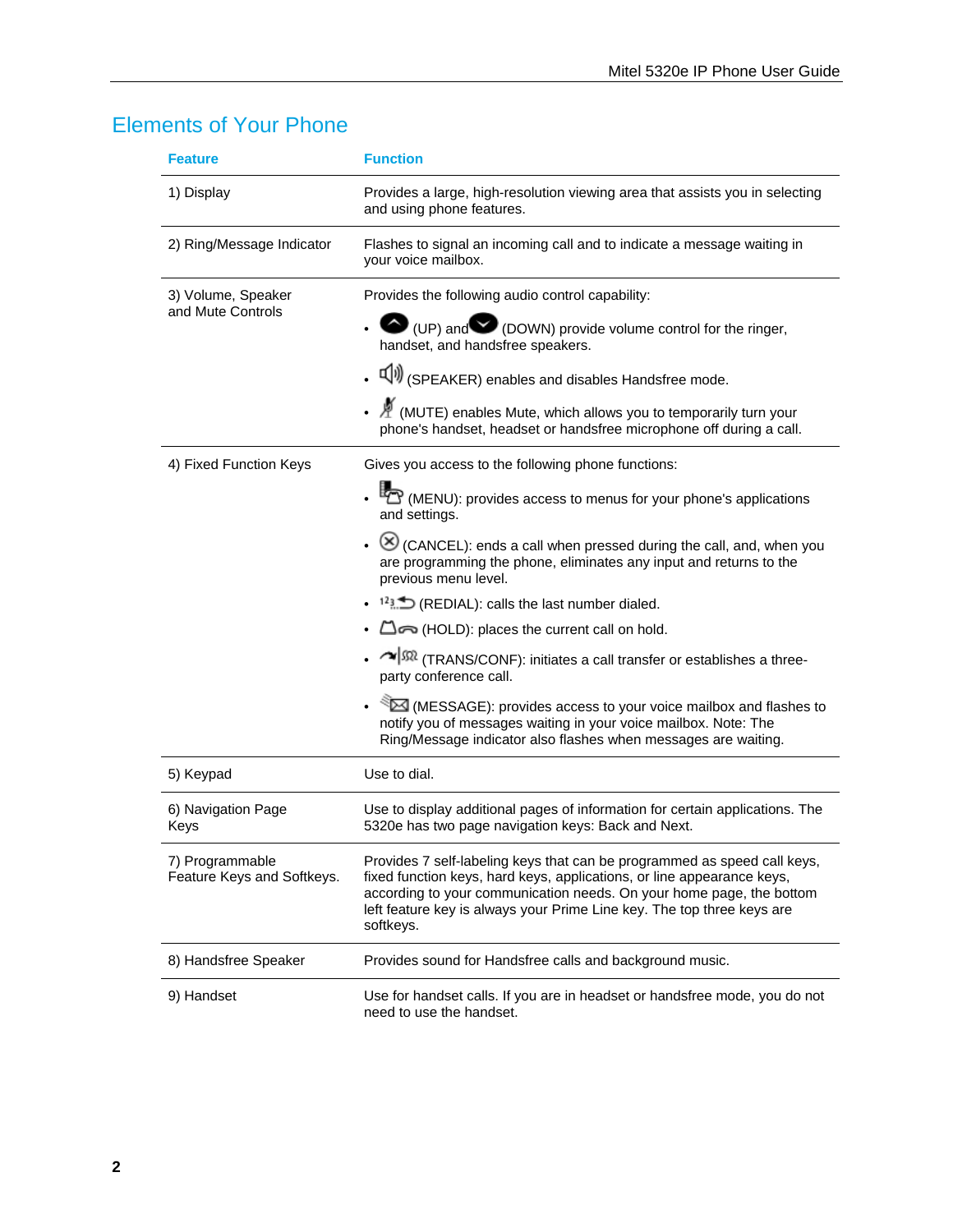## Elements of Your Phone

| Feature | Function |
|---|---|
| 1) Display | Provides a large, high-resolution viewing area that assists you in selecting and using phone features. |
| 2) Ring/Message Indicator | Flashes to signal an incoming call and to indicate a message waiting in your voice mailbox. |
| 3) Volume, Speaker and Mute Controls | Provides the following audio control capability:<br>• (UP) and (DOWN) provide volume control for the ringer, handset, and handsfree speakers.<br>• (SPEAKER) enables and disables Handsfree mode.<br>• (MUTE) enables Mute, which allows you to temporarily turn your phone's handset, headset or handsfree microphone off during a call. |
| 4) Fixed Function Keys | Gives you access to the following phone functions:<br>• (MENU): provides access to menus for your phone's applications and settings.<br>• (CANCEL): ends a call when pressed during the call, and, when you are programming the phone, eliminates any input and returns to the previous menu level.<br>• (REDIAL): calls the last number dialed.<br>• (HOLD): places the current call on hold.<br>• (TRANS/CONF): initiates a call transfer or establishes a three-party conference call.<br>• (MESSAGE): provides access to your voice mailbox and flashes to notify you of messages waiting in your voice mailbox. Note: The Ring/Message indicator also flashes when messages are waiting. |
| 5) Keypad | Use to dial. |
| 6) Navigation Page Keys | Use to display additional pages of information for certain applications. The 5320e has two page navigation keys: Back and Next. |
| 7) Programmable Feature Keys and Softkeys. | Provides 7 self-labeling keys that can be programmed as speed call keys, fixed function keys, hard keys, applications, or line appearance keys, according to your communication needs. On your home page, the bottom left feature key is always your Prime Line key. The top three keys are softkeys. |
| 8) Handsfree Speaker | Provides sound for Handsfree calls and background music. |
| 9) Handset | Use for handset calls. If you are in headset or handsfree mode, you do not need to use the handset. |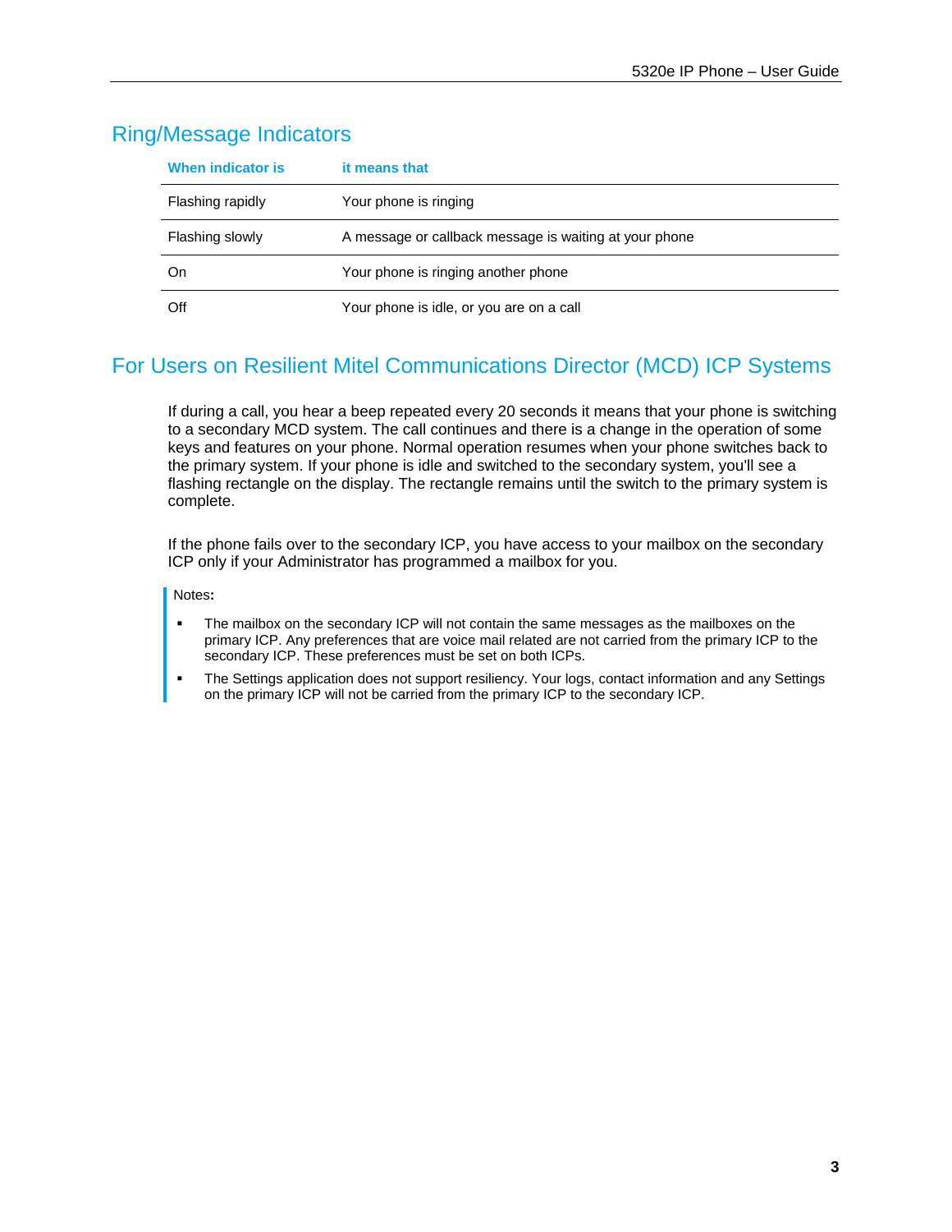## Ring/Message Indicators

| When indicator is | it means that |
| --- | --- |
| Flashing rapidly | Your phone is ringing |
| Flashing slowly | A message or callback message is waiting at your phone |
| On | Your phone is ringing another phone |
| Off | Your phone is idle, or you are on a call |

## For Users on Resilient Mitel Communications Director (MCD) ICP Systems

If during a call, you hear a beep repeated every 20 seconds it means that your phone is switching to a secondary MCD system. The call continues and there is a change in the operation of some keys and features on your phone. Normal operation resumes when your phone switches back to the primary system. If your phone is idle and switched to the secondary system, you'll see a flashing rectangle on the display. The rectangle remains until the switch to the primary system is complete.

If the phone fails over to the secondary ICP, you have access to your mailbox on the secondary ICP only if your Administrator has programmed a mailbox for you.

Notes**:**

- The mailbox on the secondary ICP will not contain the same messages as the mailboxes on the primary ICP. Any preferences that are voice mail related are not carried from the primary ICP to the secondary ICP. These preferences must be set on both ICPs.
- The Settings application does not support resiliency. Your logs, contact information and any Settings on the primary ICP will not be carried from the primary ICP to the secondary ICP.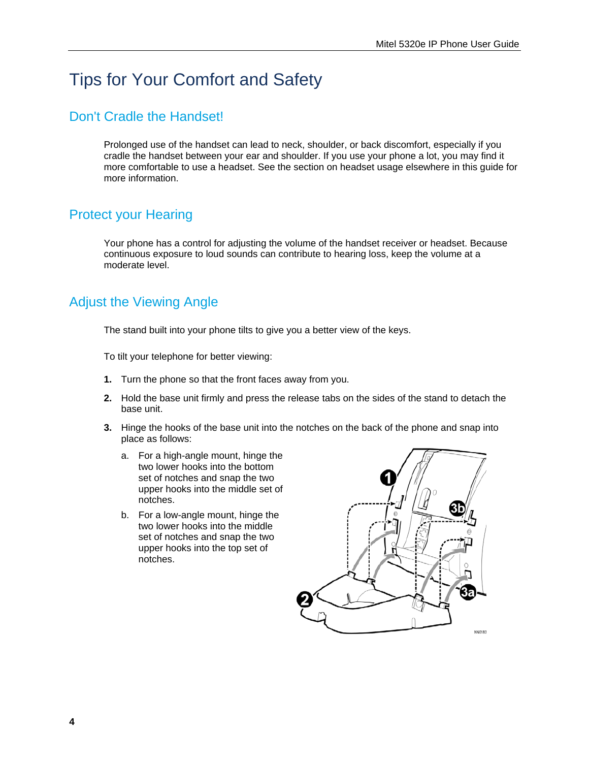# Tips for Your Comfort and Safety

## Don't Cradle the Handset!

Prolonged use of the handset can lead to neck, shoulder, or back discomfort, especially if you cradle the handset between your ear and shoulder. If you use your phone a lot, you may find it more comfortable to use a headset. See the section on headset usage elsewhere in this guide for more information.

## Protect your Hearing

Your phone has a control for adjusting the volume of the handset receiver or headset. Because continuous exposure to loud sounds can contribute to hearing loss, keep the volume at a moderate level.

## Adjust the Viewing Angle

The stand built into your phone tilts to give you a better view of the keys.

To tilt your telephone for better viewing:

1. Turn the phone so that the front faces away from you.
2. Hold the base unit firmly and press the release tabs on the sides of the stand to detach the base unit.
3. Hinge the hooks of the base unit into the notches on the back of the phone and snap into place as follows:
   a. For a high-angle mount, hinge the two lower hooks into the bottom set of notches and snap the two upper hooks into the middle set of notches.
   b. For a low-angle mount, hinge the two lower hooks into the middle set of notches and snap the two upper hooks into the top set of notches.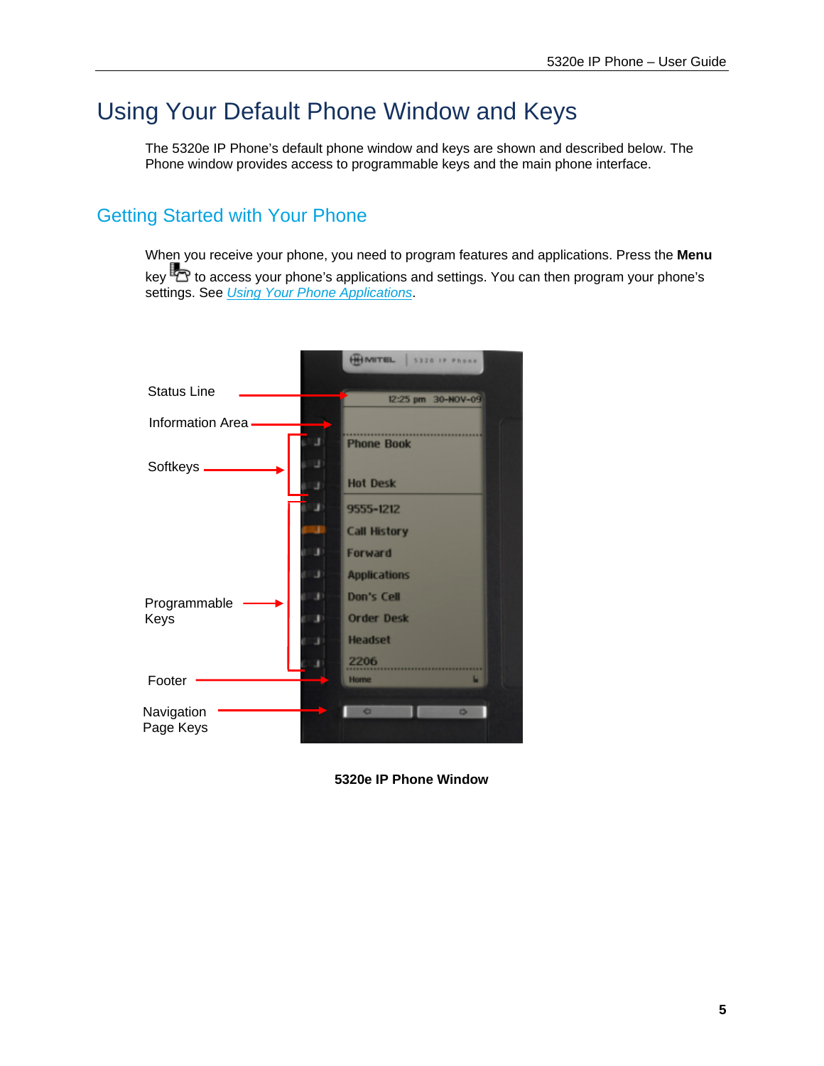# Using Your Default Phone Window and Keys

The 5320e IP Phone's default phone window and keys are shown and described below. The Phone window provides access to programmable keys and the main phone interface.

## Getting Started with Your Phone

When you receive your phone, you need to program features and applications. Press the **Menu** key to access your phone's applications and settings. You can then program your phone's settings. See *Using Your Phone Applications*.

**5320e IP Phone Window**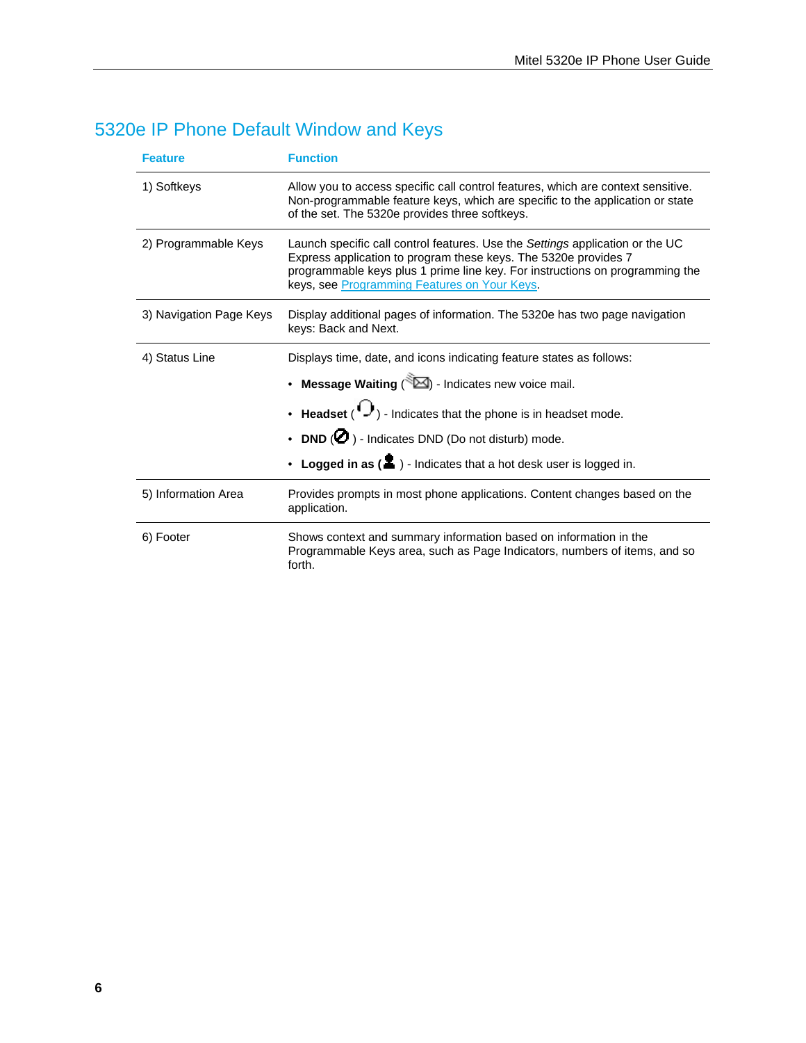# 5320e IP Phone Default Window and Keys

| Feature | Function |
| --- | --- |
| 1) Softkeys | Allow you to access specific call control features, which are context sensitive. Non-programmable feature keys, which are specific to the application or state of the set. The 5320e provides three softkeys. |
| 2) Programmable Keys | Launch specific call control features. Use the *Settings* application or the UC Express application to program these keys. The 5320e provides 7 programmable keys plus 1 prime line key. For instructions on programming the keys, see Programming Features on Your Keys. |
| 3) Navigation Page Keys | Display additional pages of information. The 5320e has two page navigation keys: Back and Next. |
| 4) Status Line | Displays time, date, and icons indicating feature states as follows:<br>• **Message Waiting** ( ) - Indicates new voice mail.<br>• **Headset** ( ) - Indicates that the phone is in headset mode.<br>• **DND** ( ) - Indicates DND (Do not disturb) mode.<br>• **Logged in as (** ) - Indicates that a hot desk user is logged in. |
| 5) Information Area | Provides prompts in most phone applications. Content changes based on the application. |
| 6) Footer | Shows context and summary information based on information in the Programmable Keys area, such as Page Indicators, numbers of items, and so forth. |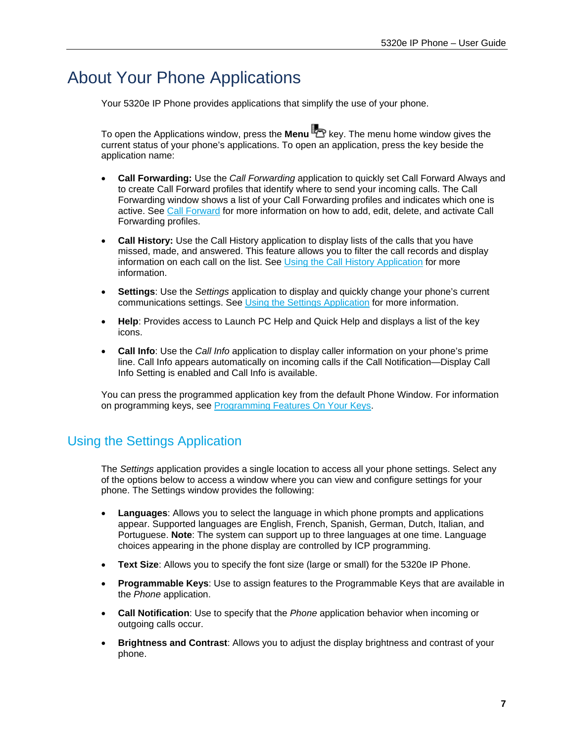# About Your Phone Applications

Your 5320e IP Phone provides applications that simplify the use of your phone.

To open the Applications window, press the **Menu** key. The menu home window gives the current status of your phone's applications. To open an application, press the key beside the application name:

- **Call Forwarding:** Use the *Call Forwarding* application to quickly set Call Forward Always and to create Call Forward profiles that identify where to send your incoming calls. The Call Forwarding window shows a list of your Call Forwarding profiles and indicates which one is active. See Call Forward for more information on how to add, edit, delete, and activate Call Forwarding profiles.
- **Call History:** Use the Call History application to display lists of the calls that you have missed, made, and answered. This feature allows you to filter the call records and display information on each call on the list. See Using the Call History Application for more information.
- **Settings**: Use the *Settings* application to display and quickly change your phone's current communications settings. See Using the Settings Application for more information.
- **Help**: Provides access to Launch PC Help and Quick Help and displays a list of the key icons.
- **Call Info**: Use the *Call Info* application to display caller information on your phone's prime line. Call Info appears automatically on incoming calls if the Call Notification—Display Call Info Setting is enabled and Call Info is available.

You can press the programmed application key from the default Phone Window. For information on programming keys, see Programming Features On Your Keys.

## Using the Settings Application

The *Settings* application provides a single location to access all your phone settings. Select any of the options below to access a window where you can view and configure settings for your phone. The Settings window provides the following:

- **Languages**: Allows you to select the language in which phone prompts and applications appear. Supported languages are English, French, Spanish, German, Dutch, Italian, and Portuguese. **Note**: The system can support up to three languages at one time. Language choices appearing in the phone display are controlled by ICP programming.
- **Text Size**: Allows you to specify the font size (large or small) for the 5320e IP Phone.
- **Programmable Keys**: Use to assign features to the Programmable Keys that are available in the *Phone* application.
- **Call Notification**: Use to specify that the *Phone* application behavior when incoming or outgoing calls occur.
- **Brightness and Contrast**: Allows you to adjust the display brightness and contrast of your phone.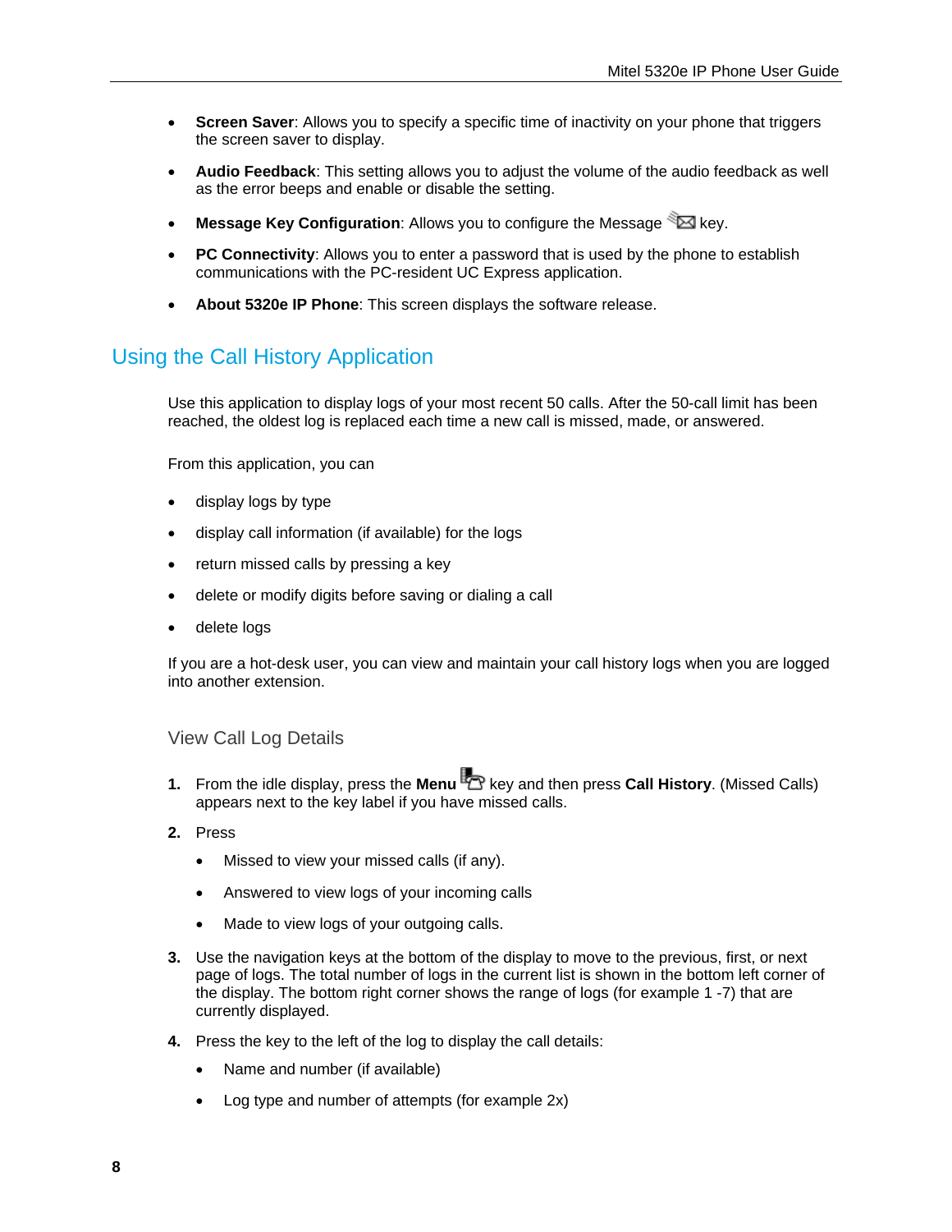- **Screen Saver**: Allows you to specify a specific time of inactivity on your phone that triggers the screen saver to display.
- **Audio Feedback**: This setting allows you to adjust the volume of the audio feedback as well as the error beeps and enable or disable the setting.
- **Message Key Configuration**: Allows you to configure the Message key.
- **PC Connectivity**: Allows you to enter a password that is used by the phone to establish communications with the PC-resident UC Express application.
- **About 5320e IP Phone**: This screen displays the software release.

## Using the Call History Application

Use this application to display logs of your most recent 50 calls. After the 50-call limit has been reached, the oldest log is replaced each time a new call is missed, made, or answered.

From this application, you can

- display logs by type
- display call information (if available) for the logs
- return missed calls by pressing a key
- delete or modify digits before saving or dialing a call
- delete logs

If you are a hot-desk user, you can view and maintain your call history logs when you are logged into another extension.

### View Call Log Details

1. From the idle display, press the **Menu** key and then press **Call History**. (Missed Calls) appears next to the key label if you have missed calls.
2. Press
   - Missed to view your missed calls (if any).
   - Answered to view logs of your incoming calls
   - Made to view logs of your outgoing calls.
3. Use the navigation keys at the bottom of the display to move to the previous, first, or next page of logs. The total number of logs in the current list is shown in the bottom left corner of the display. The bottom right corner shows the range of logs (for example 1 -7) that are currently displayed.
4. Press the key to the left of the log to display the call details:
   - Name and number (if available)
   - Log type and number of attempts (for example 2x)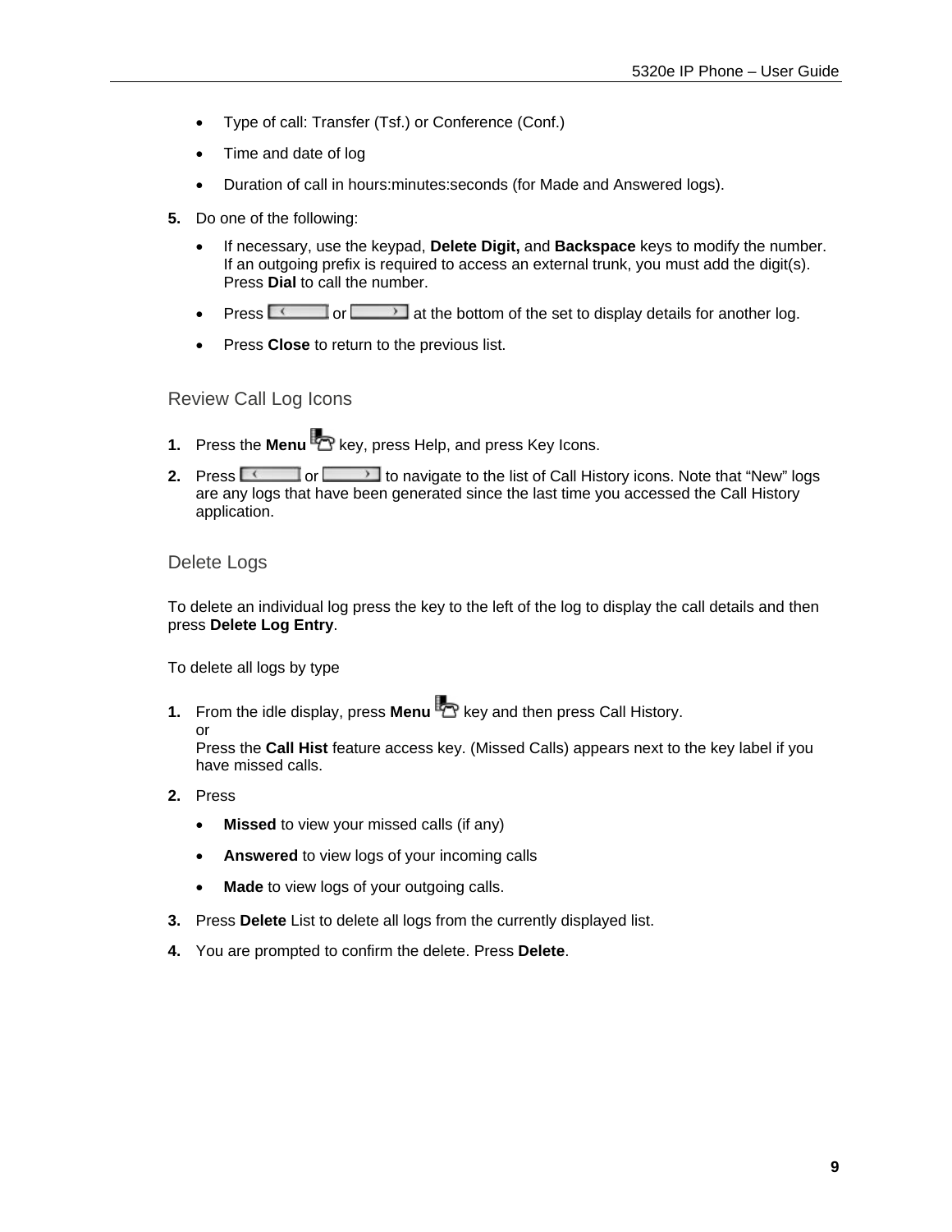- Type of call: Transfer (Tsf.) or Conference (Conf.)
- Time and date of log
- Duration of call in hours:minutes:seconds (for Made and Answered logs).

**5.** Do one of the following:

- If necessary, use the keypad, **Delete Digit,** and **Backspace** keys to modify the number. If an outgoing prefix is required to access an external trunk, you must add the digit(s). Press **Dial** to call the number.
- Press or at the bottom of the set to display details for another log.
- Press **Close** to return to the previous list.

## Review Call Log Icons

**1.** Press the **Menu** key, press Help, and press Key Icons.

**2.** Press or to navigate to the list of Call History icons. Note that "New" logs are any logs that have been generated since the last time you accessed the Call History application.

## Delete Logs

To delete an individual log press the key to the left of the log to display the call details and then press **Delete Log Entry**.

To delete all logs by type

**1.** From the idle display, press **Menu** key and then press Call History.
or
Press the **Call Hist** feature access key. (Missed Calls) appears next to the key label if you have missed calls.

**2.** Press

- **Missed** to view your missed calls (if any)
- **Answered** to view logs of your incoming calls
- **Made** to view logs of your outgoing calls.

**3.** Press **Delete** List to delete all logs from the currently displayed list.

**4.** You are prompted to confirm the delete. Press **Delete**.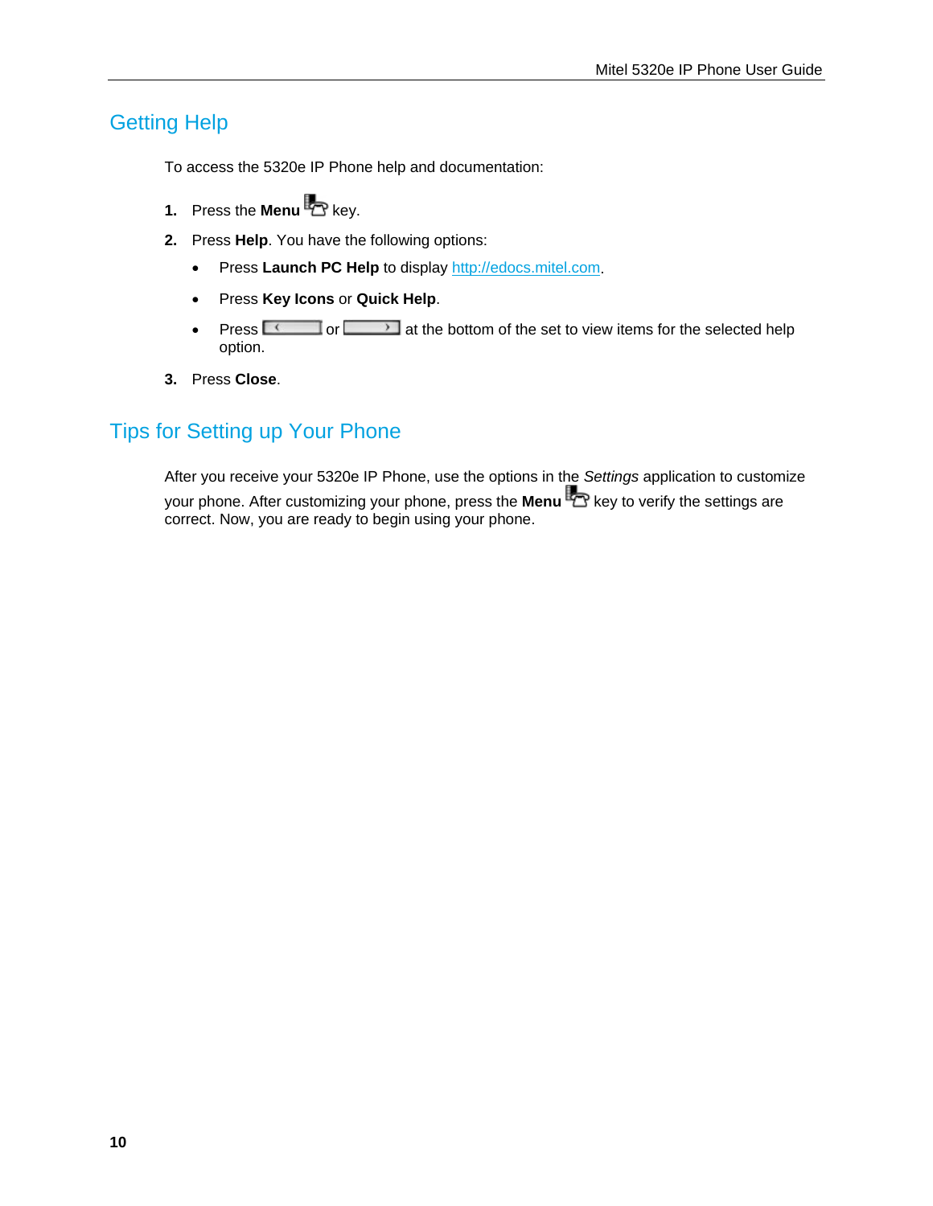## Getting Help

To access the 5320e IP Phone help and documentation:

1. Press the **Menu** key.
2. Press **Help**. You have the following options:
   - Press **Launch PC Help** to display http://edocs.mitel.com.
   - Press **Key Icons** or **Quick Help**.
   - Press or at the bottom of the set to view items for the selected help option.
3. Press **Close**.

## Tips for Setting up Your Phone

After you receive your 5320e IP Phone, use the options in the *Settings* application to customize your phone. After customizing your phone, press the **Menu** key to verify the settings are correct. Now, you are ready to begin using your phone.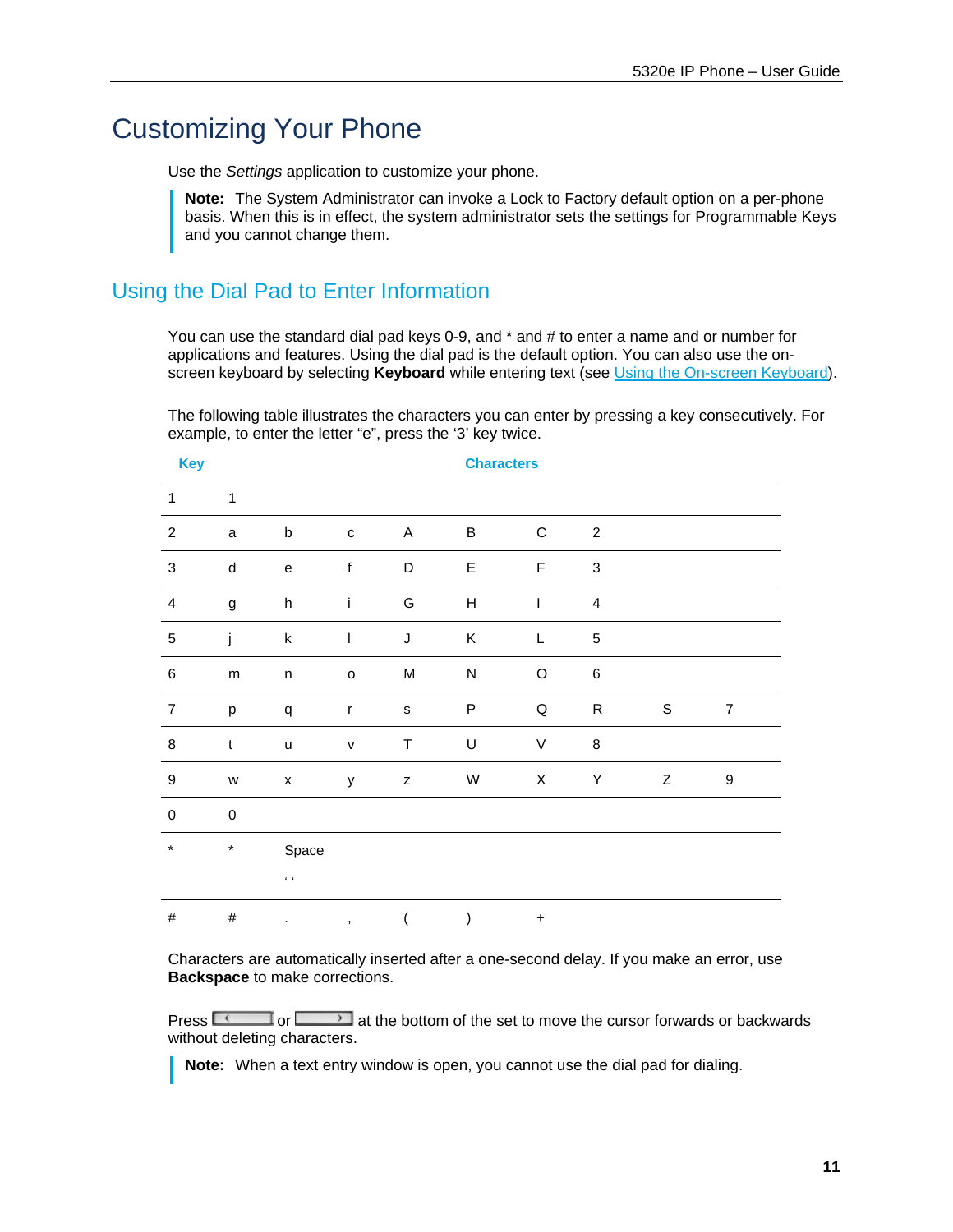# Customizing Your Phone

Use the *Settings* application to customize your phone.

> **Note:** The System Administrator can invoke a Lock to Factory default option on a per-phone basis. When this is in effect, the system administrator sets the settings for Programmable Keys and you cannot change them.

## Using the Dial Pad to Enter Information

You can use the standard dial pad keys 0-9, and * and # to enter a name and or number for applications and features. Using the dial pad is the default option. You can also use the on-screen keyboard by selecting **Keyboard** while entering text (see [Using the On-screen Keyboard](#)).

The following table illustrates the characters you can enter by pressing a key consecutively. For example, to enter the letter “e”, press the ‘3’ key twice.

| Key | Characters | | | | | | | | |
|---|---|---|---|---|---|---|---|---|---|
| 1 | 1 | | | | | | | | |
| 2 | a | b | c | A | B | C | 2 | | |
| 3 | d | e | f | D | E | F | 3 | | |
| 4 | g | h | i | G | H | I | 4 | | |
| 5 | j | k | l | J | K | L | 5 | | |
| 6 | m | n | o | M | N | O | 6 | | |
| 7 | p | q | r | s | P | Q | R | S | 7 |
| 8 | t | u | v | T | U | V | 8 | | |
| 9 | w | x | y | z | W | X | Y | Z | 9 |
| 0 | 0 | | | | | | | | |
| * | * | Space ‘ ‘ | | | | | | | |
| # | # | . | , | ( | ) | + | | | |

Characters are automatically inserted after a one-second delay. If you make an error, use **Backspace** to make corrections.

Press [ < ] or [ > ] at the bottom of the set to move the cursor forwards or backwards without deleting characters.

> **Note:** When a text entry window is open, you cannot use the dial pad for dialing.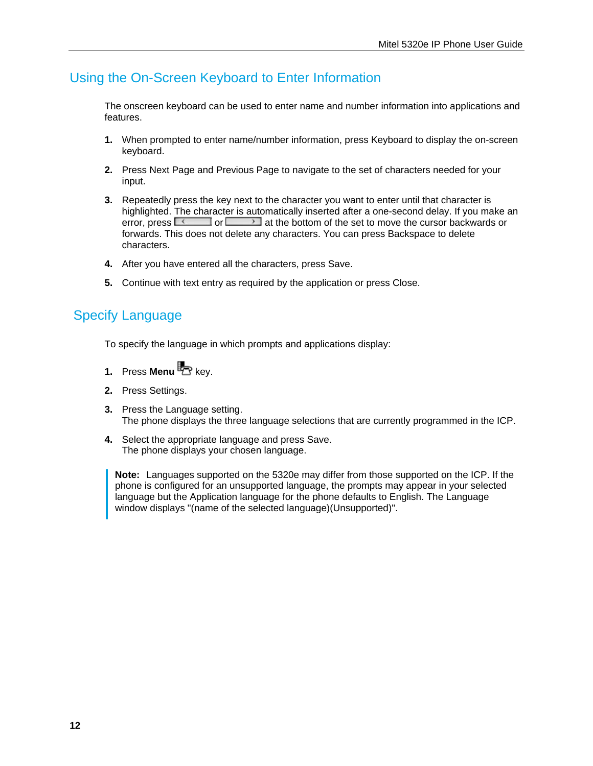## Using the On-Screen Keyboard to Enter Information

The onscreen keyboard can be used to enter name and number information into applications and features.

1. When prompted to enter name/number information, press Keyboard to display the on-screen keyboard.
2. Press Next Page and Previous Page to navigate to the set of characters needed for your input.
3. Repeatedly press the key next to the character you want to enter until that character is highlighted. The character is automatically inserted after a one-second delay. If you make an error, press ‹ or › at the bottom of the set to move the cursor backwards or forwards. This does not delete any characters. You can press Backspace to delete characters.
4. After you have entered all the characters, press Save.
5. Continue with text entry as required by the application or press Close.

## Specify Language

To specify the language in which prompts and applications display:

1. Press **Menu** key.
2. Press Settings.
3. Press the Language setting.
   The phone displays the three language selections that are currently programmed in the ICP.
4. Select the appropriate language and press Save.
   The phone displays your chosen language.

> **Note:** Languages supported on the 5320e may differ from those supported on the ICP. If the phone is configured for an unsupported language, the prompts may appear in your selected language but the Application language for the phone defaults to English. The Language window displays "(name of the selected language)(Unsupported)".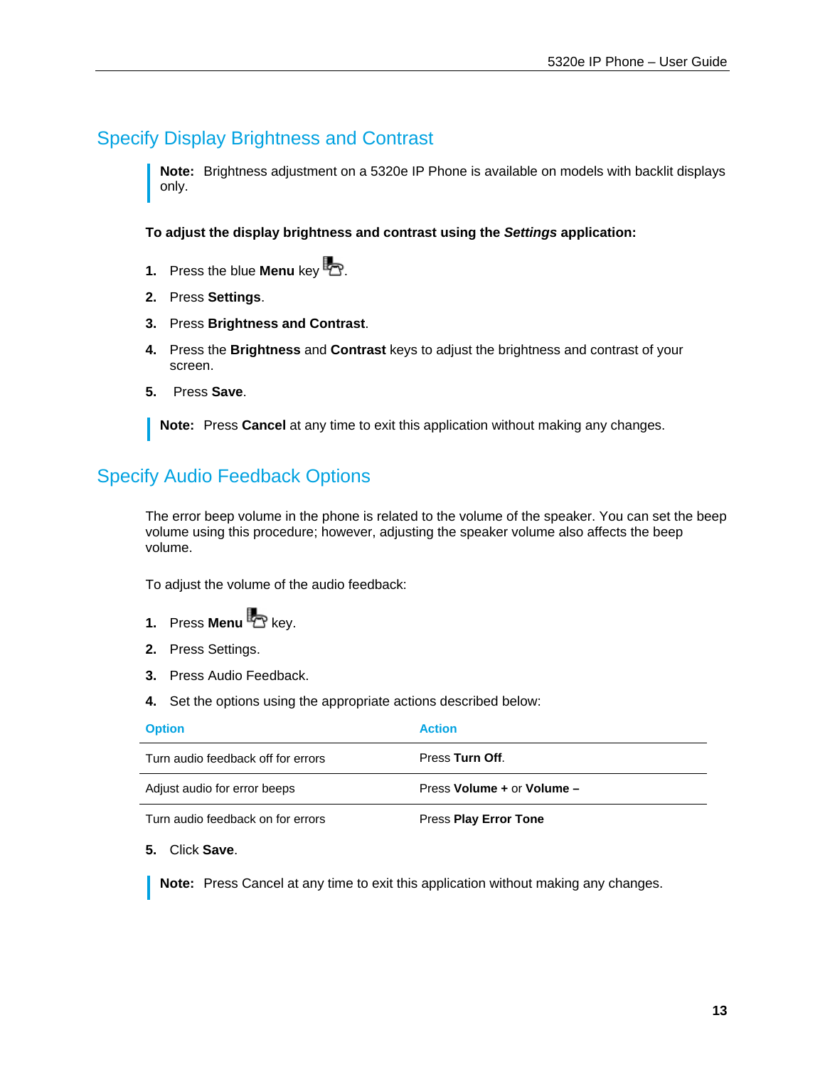## Specify Display Brightness and Contrast

> **Note:** Brightness adjustment on a 5320e IP Phone is available on models with backlit displays only.

**To adjust the display brightness and contrast using the *Settings* application:**

1. Press the blue **Menu** key.
2. Press **Settings**.
3. Press **Brightness and Contrast**.
4. Press the **Brightness** and **Contrast** keys to adjust the brightness and contrast of your screen.
5. Press **Save**.

> **Note:** Press **Cancel** at any time to exit this application without making any changes.

## Specify Audio Feedback Options

The error beep volume in the phone is related to the volume of the speaker. You can set the beep volume using this procedure; however, adjusting the speaker volume also affects the beep volume.

To adjust the volume of the audio feedback:

1. Press **Menu** key.
2. Press Settings.
3. Press Audio Feedback.
4. Set the options using the appropriate actions described below:

| Option | Action |
|---|---|
| Turn audio feedback off for errors | Press **Turn Off**. |
| Adjust audio for error beeps | Press **Volume +** or **Volume –** |
| Turn audio feedback on for errors | Press **Play Error Tone** |

5. Click **Save**.

> **Note:** Press Cancel at any time to exit this application without making any changes.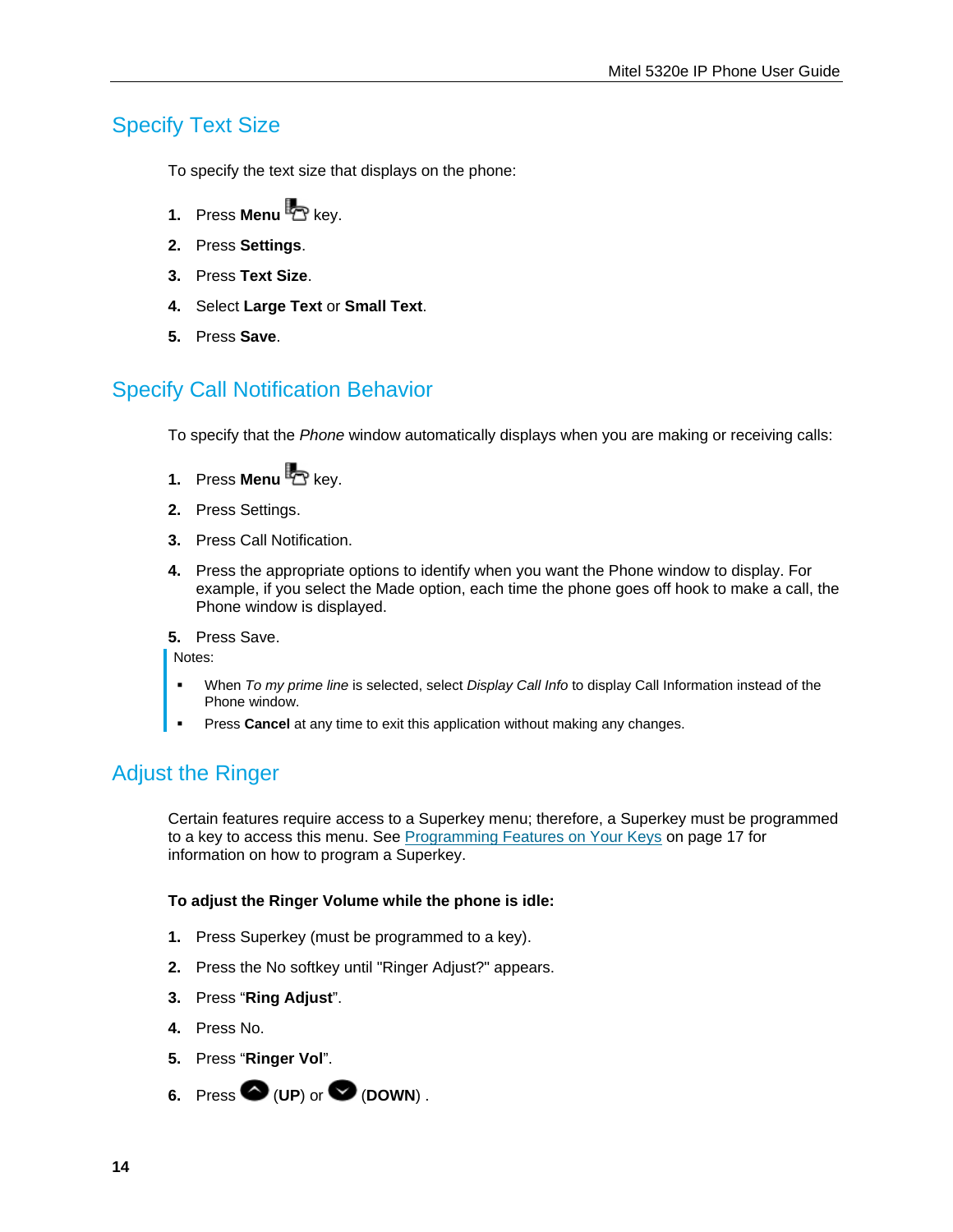## Specify Text Size

To specify the text size that displays on the phone:

1. Press **Menu** key.
2. Press **Settings**.
3. Press **Text Size**.
4. Select **Large Text** or **Small Text**.
5. Press **Save**.

## Specify Call Notification Behavior

To specify that the *Phone* window automatically displays when you are making or receiving calls:

1. Press **Menu** key.
2. Press Settings.
3. Press Call Notification.
4. Press the appropriate options to identify when you want the Phone window to display. For example, if you select the Made option, each time the phone goes off hook to make a call, the Phone window is displayed.
5. Press Save.

Notes:

- When *To my prime line* is selected, select *Display Call Info* to display Call Information instead of the Phone window.
- Press **Cancel** at any time to exit this application without making any changes.

## Adjust the Ringer

Certain features require access to a Superkey menu; therefore, a Superkey must be programmed to a key to access this menu. See Programming Features on Your Keys on page 17 for information on how to program a Superkey.

**To adjust the Ringer Volume while the phone is idle:**

1. Press Superkey (must be programmed to a key).
2. Press the No softkey until "Ringer Adjust?" appears.
3. Press "**Ring Adjust**".
4. Press No.
5. Press "**Ringer Vol**".
6. Press (**UP**) or (**DOWN**) .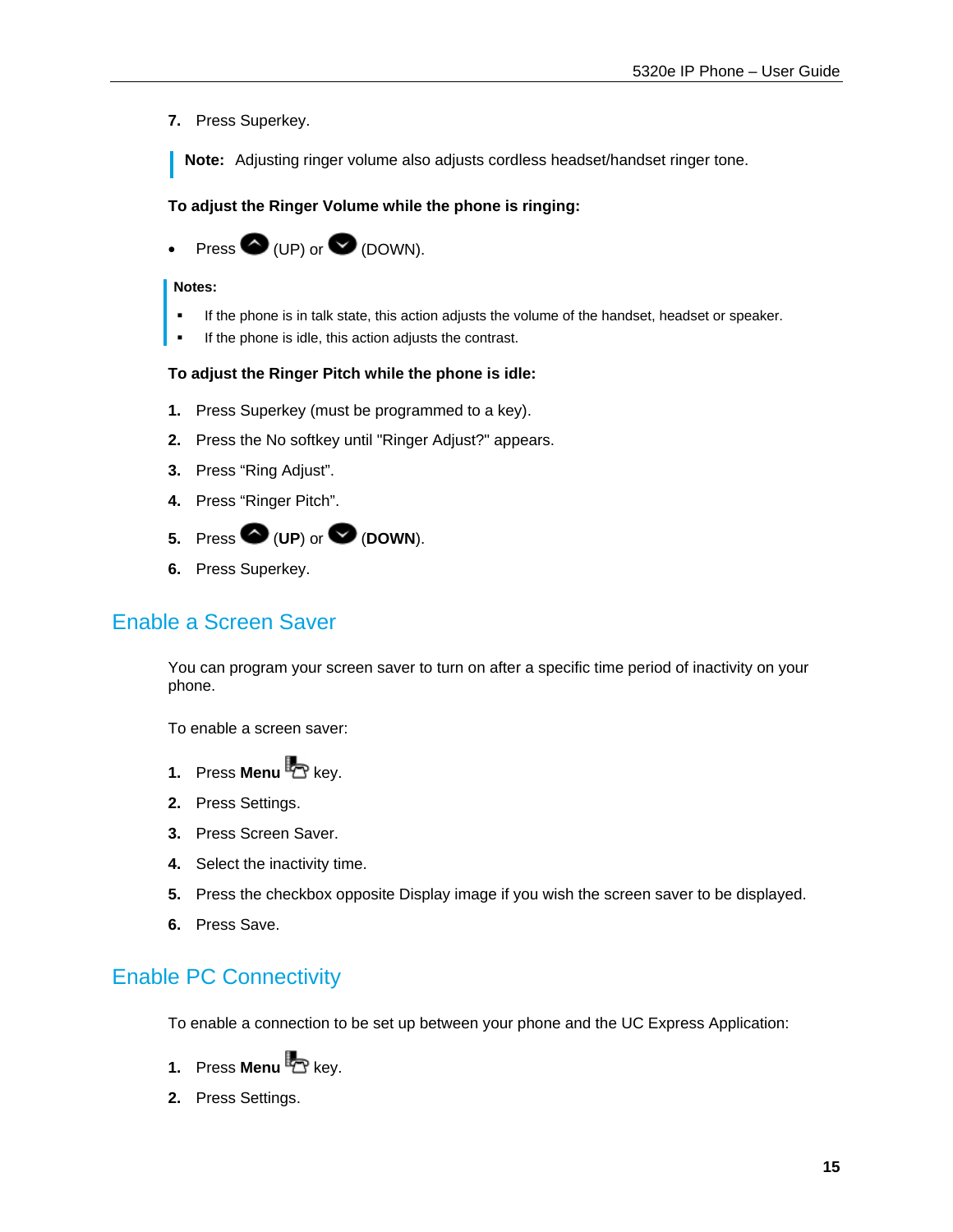7. Press Superkey.

> **Note:** Adjusting ringer volume also adjusts cordless headset/handset ringer tone.

**To adjust the Ringer Volume while the phone is ringing:**

- Press (UP) or (DOWN).

> **Notes:**
> - If the phone is in talk state, this action adjusts the volume of the handset, headset or speaker.
> - If the phone is idle, this action adjusts the contrast.

**To adjust the Ringer Pitch while the phone is idle:**

1. Press Superkey (must be programmed to a key).
2. Press the No softkey until "Ringer Adjust?" appears.
3. Press “Ring Adjust”.
4. Press “Ringer Pitch”.
5. Press (**UP**) or (**DOWN**).
6. Press Superkey.

## Enable a Screen Saver

You can program your screen saver to turn on after a specific time period of inactivity on your phone.

To enable a screen saver:

1. Press **Menu** key.
2. Press Settings.
3. Press Screen Saver.
4. Select the inactivity time.
5. Press the checkbox opposite Display image if you wish the screen saver to be displayed.
6. Press Save.

## Enable PC Connectivity

To enable a connection to be set up between your phone and the UC Express Application:

1. Press **Menu** key.
2. Press Settings.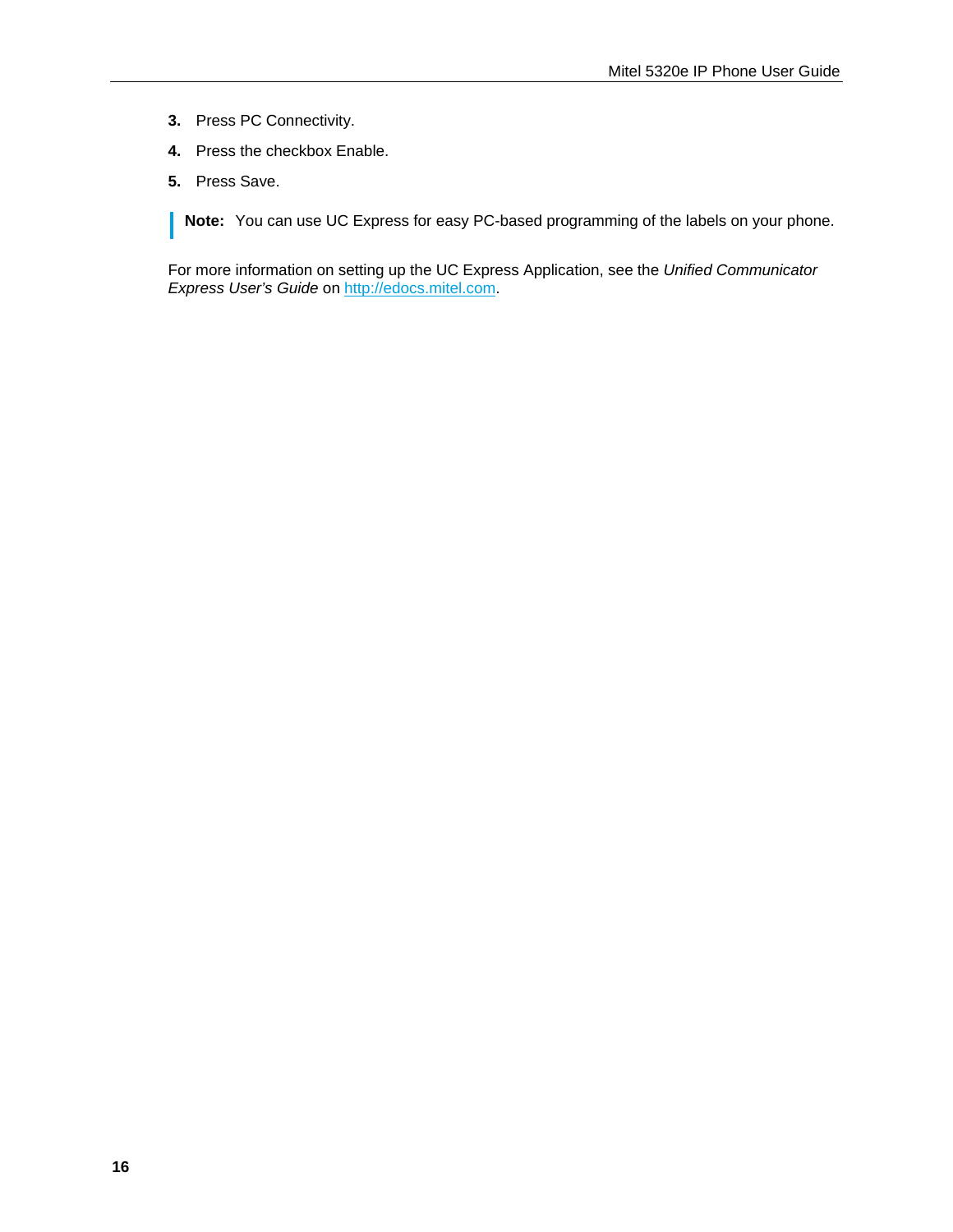3. Press PC Connectivity.
4. Press the checkbox Enable.
5. Press Save.

> **Note:** You can use UC Express for easy PC-based programming of the labels on your phone.

For more information on setting up the UC Express Application, see the *Unified Communicator Express User's Guide* on [http://edocs.mitel.com](http://edocs.mitel.com).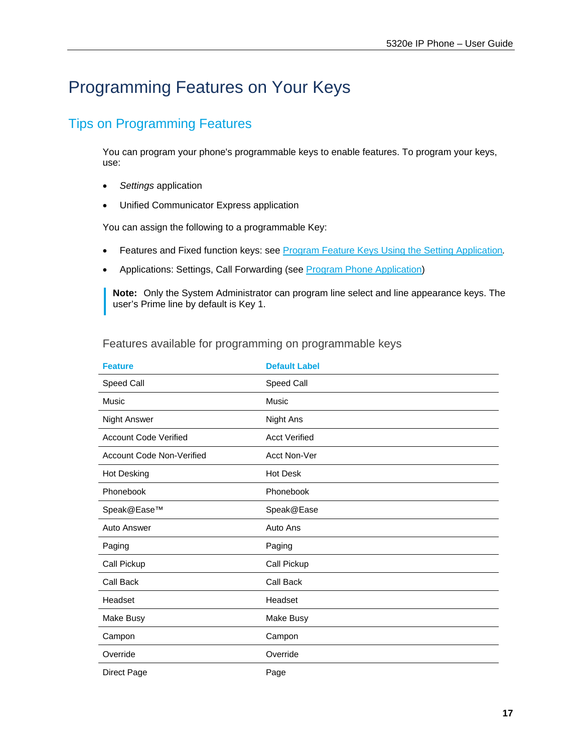# Programming Features on Your Keys

## Tips on Programming Features

You can program your phone's programmable keys to enable features. To program your keys, use:

- *Settings* application
- Unified Communicator Express application

You can assign the following to a programmable Key:

- Features and Fixed function keys: see [Program Feature Keys Using the Setting Application](#).
- Applications: Settings, Call Forwarding (see [Program Phone Application](#))

> **Note:** Only the System Administrator can program line select and line appearance keys. The user's Prime line by default is Key 1.

### Features available for programming on programmable keys

| Feature | Default Label |
|---|---|
| Speed Call | Speed Call |
| Music | Music |
| Night Answer | Night Ans |
| Account Code Verified | Acct Verified |
| Account Code Non-Verified | Acct Non-Ver |
| Hot Desking | Hot Desk |
| Phonebook | Phonebook |
| Speak@Ease™ | Speak@Ease |
| Auto Answer | Auto Ans |
| Paging | Paging |
| Call Pickup | Call Pickup |
| Call Back | Call Back |
| Headset | Headset |
| Make Busy | Make Busy |
| Campon | Campon |
| Override | Override |
| Direct Page | Page |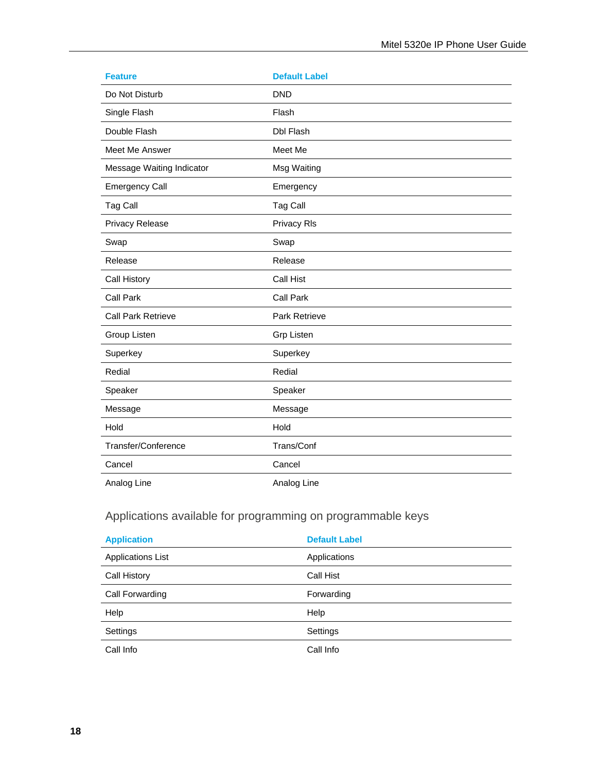| Feature | Default Label |
| --- | --- |
| Do Not Disturb | DND |
| Single Flash | Flash |
| Double Flash | Dbl Flash |
| Meet Me Answer | Meet Me |
| Message Waiting Indicator | Msg Waiting |
| Emergency Call | Emergency |
| Tag Call | Tag Call |
| Privacy Release | Privacy Rls |
| Swap | Swap |
| Release | Release |
| Call History | Call Hist |
| Call Park | Call Park |
| Call Park Retrieve | Park Retrieve |
| Group Listen | Grp Listen |
| Superkey | Superkey |
| Redial | Redial |
| Speaker | Speaker |
| Message | Message |
| Hold | Hold |
| Transfer/Conference | Trans/Conf |
| Cancel | Cancel |
| Analog Line | Analog Line |

### Applications available for programming on programmable keys

| Application | Default Label |
| --- | --- |
| Applications List | Applications |
| Call History | Call Hist |
| Call Forwarding | Forwarding |
| Help | Help |
| Settings | Settings |
| Call Info | Call Info |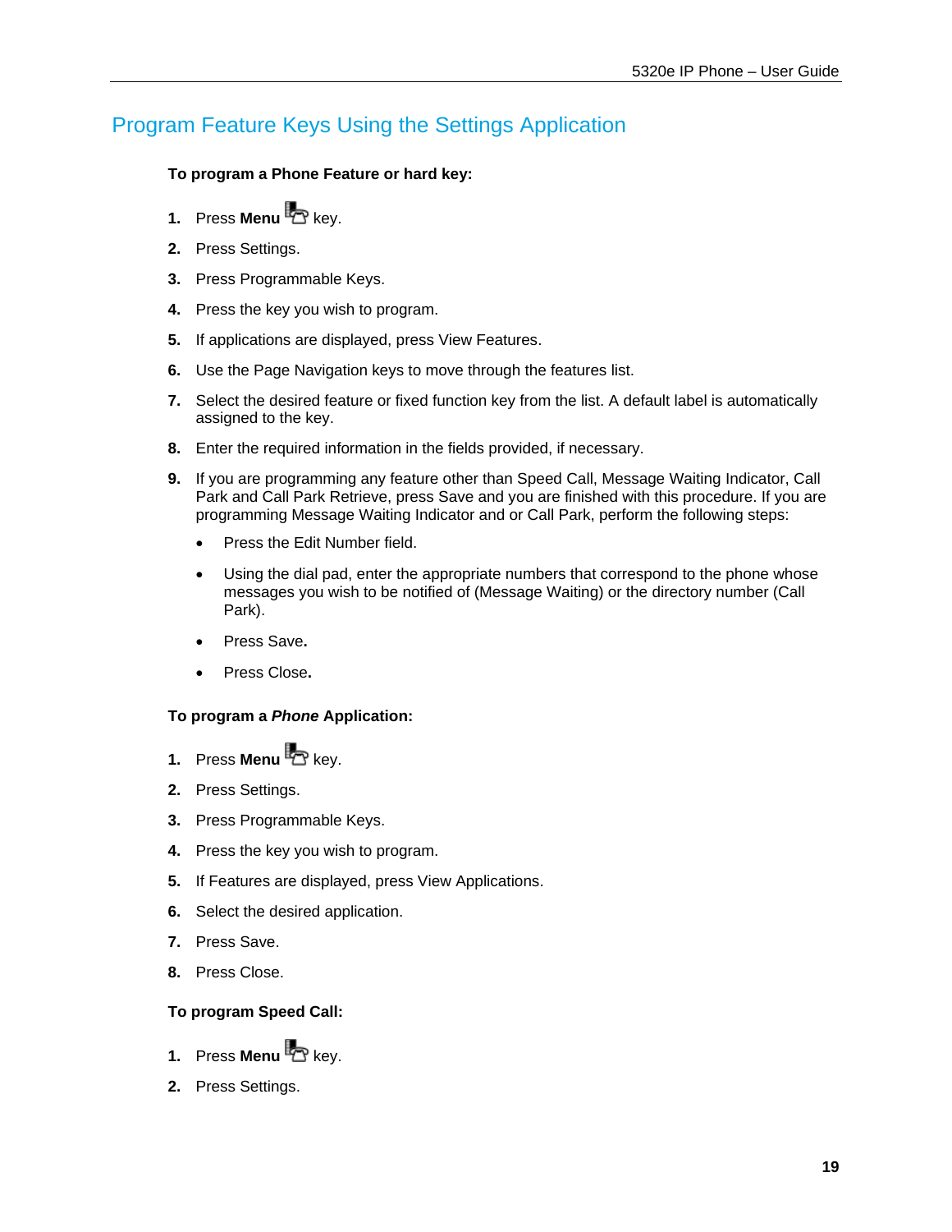## Program Feature Keys Using the Settings Application

**To program a Phone Feature or hard key:**

1. Press **Menu** key.
2. Press Settings.
3. Press Programmable Keys.
4. Press the key you wish to program.
5. If applications are displayed, press View Features.
6. Use the Page Navigation keys to move through the features list.
7. Select the desired feature or fixed function key from the list. A default label is automatically assigned to the key.
8. Enter the required information in the fields provided, if necessary.
9. If you are programming any feature other than Speed Call, Message Waiting Indicator, Call Park and Call Park Retrieve, press Save and you are finished with this procedure. If you are programming Message Waiting Indicator and or Call Park, perform the following steps:
   - Press the Edit Number field.
   - Using the dial pad, enter the appropriate numbers that correspond to the phone whose messages you wish to be notified of (Message Waiting) or the directory number (Call Park).
   - Press Save**.**
   - Press Close**.**

**To program a *Phone* Application:**

1. Press **Menu** key.
2. Press Settings.
3. Press Programmable Keys.
4. Press the key you wish to program.
5. If Features are displayed, press View Applications.
6. Select the desired application.
7. Press Save.
8. Press Close.

**To program Speed Call:**

1. Press **Menu** key.
2. Press Settings.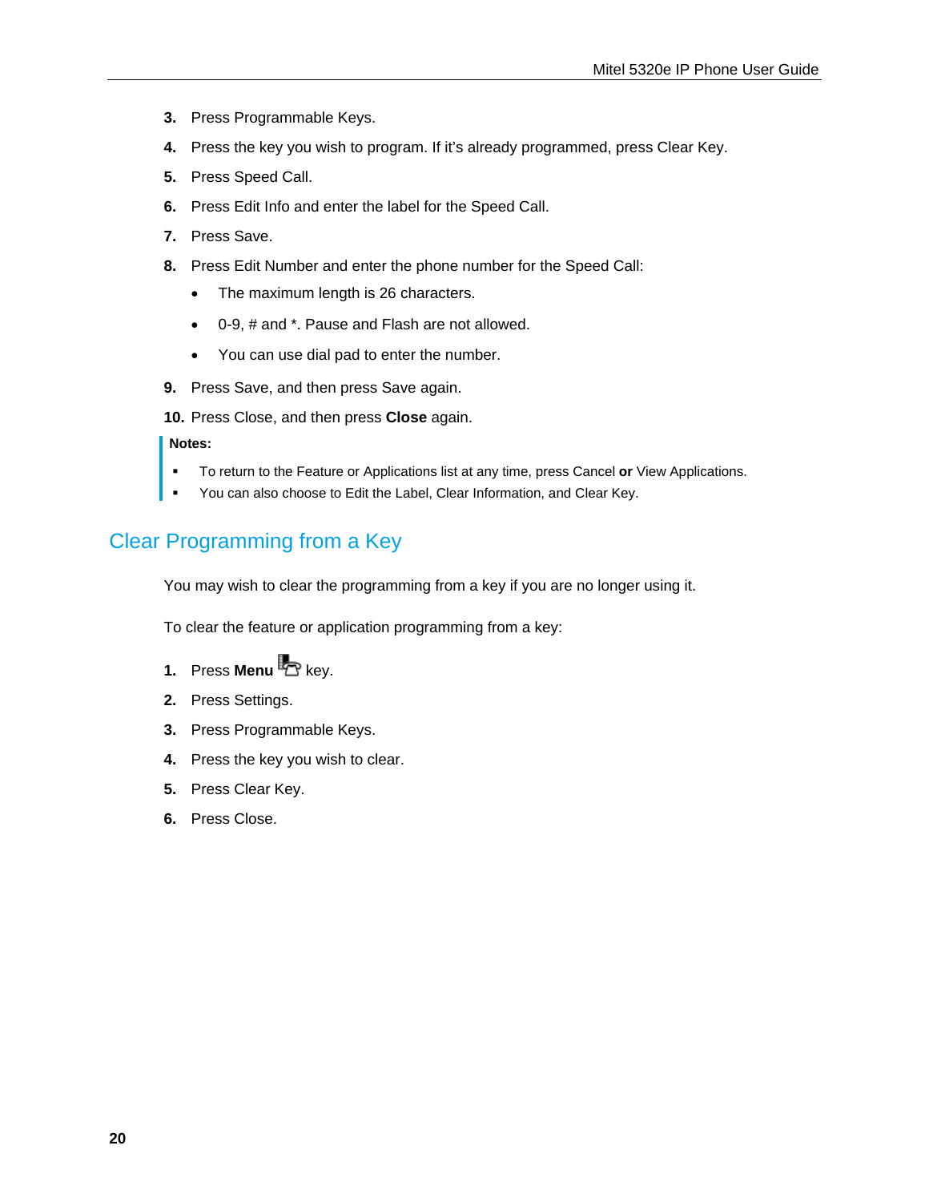3. Press Programmable Keys.
4. Press the key you wish to program. If it's already programmed, press Clear Key.
5. Press Speed Call.
6. Press Edit Info and enter the label for the Speed Call.
7. Press Save.
8. Press Edit Number and enter the phone number for the Speed Call:
   - The maximum length is 26 characters.
   - 0-9, # and *. Pause and Flash are not allowed.
   - You can use dial pad to enter the number.
9. Press Save, and then press Save again.
10. Press Close, and then press **Close** again.

**Notes:**

- To return to the Feature or Applications list at any time, press Cancel **or** View Applications.
- You can also choose to Edit the Label, Clear Information, and Clear Key.

## Clear Programming from a Key

You may wish to clear the programming from a key if you are no longer using it.

To clear the feature or application programming from a key:

1. Press **Menu** key.
2. Press Settings.
3. Press Programmable Keys.
4. Press the key you wish to clear.
5. Press Clear Key.
6. Press Close.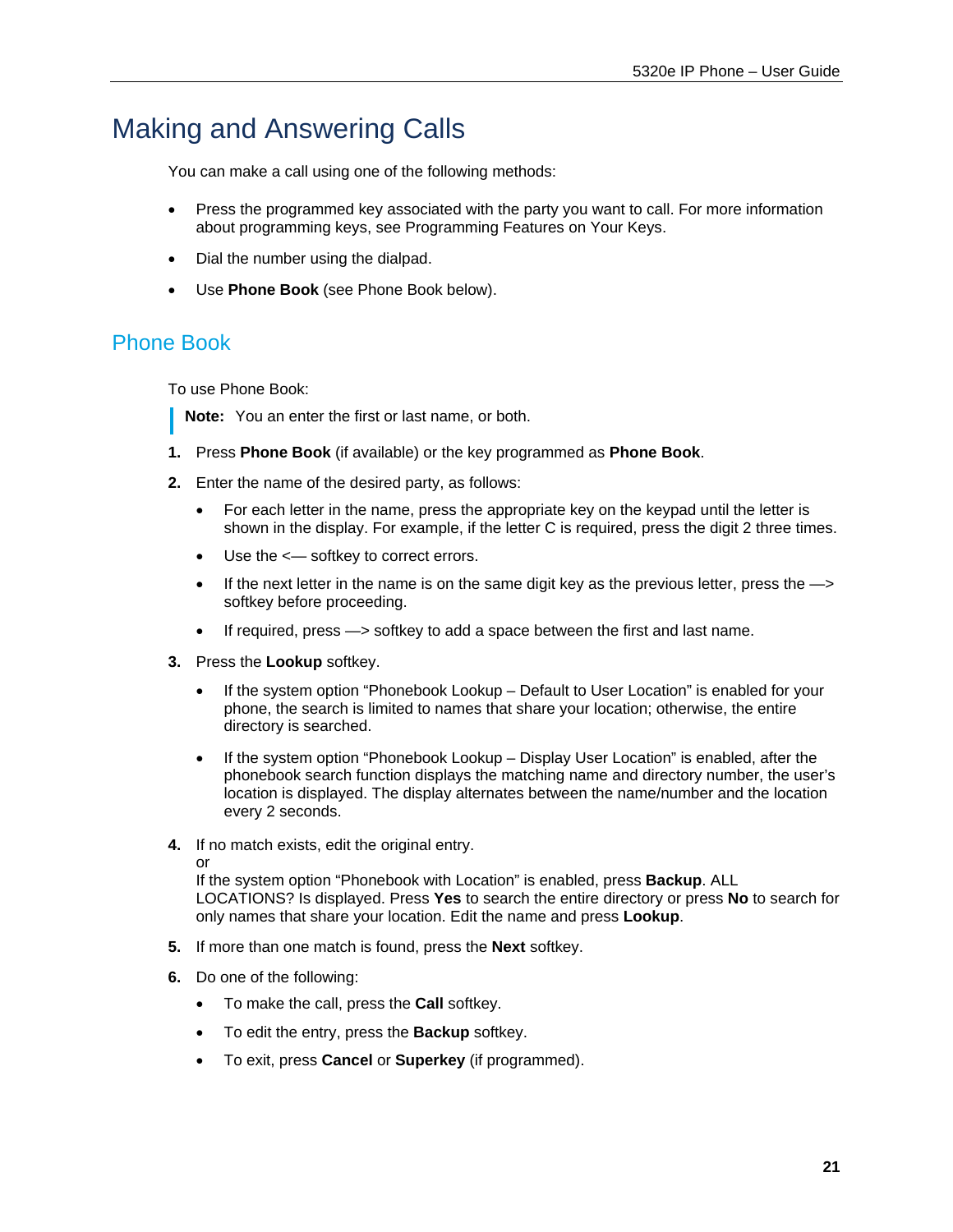# Making and Answering Calls

You can make a call using one of the following methods:

- Press the programmed key associated with the party you want to call. For more information about programming keys, see Programming Features on Your Keys.
- Dial the number using the dialpad.
- Use **Phone Book** (see Phone Book below).

## Phone Book

To use Phone Book:

> **Note:** You an enter the first or last name, or both.

1. Press **Phone Book** (if available) or the key programmed as **Phone Book**.
2. Enter the name of the desired party, as follows:
   - For each letter in the name, press the appropriate key on the keypad until the letter is shown in the display. For example, if the letter C is required, press the digit 2 three times.
   - Use the <— softkey to correct errors.
   - If the next letter in the name is on the same digit key as the previous letter, press the —> softkey before proceeding.
   - If required, press —> softkey to add a space between the first and last name.
3. Press the **Lookup** softkey.
   - If the system option “Phonebook Lookup – Default to User Location” is enabled for your phone, the search is limited to names that share your location; otherwise, the entire directory is searched.
   - If the system option “Phonebook Lookup – Display User Location” is enabled, after the phonebook search function displays the matching name and directory number, the user’s location is displayed. The display alternates between the name/number and the location every 2 seconds.
4. If no match exists, edit the original entry.
   or
   If the system option “Phonebook with Location” is enabled, press **Backup**. ALL LOCATIONS? Is displayed. Press **Yes** to search the entire directory or press **No** to search for only names that share your location. Edit the name and press **Lookup**.
5. If more than one match is found, press the **Next** softkey.
6. Do one of the following:
   - To make the call, press the **Call** softkey.
   - To edit the entry, press the **Backup** softkey.
   - To exit, press **Cancel** or **Superkey** (if programmed).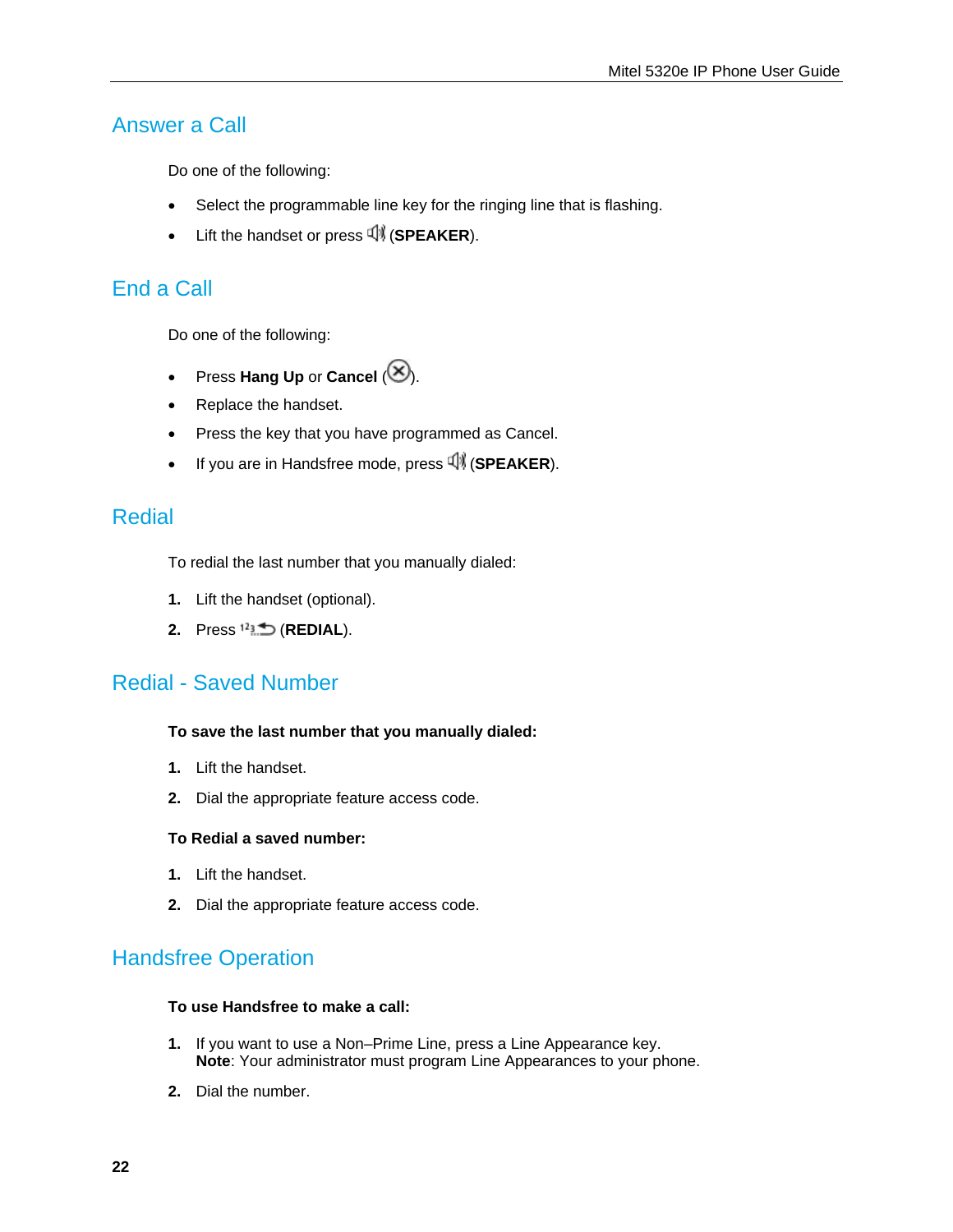## Answer a Call

Do one of the following:

- Select the programmable line key for the ringing line that is flashing.
- Lift the handset or press (**SPEAKER**).

## End a Call

Do one of the following:

- Press **Hang Up** or **Cancel** ().
- Replace the handset.
- Press the key that you have programmed as Cancel.
- If you are in Handsfree mode, press (**SPEAKER**).

## Redial

To redial the last number that you manually dialed:

1. Lift the handset (optional).
2. Press (**REDIAL**).

## Redial - Saved Number

**To save the last number that you manually dialed:**

1. Lift the handset.
2. Dial the appropriate feature access code.

**To Redial a saved number:**

1. Lift the handset.
2. Dial the appropriate feature access code.

## Handsfree Operation

**To use Handsfree to make a call:**

1. If you want to use a Non–Prime Line, press a Line Appearance key.
   **Note**: Your administrator must program Line Appearances to your phone.
2. Dial the number.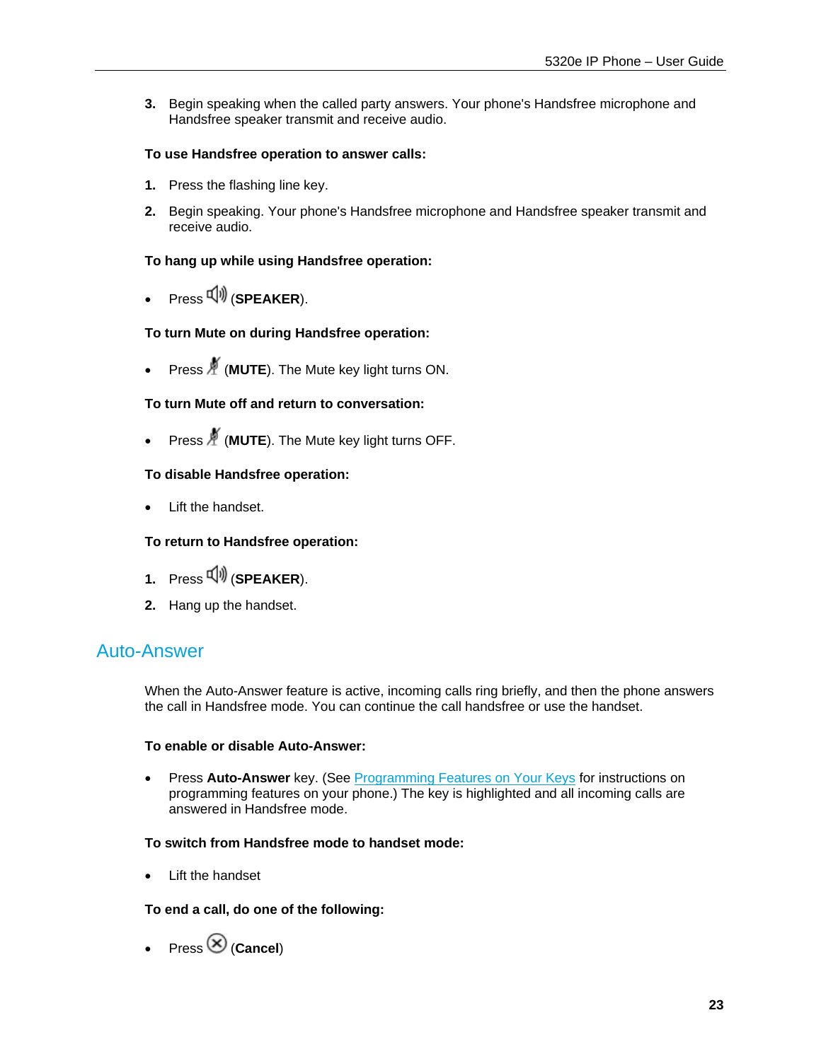3. Begin speaking when the called party answers. Your phone's Handsfree microphone and Handsfree speaker transmit and receive audio.

**To use Handsfree operation to answer calls:**

1. Press the flashing line key.
2. Begin speaking. Your phone's Handsfree microphone and Handsfree speaker transmit and receive audio.

**To hang up while using Handsfree operation:**

- Press (**SPEAKER**).

**To turn Mute on during Handsfree operation:**

- Press (**MUTE**). The Mute key light turns ON.

**To turn Mute off and return to conversation:**

- Press (**MUTE**). The Mute key light turns OFF.

**To disable Handsfree operation:**

- Lift the handset.

**To return to Handsfree operation:**

1. Press (**SPEAKER**).
2. Hang up the handset.

## Auto-Answer

When the Auto-Answer feature is active, incoming calls ring briefly, and then the phone answers the call in Handsfree mode. You can continue the call handsfree or use the handset.

**To enable or disable Auto-Answer:**

- Press **Auto-Answer** key. (See Programming Features on Your Keys for instructions on programming features on your phone.) The key is highlighted and all incoming calls are answered in Handsfree mode.

**To switch from Handsfree mode to handset mode:**

- Lift the handset

**To end a call, do one of the following:**

- Press (**Cancel**)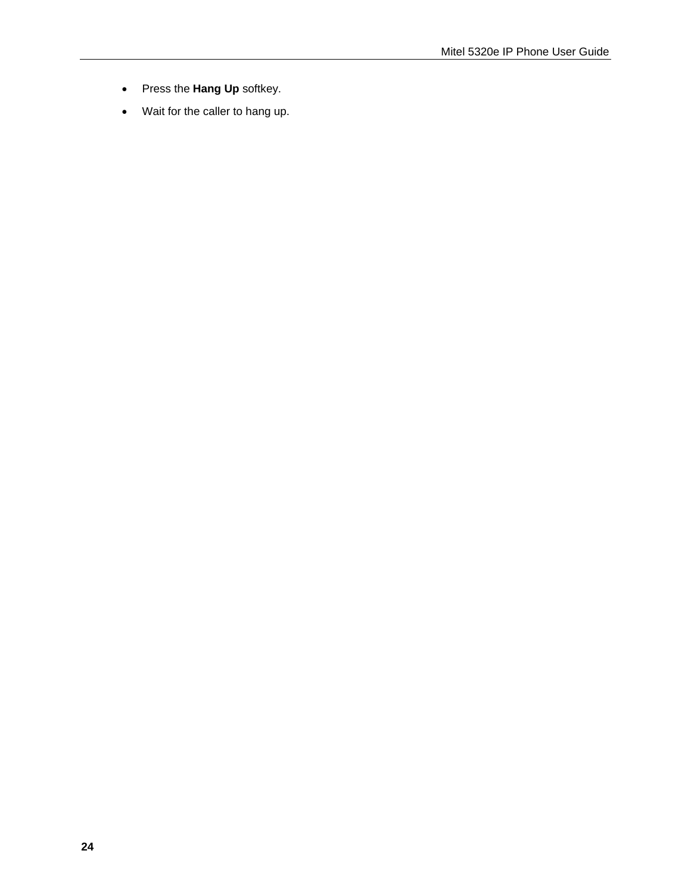- Press the **Hang Up** softkey.
- Wait for the caller to hang up.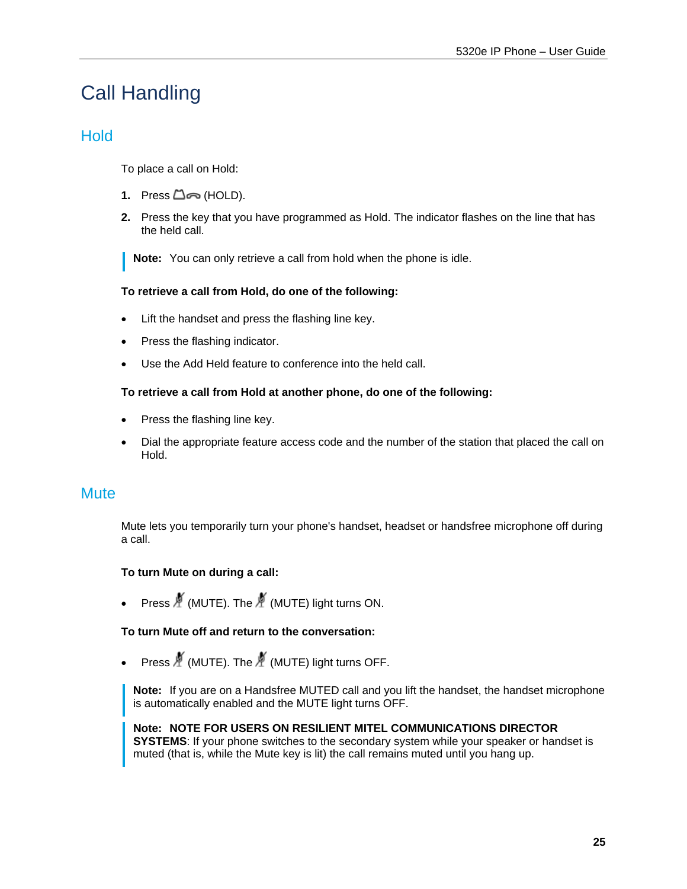# Call Handling

## Hold

To place a call on Hold:

1. Press (HOLD).
2. Press the key that you have programmed as Hold. The indicator flashes on the line that has the held call.

> **Note:** You can only retrieve a call from hold when the phone is idle.

**To retrieve a call from Hold, do one of the following:**

- Lift the handset and press the flashing line key.
- Press the flashing indicator.
- Use the Add Held feature to conference into the held call.

**To retrieve a call from Hold at another phone, do one of the following:**

- Press the flashing line key.
- Dial the appropriate feature access code and the number of the station that placed the call on Hold.

## Mute

Mute lets you temporarily turn your phone's handset, headset or handsfree microphone off during a call.

**To turn Mute on during a call:**

- Press (MUTE). The (MUTE) light turns ON.

**To turn Mute off and return to the conversation:**

- Press (MUTE). The (MUTE) light turns OFF.

> **Note:** If you are on a Handsfree MUTED call and you lift the handset, the handset microphone is automatically enabled and the MUTE light turns OFF.

> **Note: NOTE FOR USERS ON RESILIENT MITEL COMMUNICATIONS DIRECTOR SYSTEMS**: If your phone switches to the secondary system while your speaker or handset is muted (that is, while the Mute key is lit) the call remains muted until you hang up.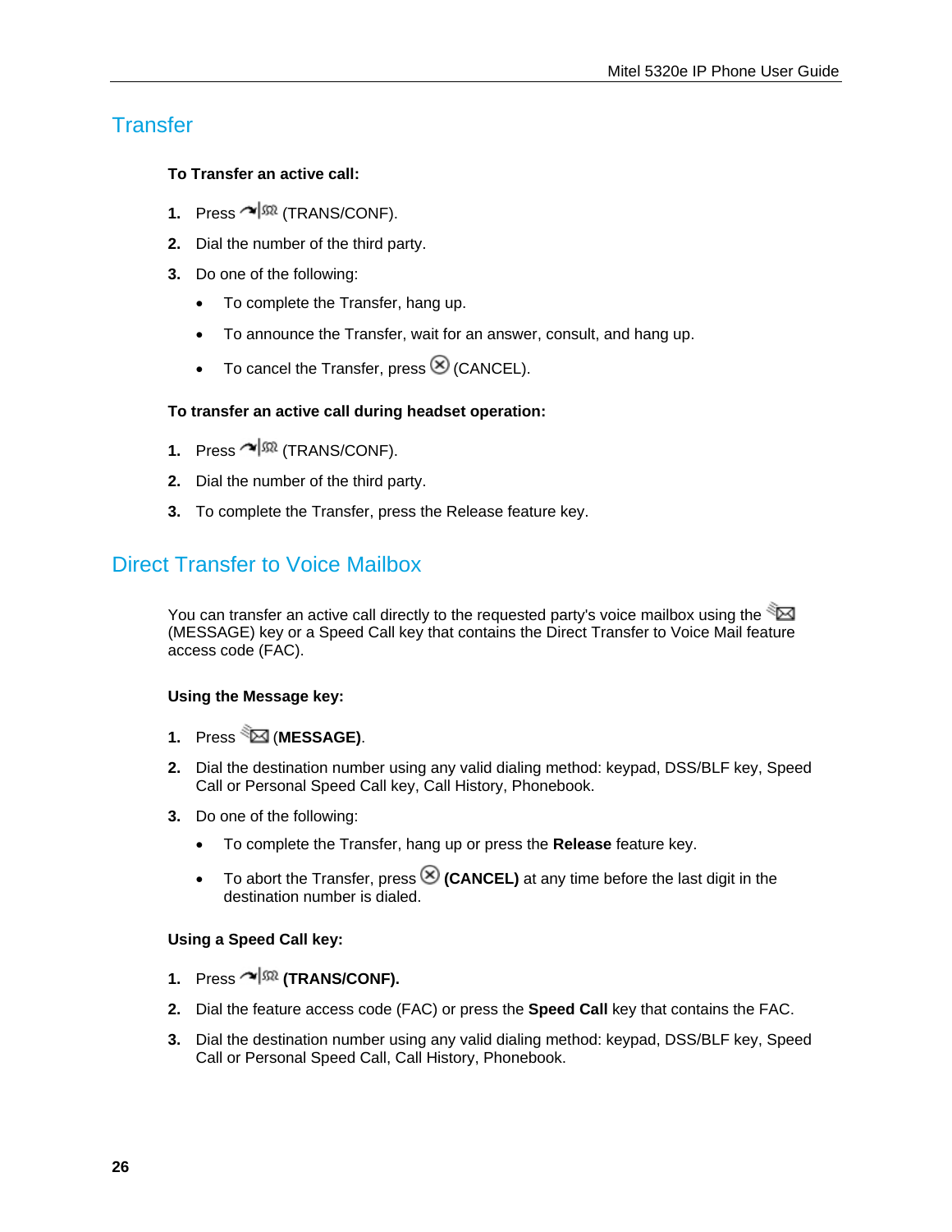## Transfer

**To Transfer an active call:**

1. Press (TRANS/CONF).
2. Dial the number of the third party.
3. Do one of the following:
   - To complete the Transfer, hang up.
   - To announce the Transfer, wait for an answer, consult, and hang up.
   - To cancel the Transfer, press (CANCEL).

**To transfer an active call during headset operation:**

1. Press (TRANS/CONF).
2. Dial the number of the third party.
3. To complete the Transfer, press the Release feature key.

## Direct Transfer to Voice Mailbox

You can transfer an active call directly to the requested party's voice mailbox using the (MESSAGE) key or a Speed Call key that contains the Direct Transfer to Voice Mail feature access code (FAC).

**Using the Message key:**

1. Press **(MESSAGE)**.
2. Dial the destination number using any valid dialing method: keypad, DSS/BLF key, Speed Call or Personal Speed Call key, Call History, Phonebook.
3. Do one of the following:
   - To complete the Transfer, hang up or press the **Release** feature key.
   - To abort the Transfer, press **(CANCEL)** at any time before the last digit in the destination number is dialed.

**Using a Speed Call key:**

1. Press **(TRANS/CONF).**
2. Dial the feature access code (FAC) or press the **Speed Call** key that contains the FAC.
3. Dial the destination number using any valid dialing method: keypad, DSS/BLF key, Speed Call or Personal Speed Call, Call History, Phonebook.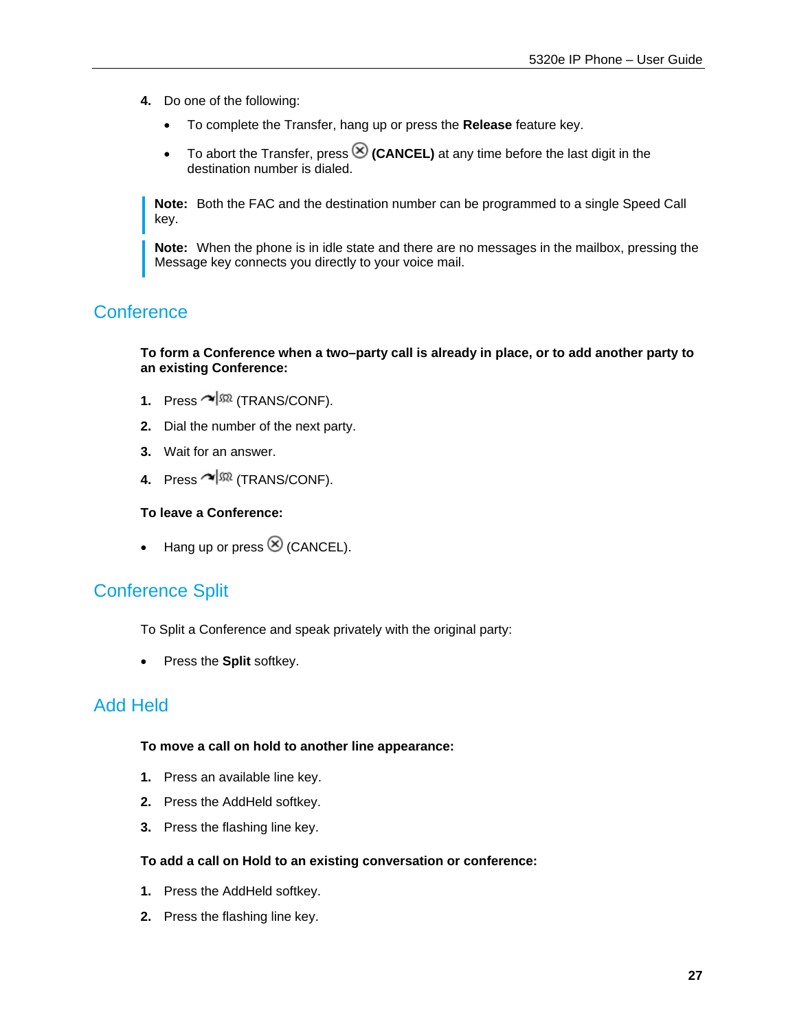4. Do one of the following:

   - To complete the Transfer, hang up or press the **Release** feature key.
   - To abort the Transfer, press ⊗ **(CANCEL)** at any time before the last digit in the destination number is dialed.

> **Note:** Both the FAC and the destination number can be programmed to a single Speed Call key.

> **Note:** When the phone is in idle state and there are no messages in the mailbox, pressing the Message key connects you directly to your voice mail.

## Conference

**To form a Conference when a two–party call is already in place, or to add another party to an existing Conference:**

1. Press (TRANS/CONF).
2. Dial the number of the next party.
3. Wait for an answer.
4. Press (TRANS/CONF).

**To leave a Conference:**

- Hang up or press ⊗ (CANCEL).

## Conference Split

To Split a Conference and speak privately with the original party:

- Press the **Split** softkey.

## Add Held

**To move a call on hold to another line appearance:**

1. Press an available line key.
2. Press the AddHeld softkey.
3. Press the flashing line key.

**To add a call on Hold to an existing conversation or conference:**

1. Press the AddHeld softkey.
2. Press the flashing line key.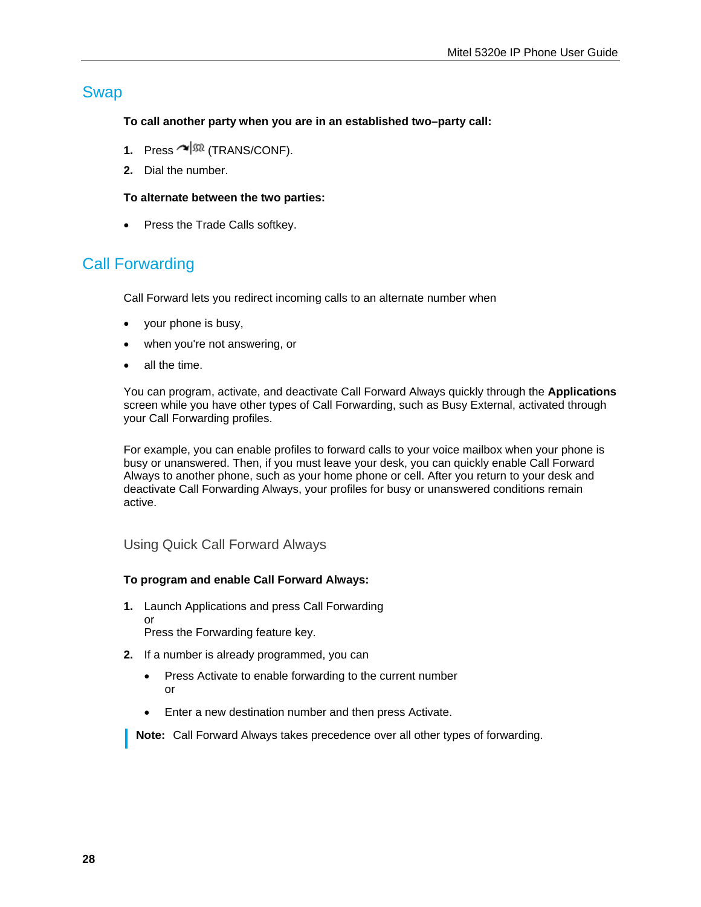## Swap

**To call another party when you are in an established two–party call:**

1. Press (TRANS/CONF).
2. Dial the number.

**To alternate between the two parties:**

- Press the Trade Calls softkey.

## Call Forwarding

Call Forward lets you redirect incoming calls to an alternate number when

- your phone is busy,
- when you're not answering, or
- all the time.

You can program, activate, and deactivate Call Forward Always quickly through the **Applications** screen while you have other types of Call Forwarding, such as Busy External, activated through your Call Forwarding profiles.

For example, you can enable profiles to forward calls to your voice mailbox when your phone is busy or unanswered. Then, if you must leave your desk, you can quickly enable Call Forward Always to another phone, such as your home phone or cell. After you return to your desk and deactivate Call Forwarding Always, your profiles for busy or unanswered conditions remain active.

### Using Quick Call Forward Always

**To program and enable Call Forward Always:**

1. Launch Applications and press Call Forwarding
   or
   Press the Forwarding feature key.
2. If a number is already programmed, you can
   - Press Activate to enable forwarding to the current number
     or
   - Enter a new destination number and then press Activate.

**Note:** Call Forward Always takes precedence over all other types of forwarding.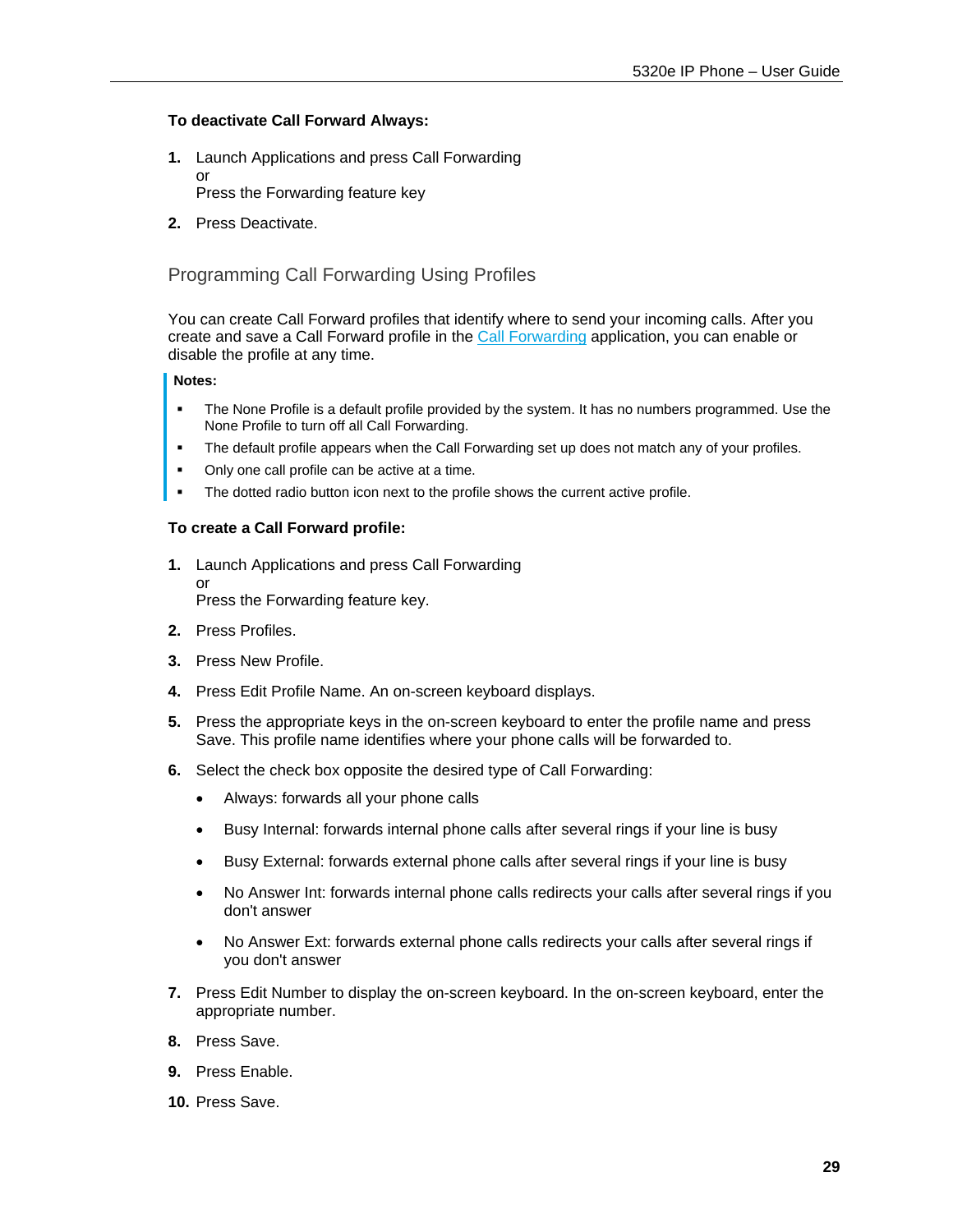**To deactivate Call Forward Always:**

1. Launch Applications and press Call Forwarding
   or
   Press the Forwarding feature key
2. Press Deactivate.

## Programming Call Forwarding Using Profiles

You can create Call Forward profiles that identify where to send your incoming calls. After you create and save a Call Forward profile in the Call Forwarding application, you can enable or disable the profile at any time.

**Notes:**

- The None Profile is a default profile provided by the system. It has no numbers programmed. Use the None Profile to turn off all Call Forwarding.
- The default profile appears when the Call Forwarding set up does not match any of your profiles.
- Only one call profile can be active at a time.
- The dotted radio button icon next to the profile shows the current active profile.

**To create a Call Forward profile:**

1. Launch Applications and press Call Forwarding
   or
   Press the Forwarding feature key.
2. Press Profiles.
3. Press New Profile.
4. Press Edit Profile Name. An on-screen keyboard displays.
5. Press the appropriate keys in the on-screen keyboard to enter the profile name and press Save. This profile name identifies where your phone calls will be forwarded to.
6. Select the check box opposite the desired type of Call Forwarding:
   - Always: forwards all your phone calls
   - Busy Internal: forwards internal phone calls after several rings if your line is busy
   - Busy External: forwards external phone calls after several rings if your line is busy
   - No Answer Int: forwards internal phone calls redirects your calls after several rings if you don't answer
   - No Answer Ext: forwards external phone calls redirects your calls after several rings if you don't answer
7. Press Edit Number to display the on-screen keyboard. In the on-screen keyboard, enter the appropriate number.
8. Press Save.
9. Press Enable.
10. Press Save.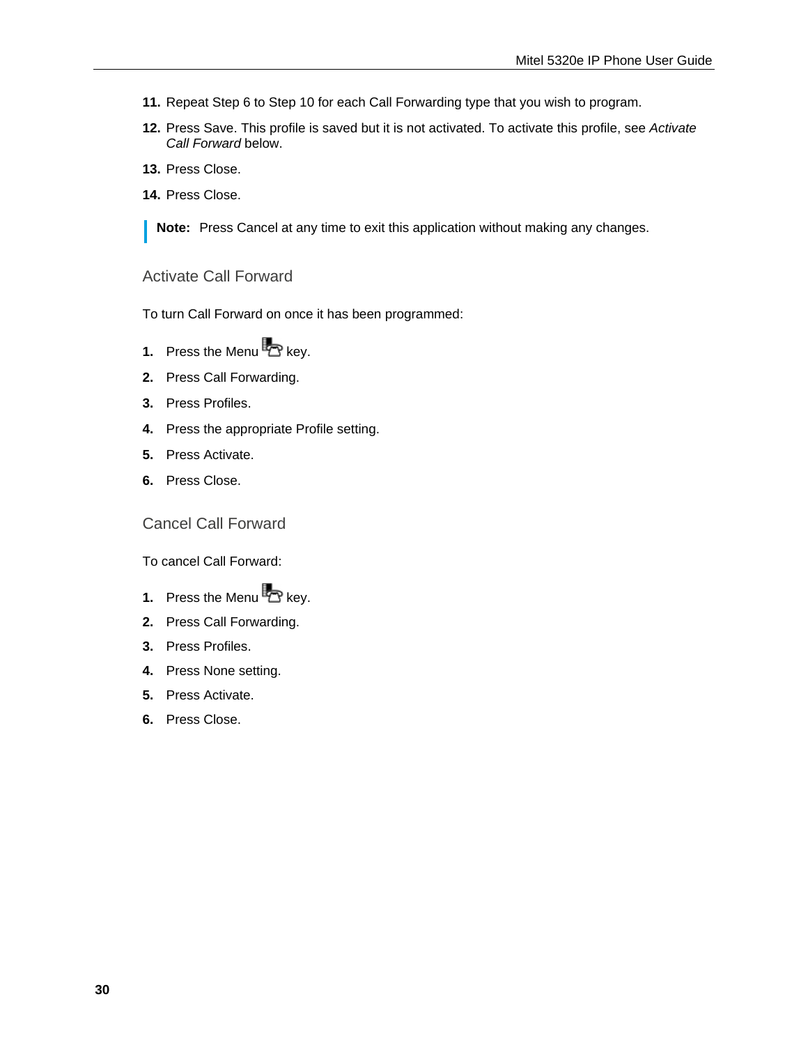11. Repeat Step 6 to Step 10 for each Call Forwarding type that you wish to program.
12. Press Save. This profile is saved but it is not activated. To activate this profile, see *Activate Call Forward* below.
13. Press Close.
14. Press Close.

**Note:** Press Cancel at any time to exit this application without making any changes.

## Activate Call Forward

To turn Call Forward on once it has been programmed:

1. Press the Menu key.
2. Press Call Forwarding.
3. Press Profiles.
4. Press the appropriate Profile setting.
5. Press Activate.
6. Press Close.

## Cancel Call Forward

To cancel Call Forward:

1. Press the Menu key.
2. Press Call Forwarding.
3. Press Profiles.
4. Press None setting.
5. Press Activate.
6. Press Close.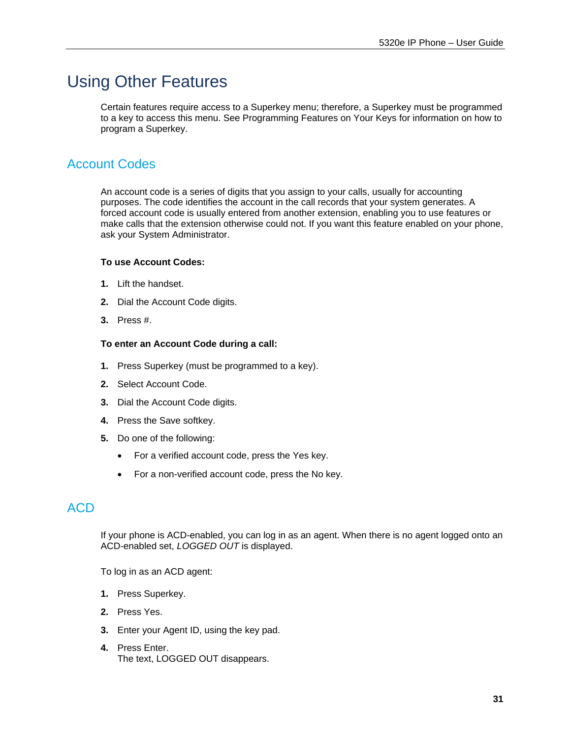# Using Other Features

Certain features require access to a Superkey menu; therefore, a Superkey must be programmed to a key to access this menu. See Programming Features on Your Keys for information on how to program a Superkey.

## Account Codes

An account code is a series of digits that you assign to your calls, usually for accounting purposes. The code identifies the account in the call records that your system generates. A forced account code is usually entered from another extension, enabling you to use features or make calls that the extension otherwise could not. If you want this feature enabled on your phone, ask your System Administrator.

**To use Account Codes:**

1. Lift the handset.
2. Dial the Account Code digits.
3. Press #.

**To enter an Account Code during a call:**

1. Press Superkey (must be programmed to a key).
2. Select Account Code.
3. Dial the Account Code digits.
4. Press the Save softkey.
5. Do one of the following:
   - For a verified account code, press the Yes key.
   - For a non-verified account code, press the No key.

## ACD

If your phone is ACD-enabled, you can log in as an agent. When there is no agent logged onto an ACD-enabled set, *LOGGED OUT* is displayed.

To log in as an ACD agent:

1. Press Superkey.
2. Press Yes.
3. Enter your Agent ID, using the key pad.
4. Press Enter.
   The text, LOGGED OUT disappears.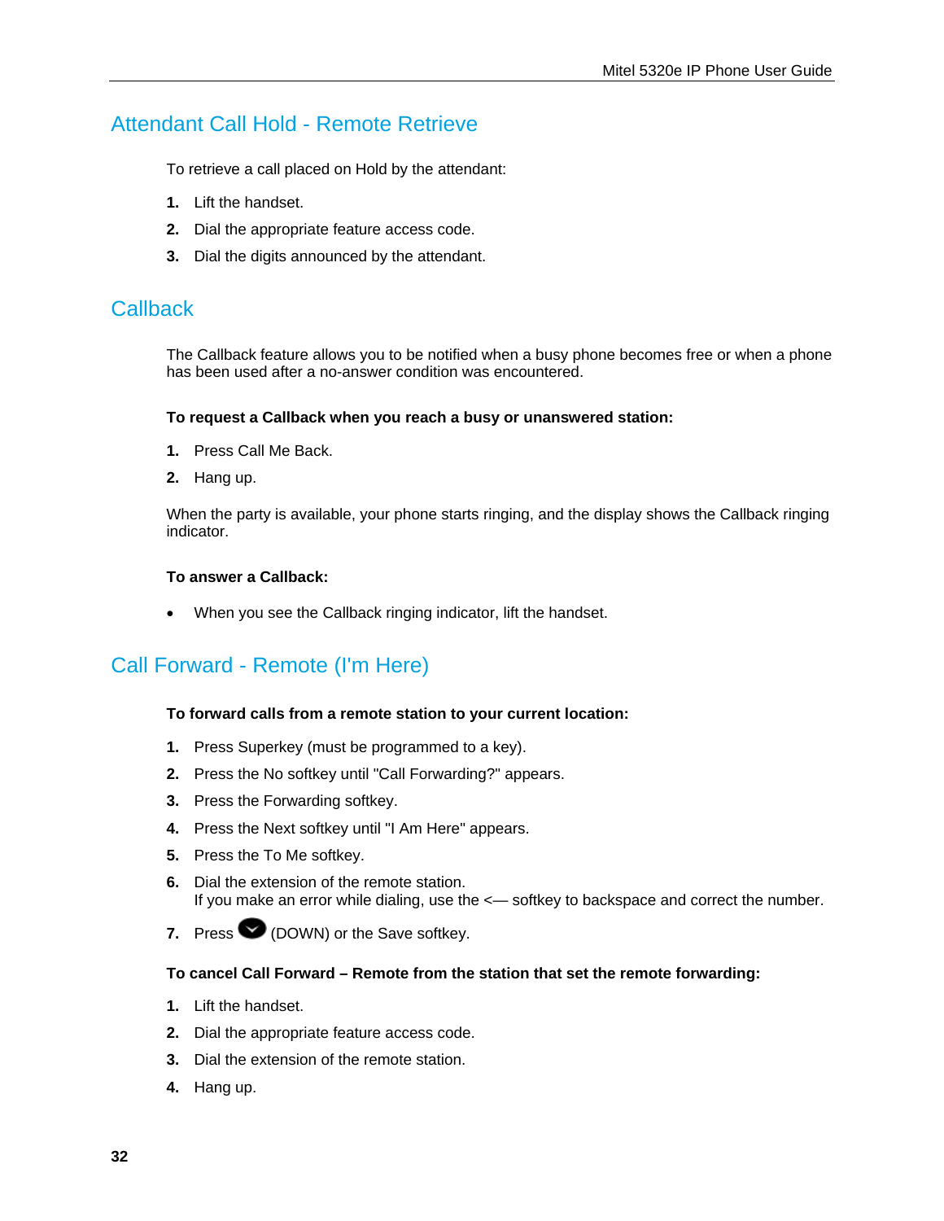## Attendant Call Hold - Remote Retrieve

To retrieve a call placed on Hold by the attendant:

1. Lift the handset.
2. Dial the appropriate feature access code.
3. Dial the digits announced by the attendant.

## Callback

The Callback feature allows you to be notified when a busy phone becomes free or when a phone has been used after a no-answer condition was encountered.

**To request a Callback when you reach a busy or unanswered station:**

1. Press Call Me Back.
2. Hang up.

When the party is available, your phone starts ringing, and the display shows the Callback ringing indicator.

**To answer a Callback:**

- When you see the Callback ringing indicator, lift the handset.

## Call Forward - Remote (I'm Here)

**To forward calls from a remote station to your current location:**

1. Press Superkey (must be programmed to a key).
2. Press the No softkey until "Call Forwarding?" appears.
3. Press the Forwarding softkey.
4. Press the Next softkey until "I Am Here" appears.
5. Press the To Me softkey.
6. Dial the extension of the remote station.
   If you make an error while dialing, use the <— softkey to backspace and correct the number.
7. Press (DOWN) or the Save softkey.

**To cancel Call Forward – Remote from the station that set the remote forwarding:**

1. Lift the handset.
2. Dial the appropriate feature access code.
3. Dial the extension of the remote station.
4. Hang up.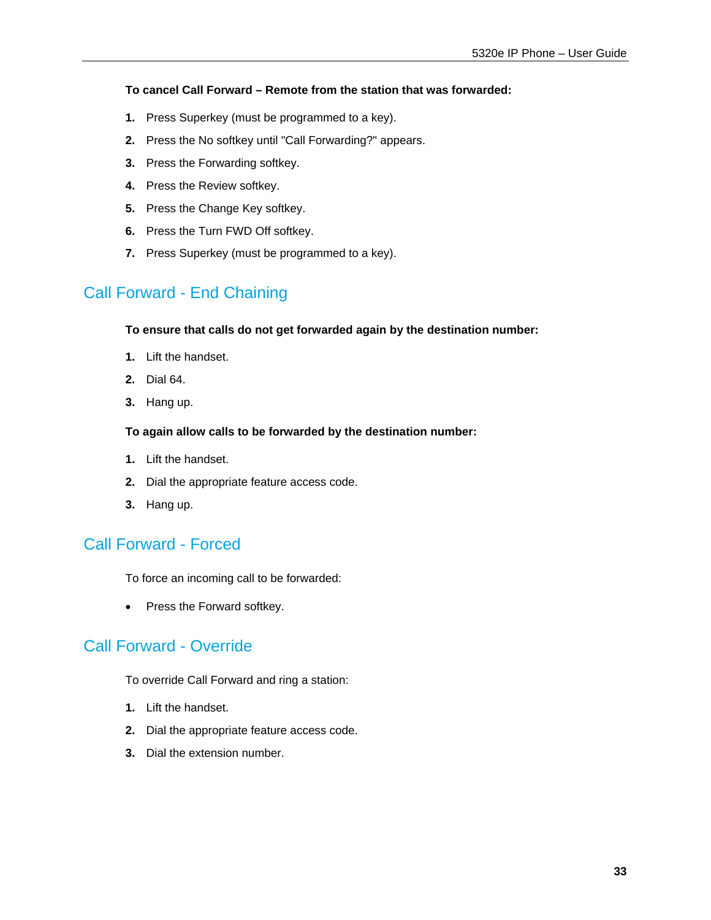**To cancel Call Forward – Remote from the station that was forwarded:**

1. Press Superkey (must be programmed to a key).
2. Press the No softkey until "Call Forwarding?" appears.
3. Press the Forwarding softkey.
4. Press the Review softkey.
5. Press the Change Key softkey.
6. Press the Turn FWD Off softkey.
7. Press Superkey (must be programmed to a key).

## Call Forward - End Chaining

**To ensure that calls do not get forwarded again by the destination number:**

1. Lift the handset.
2. Dial 64.
3. Hang up.

**To again allow calls to be forwarded by the destination number:**

1. Lift the handset.
2. Dial the appropriate feature access code.
3. Hang up.

## Call Forward - Forced

To force an incoming call to be forwarded:

- Press the Forward softkey.

## Call Forward - Override

To override Call Forward and ring a station:

1. Lift the handset.
2. Dial the appropriate feature access code.
3. Dial the extension number.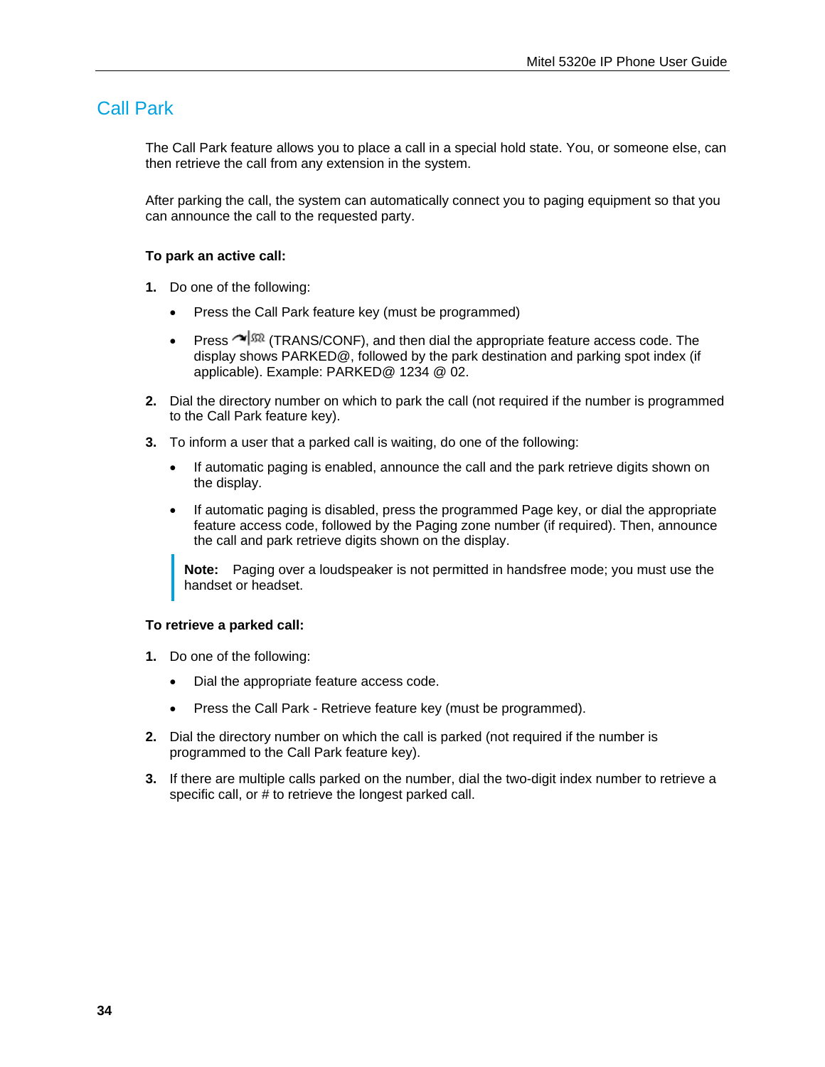## Call Park

The Call Park feature allows you to place a call in a special hold state. You, or someone else, can then retrieve the call from any extension in the system.

After parking the call, the system can automatically connect you to paging equipment so that you can announce the call to the requested party.

**To park an active call:**

1. Do one of the following:
   - Press the Call Park feature key (must be programmed)
   - Press (TRANS/CONF), and then dial the appropriate feature access code. The display shows PARKED@, followed by the park destination and parking spot index (if applicable). Example: PARKED@ 1234 @ 02.
2. Dial the directory number on which to park the call (not required if the number is programmed to the Call Park feature key).
3. To inform a user that a parked call is waiting, do one of the following:
   - If automatic paging is enabled, announce the call and the park retrieve digits shown on the display.
   - If automatic paging is disabled, press the programmed Page key, or dial the appropriate feature access code, followed by the Paging zone number (if required). Then, announce the call and park retrieve digits shown on the display.

> **Note:** Paging over a loudspeaker is not permitted in handsfree mode; you must use the handset or headset.

**To retrieve a parked call:**

1. Do one of the following:
   - Dial the appropriate feature access code.
   - Press the Call Park - Retrieve feature key (must be programmed).
2. Dial the directory number on which the call is parked (not required if the number is programmed to the Call Park feature key).
3. If there are multiple calls parked on the number, dial the two-digit index number to retrieve a specific call, or # to retrieve the longest parked call.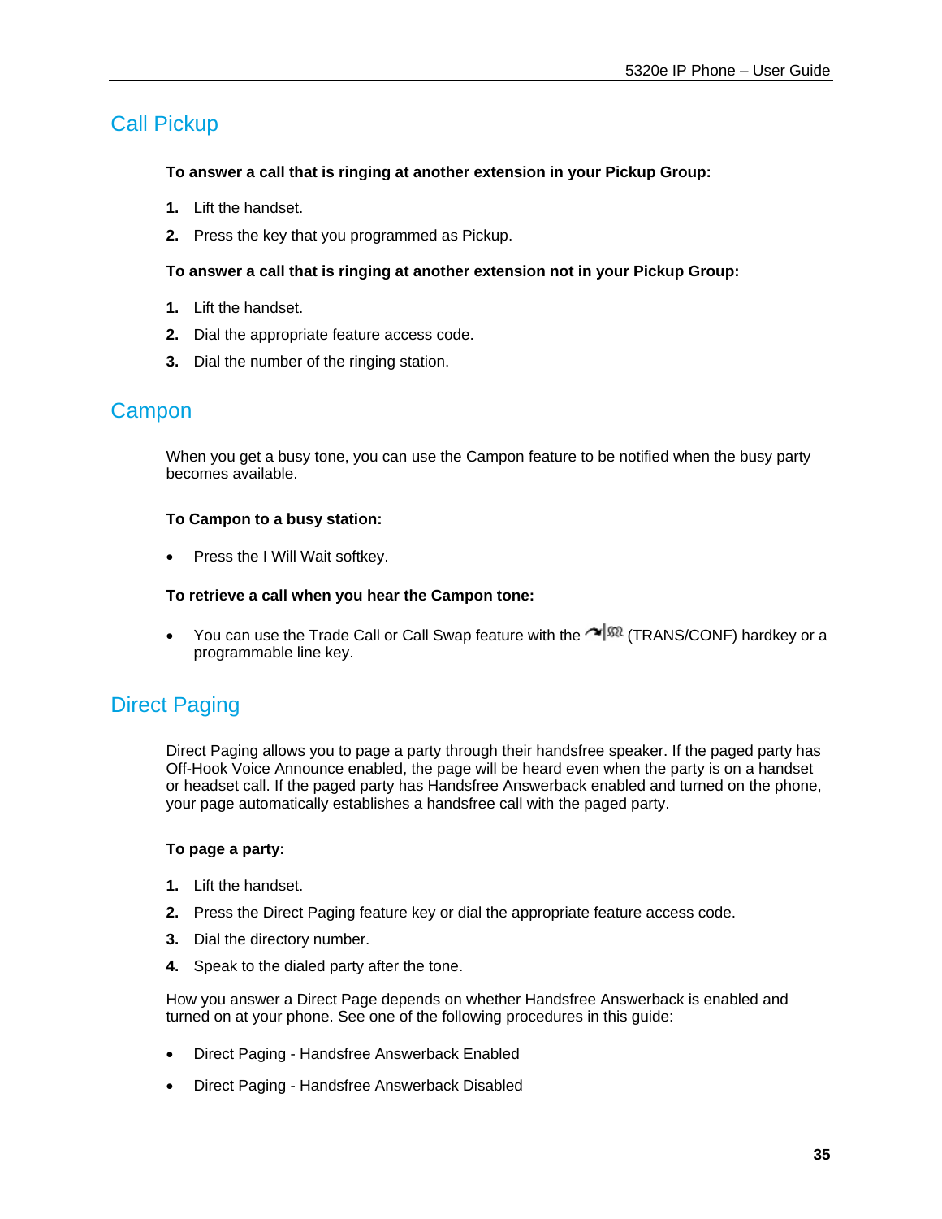## Call Pickup

**To answer a call that is ringing at another extension in your Pickup Group:**

1. Lift the handset.
2. Press the key that you programmed as Pickup.

**To answer a call that is ringing at another extension not in your Pickup Group:**

1. Lift the handset.
2. Dial the appropriate feature access code.
3. Dial the number of the ringing station.

## Campon

When you get a busy tone, you can use the Campon feature to be notified when the busy party becomes available.

**To Campon to a busy station:**

- Press the I Will Wait softkey.

**To retrieve a call when you hear the Campon tone:**

- You can use the Trade Call or Call Swap feature with the (TRANS/CONF) hardkey or a programmable line key.

## Direct Paging

Direct Paging allows you to page a party through their handsfree speaker. If the paged party has Off-Hook Voice Announce enabled, the page will be heard even when the party is on a handset or headset call. If the paged party has Handsfree Answerback enabled and turned on the phone, your page automatically establishes a handsfree call with the paged party.

**To page a party:**

1. Lift the handset.
2. Press the Direct Paging feature key or dial the appropriate feature access code.
3. Dial the directory number.
4. Speak to the dialed party after the tone.

How you answer a Direct Page depends on whether Handsfree Answerback is enabled and turned on at your phone. See one of the following procedures in this guide:

- Direct Paging - Handsfree Answerback Enabled
- Direct Paging - Handsfree Answerback Disabled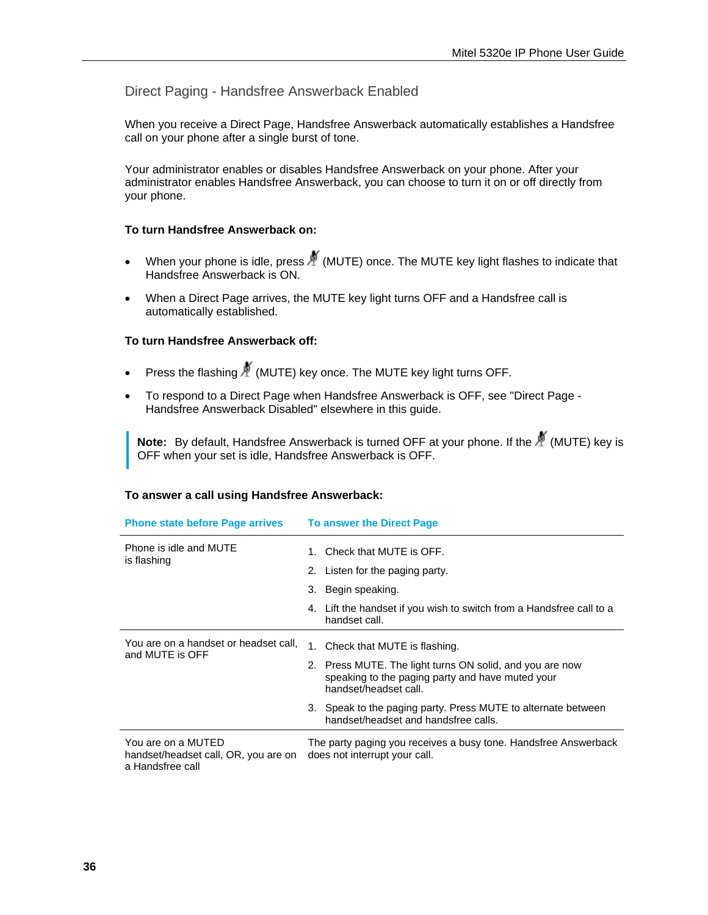## Direct Paging - Handsfree Answerback Enabled

When you receive a Direct Page, Handsfree Answerback automatically establishes a Handsfree call on your phone after a single burst of tone.

Your administrator enables or disables Handsfree Answerback on your phone. After your administrator enables Handsfree Answerback, you can choose to turn it on or off directly from your phone.

**To turn Handsfree Answerback on:**

- When your phone is idle, press (MUTE) once. The MUTE key light flashes to indicate that Handsfree Answerback is ON.
- When a Direct Page arrives, the MUTE key light turns OFF and a Handsfree call is automatically established.

**To turn Handsfree Answerback off:**

- Press the flashing (MUTE) key once. The MUTE key light turns OFF.
- To respond to a Direct Page when Handsfree Answerback is OFF, see "Direct Page - Handsfree Answerback Disabled" elsewhere in this guide.

> **Note:** By default, Handsfree Answerback is turned OFF at your phone. If the (MUTE) key is OFF when your set is idle, Handsfree Answerback is OFF.

**To answer a call using Handsfree Answerback:**

| Phone state before Page arrives | To answer the Direct Page |
|---|---|
| Phone is idle and MUTE is flashing | 1. Check that MUTE is OFF.<br>2. Listen for the paging party.<br>3. Begin speaking.<br>4. Lift the handset if you wish to switch from a Handsfree call to a handset call. |
| You are on a handset or headset call, and MUTE is OFF | 1. Check that MUTE is flashing.<br>2. Press MUTE. The light turns ON solid, and you are now speaking to the paging party and have muted your handset/headset call.<br>3. Speak to the paging party. Press MUTE to alternate between handset/headset and handsfree calls. |
| You are on a MUTED handset/headset call, OR, you are on a Handsfree call | The party paging you receives a busy tone. Handsfree Answerback does not interrupt your call. |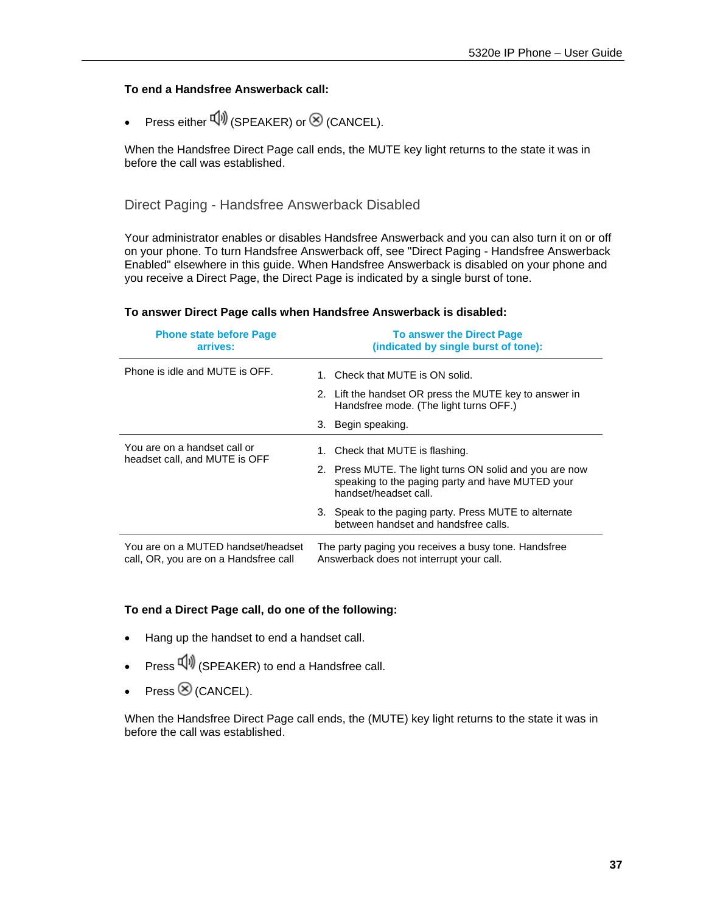**To end a Handsfree Answerback call:**

- Press either (SPEAKER) or (CANCEL).

When the Handsfree Direct Page call ends, the MUTE key light returns to the state it was in before the call was established.

## Direct Paging - Handsfree Answerback Disabled

Your administrator enables or disables Handsfree Answerback and you can also turn it on or off on your phone. To turn Handsfree Answerback off, see "Direct Paging - Handsfree Answerback Enabled" elsewhere in this guide. When Handsfree Answerback is disabled on your phone and you receive a Direct Page, the Direct Page is indicated by a single burst of tone.

**To answer Direct Page calls when Handsfree Answerback is disabled:**

| Phone state before Page arrives: | To answer the Direct Page (indicated by single burst of tone): |
|---|---|
| Phone is idle and MUTE is OFF. | 1. Check that MUTE is ON solid.<br>2. Lift the handset OR press the MUTE key to answer in Handsfree mode. (The light turns OFF.)<br>3. Begin speaking. |
| You are on a handset call or headset call, and MUTE is OFF | 1. Check that MUTE is flashing.<br>2. Press MUTE. The light turns ON solid and you are now speaking to the paging party and have MUTED your handset/headset call.<br>3. Speak to the paging party. Press MUTE to alternate between handset and handsfree calls. |
| You are on a MUTED handset/headset call, OR, you are on a Handsfree call | The party paging you receives a busy tone. Handsfree Answerback does not interrupt your call. |

**To end a Direct Page call, do one of the following:**

- Hang up the handset to end a handset call.
- Press (SPEAKER) to end a Handsfree call.
- Press (CANCEL).

When the Handsfree Direct Page call ends, the (MUTE) key light returns to the state it was in before the call was established.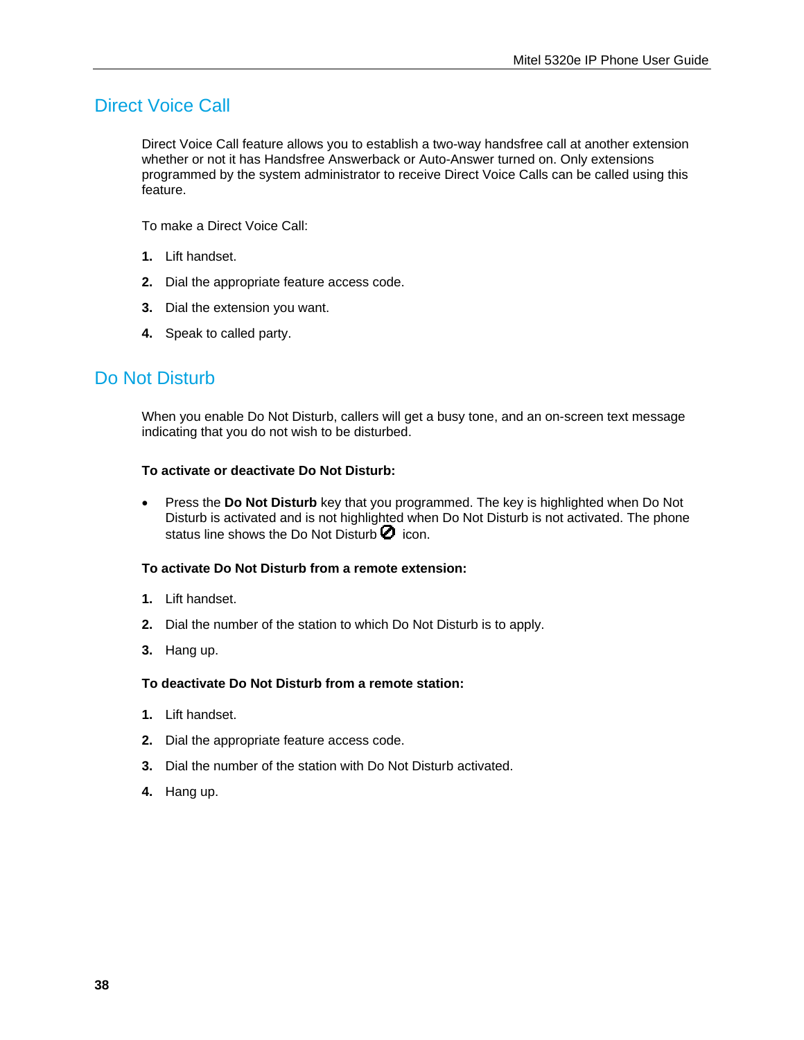## Direct Voice Call

Direct Voice Call feature allows you to establish a two-way handsfree call at another extension whether or not it has Handsfree Answerback or Auto-Answer turned on. Only extensions programmed by the system administrator to receive Direct Voice Calls can be called using this feature.

To make a Direct Voice Call:

1. Lift handset.
2. Dial the appropriate feature access code.
3. Dial the extension you want.
4. Speak to called party.

## Do Not Disturb

When you enable Do Not Disturb, callers will get a busy tone, and an on-screen text message indicating that you do not wish to be disturbed.

**To activate or deactivate Do Not Disturb:**

- Press the **Do Not Disturb** key that you programmed. The key is highlighted when Do Not Disturb is activated and is not highlighted when Do Not Disturb is not activated. The phone status line shows the Do Not Disturb ⊘ icon.

**To activate Do Not Disturb from a remote extension:**

1. Lift handset.
2. Dial the number of the station to which Do Not Disturb is to apply.
3. Hang up.

**To deactivate Do Not Disturb from a remote station:**

1. Lift handset.
2. Dial the appropriate feature access code.
3. Dial the number of the station with Do Not Disturb activated.
4. Hang up.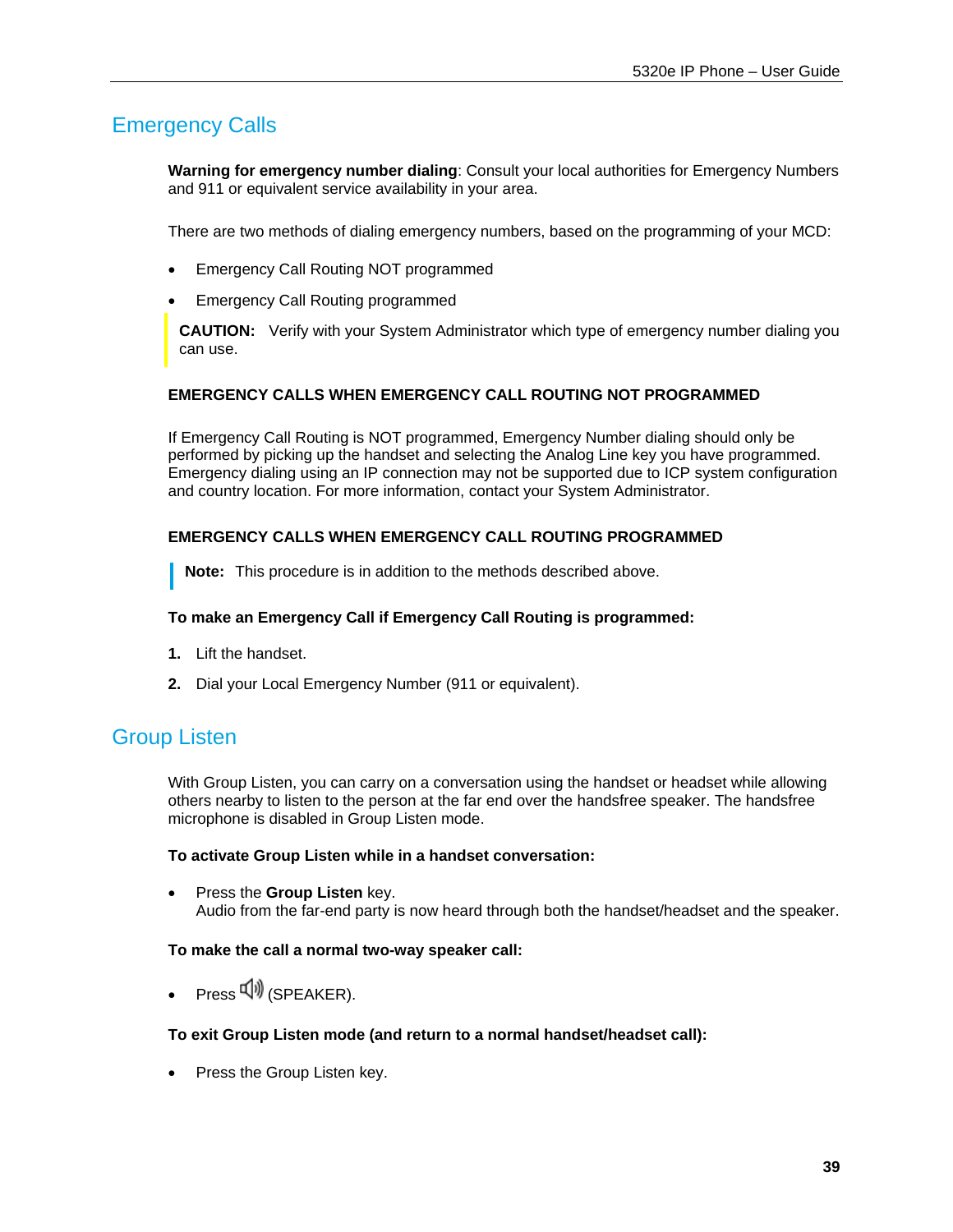## Emergency Calls

**Warning for emergency number dialing**: Consult your local authorities for Emergency Numbers and 911 or equivalent service availability in your area.

There are two methods of dialing emergency numbers, based on the programming of your MCD:

- Emergency Call Routing NOT programmed
- Emergency Call Routing programmed

**CAUTION:** Verify with your System Administrator which type of emergency number dialing you can use.

### EMERGENCY CALLS WHEN EMERGENCY CALL ROUTING NOT PROGRAMMED

If Emergency Call Routing is NOT programmed, Emergency Number dialing should only be performed by picking up the handset and selecting the Analog Line key you have programmed. Emergency dialing using an IP connection may not be supported due to ICP system configuration and country location. For more information, contact your System Administrator.

### EMERGENCY CALLS WHEN EMERGENCY CALL ROUTING PROGRAMMED

**Note:** This procedure is in addition to the methods described above.

**To make an Emergency Call if Emergency Call Routing is programmed:**

1. Lift the handset.
2. Dial your Local Emergency Number (911 or equivalent).

## Group Listen

With Group Listen, you can carry on a conversation using the handset or headset while allowing others nearby to listen to the person at the far end over the handsfree speaker. The handsfree microphone is disabled in Group Listen mode.

**To activate Group Listen while in a handset conversation:**

- Press the **Group Listen** key.
  Audio from the far-end party is now heard through both the handset/headset and the speaker.

**To make the call a normal two-way speaker call:**

- Press (SPEAKER).

**To exit Group Listen mode (and return to a normal handset/headset call):**

- Press the Group Listen key.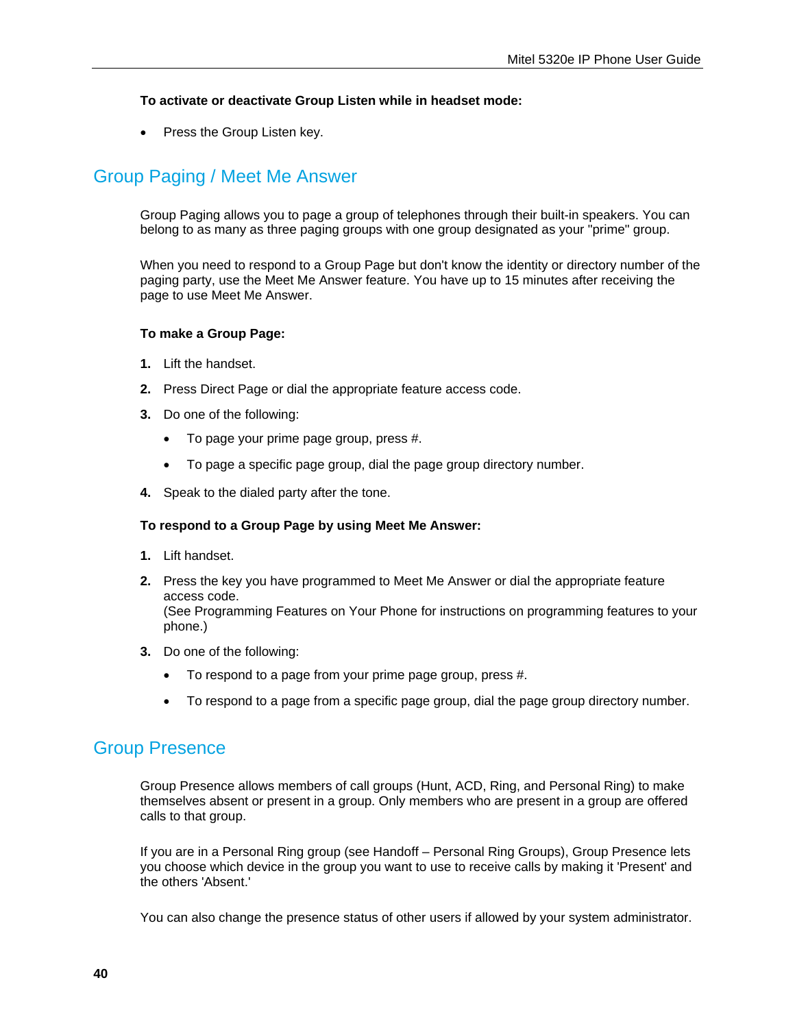**To activate or deactivate Group Listen while in headset mode:**

- Press the Group Listen key.

## Group Paging / Meet Me Answer

Group Paging allows you to page a group of telephones through their built-in speakers. You can belong to as many as three paging groups with one group designated as your "prime" group.

When you need to respond to a Group Page but don't know the identity or directory number of the paging party, use the Meet Me Answer feature. You have up to 15 minutes after receiving the page to use Meet Me Answer.

**To make a Group Page:**

1. Lift the handset.
2. Press Direct Page or dial the appropriate feature access code.
3. Do one of the following:
   - To page your prime page group, press #.
   - To page a specific page group, dial the page group directory number.
4. Speak to the dialed party after the tone.

**To respond to a Group Page by using Meet Me Answer:**

1. Lift handset.
2. Press the key you have programmed to Meet Me Answer or dial the appropriate feature access code.
   (See Programming Features on Your Phone for instructions on programming features to your phone.)
3. Do one of the following:
   - To respond to a page from your prime page group, press #.
   - To respond to a page from a specific page group, dial the page group directory number.

## Group Presence

Group Presence allows members of call groups (Hunt, ACD, Ring, and Personal Ring) to make themselves absent or present in a group. Only members who are present in a group are offered calls to that group.

If you are in a Personal Ring group (see Handoff – Personal Ring Groups), Group Presence lets you choose which device in the group you want to use to receive calls by making it 'Present' and the others 'Absent.'

You can also change the presence status of other users if allowed by your system administrator.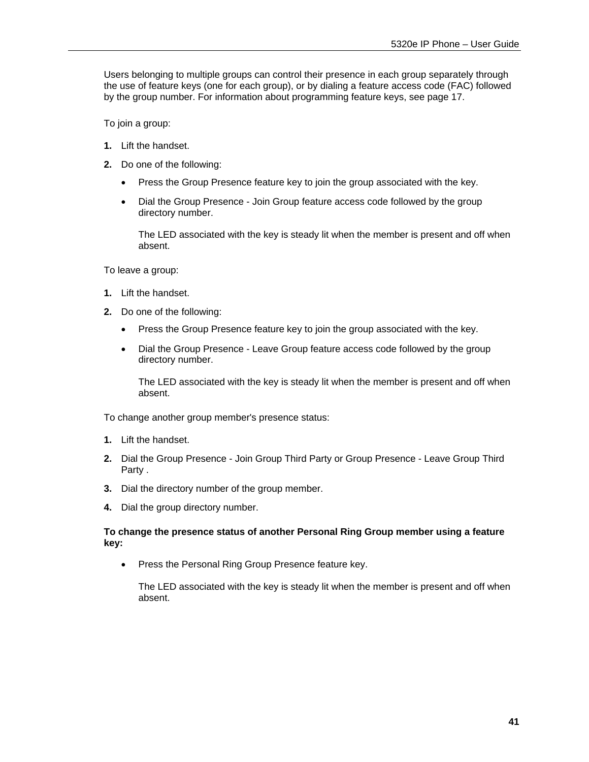Users belonging to multiple groups can control their presence in each group separately through the use of feature keys (one for each group), or by dialing a feature access code (FAC) followed by the group number. For information about programming feature keys, see page 17.

To join a group:

1. Lift the handset.
2. Do one of the following:
   - Press the Group Presence feature key to join the group associated with the key.
   - Dial the Group Presence - Join Group feature access code followed by the group directory number.

     The LED associated with the key is steady lit when the member is present and off when absent.

To leave a group:

1. Lift the handset.
2. Do one of the following:
   - Press the Group Presence feature key to join the group associated with the key.
   - Dial the Group Presence - Leave Group feature access code followed by the group directory number.

     The LED associated with the key is steady lit when the member is present and off when absent.

To change another group member's presence status:

1. Lift the handset.
2. Dial the Group Presence - Join Group Third Party or Group Presence - Leave Group Third Party .
3. Dial the directory number of the group member.
4. Dial the group directory number.

**To change the presence status of another Personal Ring Group member using a feature key:**

- Press the Personal Ring Group Presence feature key.

  The LED associated with the key is steady lit when the member is present and off when absent.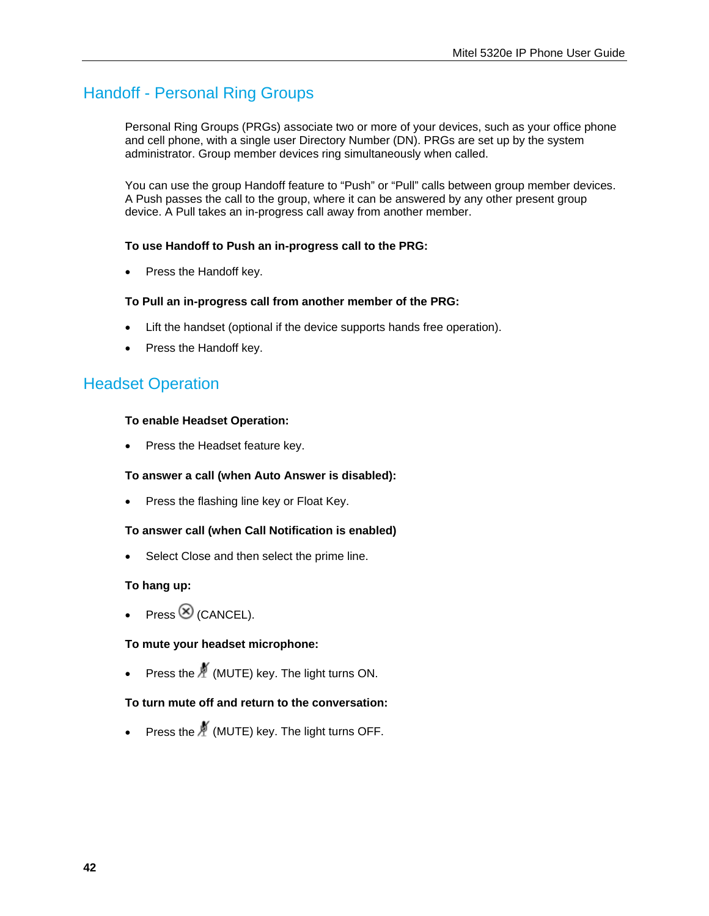## Handoff - Personal Ring Groups

Personal Ring Groups (PRGs) associate two or more of your devices, such as your office phone and cell phone, with a single user Directory Number (DN). PRGs are set up by the system administrator. Group member devices ring simultaneously when called.

You can use the group Handoff feature to “Push” or “Pull” calls between group member devices. A Push passes the call to the group, where it can be answered by any other present group device. A Pull takes an in-progress call away from another member.

**To use Handoff to Push an in-progress call to the PRG:**

- Press the Handoff key.

**To Pull an in-progress call from another member of the PRG:**

- Lift the handset (optional if the device supports hands free operation).
- Press the Handoff key.

## Headset Operation

**To enable Headset Operation:**

- Press the Headset feature key.

**To answer a call (when Auto Answer is disabled):**

- Press the flashing line key or Float Key.

**To answer call (when Call Notification is enabled)**

- Select Close and then select the prime line.

**To hang up:**

- Press ⊗ (CANCEL).

**To mute your headset microphone:**

- Press the (MUTE) key. The light turns ON.

**To turn mute off and return to the conversation:**

- Press the (MUTE) key. The light turns OFF.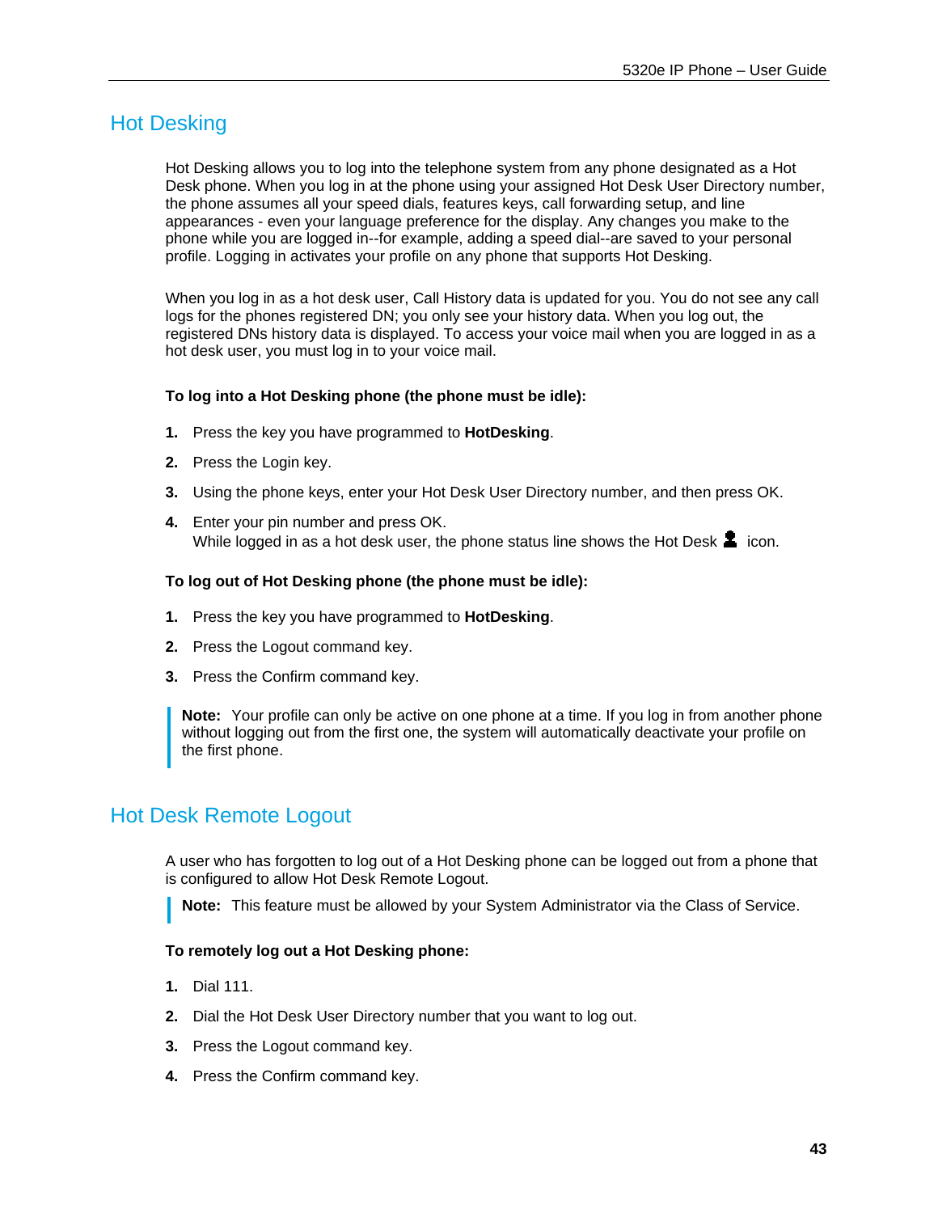## Hot Desking

Hot Desking allows you to log into the telephone system from any phone designated as a Hot Desk phone. When you log in at the phone using your assigned Hot Desk User Directory number, the phone assumes all your speed dials, features keys, call forwarding setup, and line appearances - even your language preference for the display. Any changes you make to the phone while you are logged in--for example, adding a speed dial--are saved to your personal profile. Logging in activates your profile on any phone that supports Hot Desking.

When you log in as a hot desk user, Call History data is updated for you. You do not see any call logs for the phones registered DN; you only see your history data. When you log out, the registered DNs history data is displayed. To access your voice mail when you are logged in as a hot desk user, you must log in to your voice mail.

**To log into a Hot Desking phone (the phone must be idle):**

1. Press the key you have programmed to **HotDesking**.
2. Press the Login key.
3. Using the phone keys, enter your Hot Desk User Directory number, and then press OK.
4. Enter your pin number and press OK.
   While logged in as a hot desk user, the phone status line shows the Hot Desk icon.

**To log out of Hot Desking phone (the phone must be idle):**

1. Press the key you have programmed to **HotDesking**.
2. Press the Logout command key.
3. Press the Confirm command key.

> **Note:** Your profile can only be active on one phone at a time. If you log in from another phone without logging out from the first one, the system will automatically deactivate your profile on the first phone.

## Hot Desk Remote Logout

A user who has forgotten to log out of a Hot Desking phone can be logged out from a phone that is configured to allow Hot Desk Remote Logout.

> **Note:** This feature must be allowed by your System Administrator via the Class of Service.

**To remotely log out a Hot Desking phone:**

1. Dial 111.
2. Dial the Hot Desk User Directory number that you want to log out.
3. Press the Logout command key.
4. Press the Confirm command key.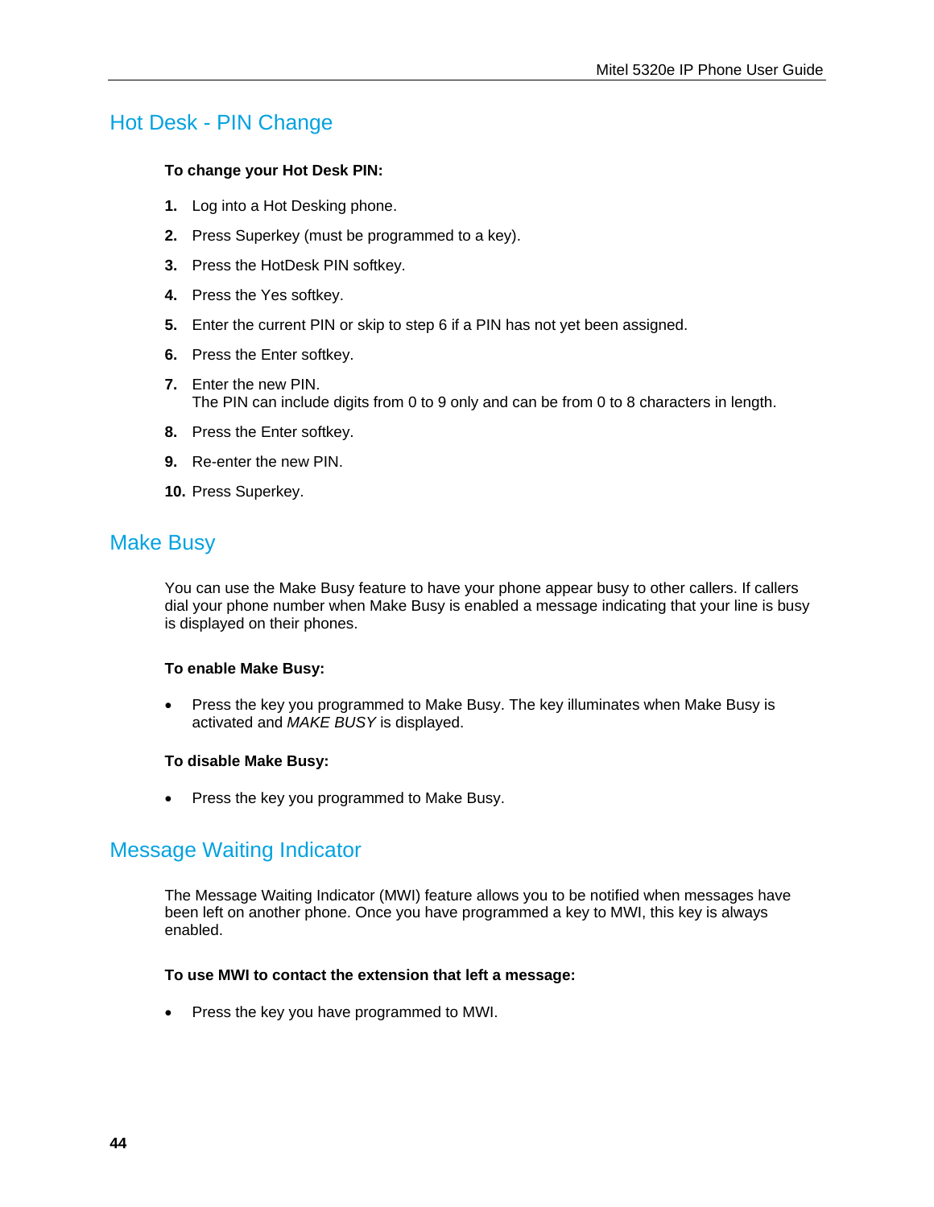## Hot Desk - PIN Change

**To change your Hot Desk PIN:**

1. Log into a Hot Desking phone.
2. Press Superkey (must be programmed to a key).
3. Press the HotDesk PIN softkey.
4. Press the Yes softkey.
5. Enter the current PIN or skip to step 6 if a PIN has not yet been assigned.
6. Press the Enter softkey.
7. Enter the new PIN.
   The PIN can include digits from 0 to 9 only and can be from 0 to 8 characters in length.
8. Press the Enter softkey.
9. Re-enter the new PIN.
10. Press Superkey.

## Make Busy

You can use the Make Busy feature to have your phone appear busy to other callers. If callers dial your phone number when Make Busy is enabled a message indicating that your line is busy is displayed on their phones.

**To enable Make Busy:**

- Press the key you programmed to Make Busy. The key illuminates when Make Busy is activated and *MAKE BUSY* is displayed.

**To disable Make Busy:**

- Press the key you programmed to Make Busy.

## Message Waiting Indicator

The Message Waiting Indicator (MWI) feature allows you to be notified when messages have been left on another phone. Once you have programmed a key to MWI, this key is always enabled.

**To use MWI to contact the extension that left a message:**

- Press the key you have programmed to MWI.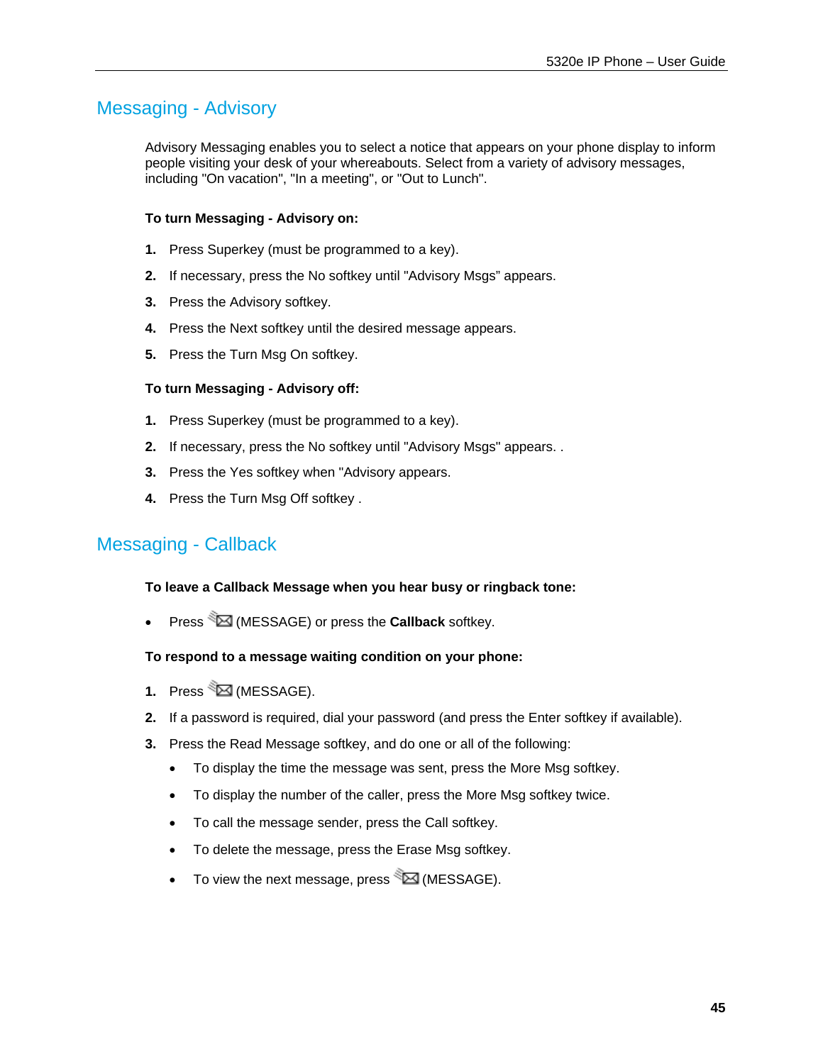## Messaging - Advisory

Advisory Messaging enables you to select a notice that appears on your phone display to inform people visiting your desk of your whereabouts. Select from a variety of advisory messages, including "On vacation", "In a meeting", or "Out to Lunch".

**To turn Messaging - Advisory on:**

1. Press Superkey (must be programmed to a key).
2. If necessary, press the No softkey until "Advisory Msgs" appears.
3. Press the Advisory softkey.
4. Press the Next softkey until the desired message appears.
5. Press the Turn Msg On softkey.

**To turn Messaging - Advisory off:**

1. Press Superkey (must be programmed to a key).
2. If necessary, press the No softkey until "Advisory Msgs" appears. .
3. Press the Yes softkey when "Advisory appears.
4. Press the Turn Msg Off softkey .

## Messaging - Callback

**To leave a Callback Message when you hear busy or ringback tone:**

- Press (MESSAGE) or press the **Callback** softkey.

**To respond to a message waiting condition on your phone:**

1. Press (MESSAGE).
2. If a password is required, dial your password (and press the Enter softkey if available).
3. Press the Read Message softkey, and do one or all of the following:
   - To display the time the message was sent, press the More Msg softkey.
   - To display the number of the caller, press the More Msg softkey twice.
   - To call the message sender, press the Call softkey.
   - To delete the message, press the Erase Msg softkey.
   - To view the next message, press (MESSAGE).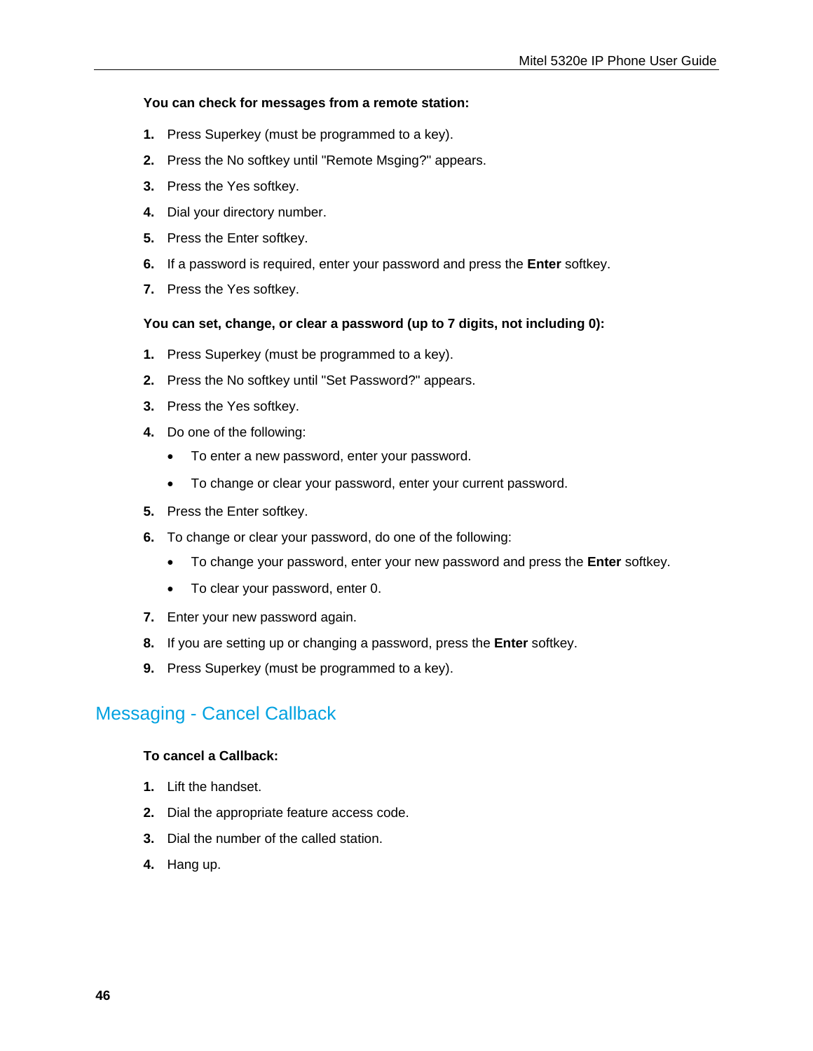**You can check for messages from a remote station:**

1. Press Superkey (must be programmed to a key).
2. Press the No softkey until "Remote Msging?" appears.
3. Press the Yes softkey.
4. Dial your directory number.
5. Press the Enter softkey.
6. If a password is required, enter your password and press the **Enter** softkey.
7. Press the Yes softkey.

**You can set, change, or clear a password (up to 7 digits, not including 0):**

1. Press Superkey (must be programmed to a key).
2. Press the No softkey until "Set Password?" appears.
3. Press the Yes softkey.
4. Do one of the following:
   - To enter a new password, enter your password.
   - To change or clear your password, enter your current password.
5. Press the Enter softkey.
6. To change or clear your password, do one of the following:
   - To change your password, enter your new password and press the **Enter** softkey.
   - To clear your password, enter 0.
7. Enter your new password again.
8. If you are setting up or changing a password, press the **Enter** softkey.
9. Press Superkey (must be programmed to a key).

## Messaging - Cancel Callback

**To cancel a Callback:**

1. Lift the handset.
2. Dial the appropriate feature access code.
3. Dial the number of the called station.
4. Hang up.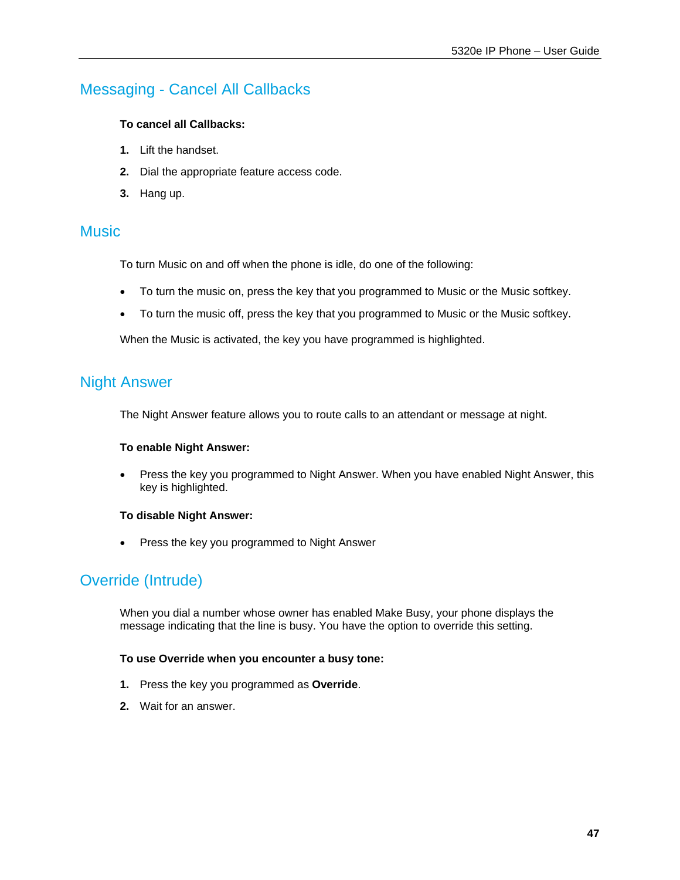## Messaging - Cancel All Callbacks

**To cancel all Callbacks:**

1. Lift the handset.
2. Dial the appropriate feature access code.
3. Hang up.

## Music

To turn Music on and off when the phone is idle, do one of the following:

- To turn the music on, press the key that you programmed to Music or the Music softkey.
- To turn the music off, press the key that you programmed to Music or the Music softkey.

When the Music is activated, the key you have programmed is highlighted.

## Night Answer

The Night Answer feature allows you to route calls to an attendant or message at night.

**To enable Night Answer:**

- Press the key you programmed to Night Answer. When you have enabled Night Answer, this key is highlighted.

**To disable Night Answer:**

- Press the key you programmed to Night Answer

## Override (Intrude)

When you dial a number whose owner has enabled Make Busy, your phone displays the message indicating that the line is busy. You have the option to override this setting.

**To use Override when you encounter a busy tone:**

1. Press the key you programmed as **Override**.
2. Wait for an answer.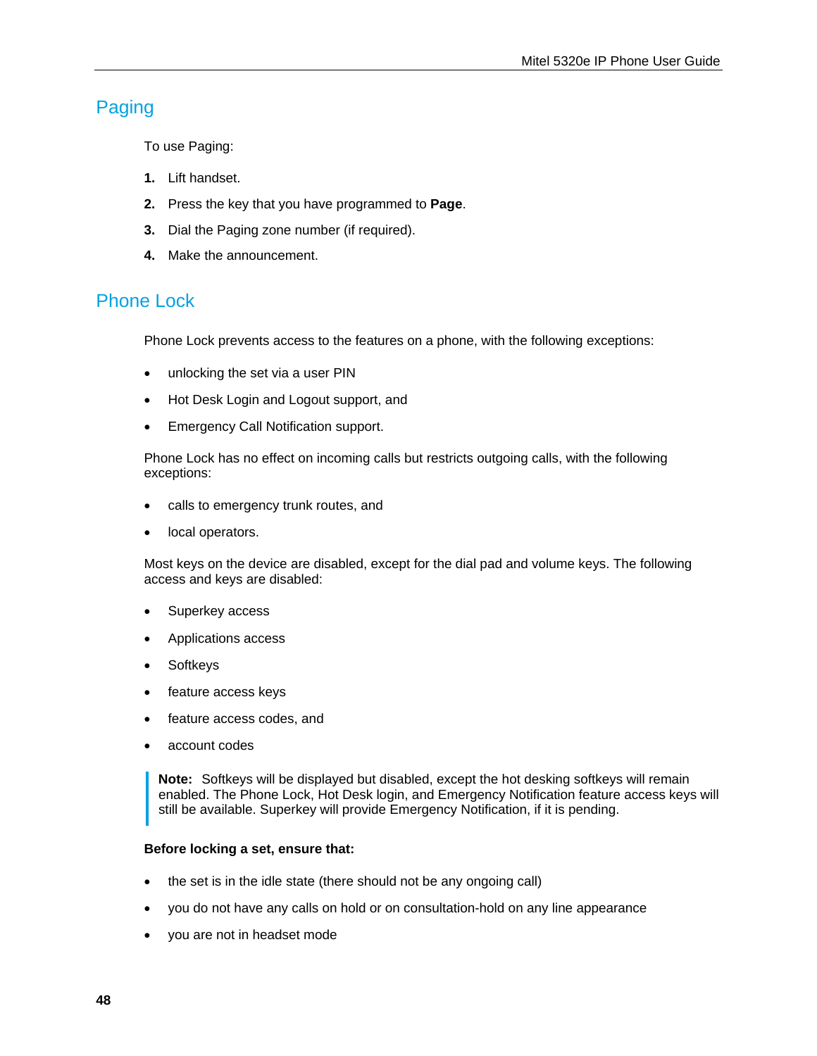## Paging

To use Paging:

1. Lift handset.
2. Press the key that you have programmed to **Page**.
3. Dial the Paging zone number (if required).
4. Make the announcement.

## Phone Lock

Phone Lock prevents access to the features on a phone, with the following exceptions:

- unlocking the set via a user PIN
- Hot Desk Login and Logout support, and
- Emergency Call Notification support.

Phone Lock has no effect on incoming calls but restricts outgoing calls, with the following exceptions:

- calls to emergency trunk routes, and
- local operators.

Most keys on the device are disabled, except for the dial pad and volume keys. The following access and keys are disabled:

- Superkey access
- Applications access
- Softkeys
- feature access keys
- feature access codes, and
- account codes

> **Note:** Softkeys will be displayed but disabled, except the hot desking softkeys will remain enabled. The Phone Lock, Hot Desk login, and Emergency Notification feature access keys will still be available. Superkey will provide Emergency Notification, if it is pending.

**Before locking a set, ensure that:**

- the set is in the idle state (there should not be any ongoing call)
- you do not have any calls on hold or on consultation-hold on any line appearance
- you are not in headset mode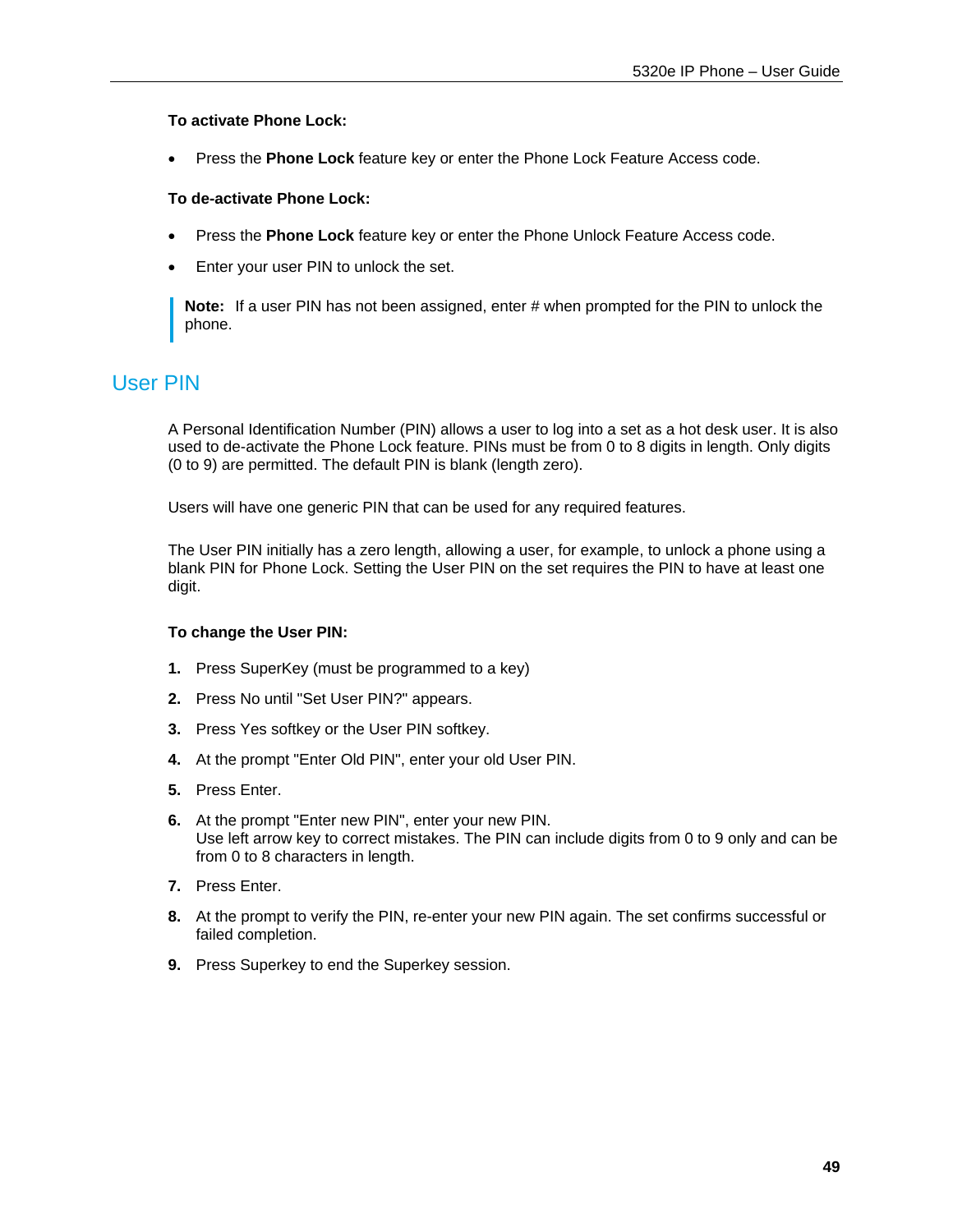**To activate Phone Lock:**

- Press the **Phone Lock** feature key or enter the Phone Lock Feature Access code.

**To de-activate Phone Lock:**

- Press the **Phone Lock** feature key or enter the Phone Unlock Feature Access code.
- Enter your user PIN to unlock the set.

> **Note:** If a user PIN has not been assigned, enter # when prompted for the PIN to unlock the phone.

## User PIN

A Personal Identification Number (PIN) allows a user to log into a set as a hot desk user. It is also used to de-activate the Phone Lock feature. PINs must be from 0 to 8 digits in length. Only digits (0 to 9) are permitted. The default PIN is blank (length zero).

Users will have one generic PIN that can be used for any required features.

The User PIN initially has a zero length, allowing a user, for example, to unlock a phone using a blank PIN for Phone Lock. Setting the User PIN on the set requires the PIN to have at least one digit.

**To change the User PIN:**

1. Press SuperKey (must be programmed to a key)
2. Press No until "Set User PIN?" appears.
3. Press Yes softkey or the User PIN softkey.
4. At the prompt "Enter Old PIN", enter your old User PIN.
5. Press Enter.
6. At the prompt "Enter new PIN", enter your new PIN.
   Use left arrow key to correct mistakes. The PIN can include digits from 0 to 9 only and can be from 0 to 8 characters in length.
7. Press Enter.
8. At the prompt to verify the PIN, re-enter your new PIN again. The set confirms successful or failed completion.
9. Press Superkey to end the Superkey session.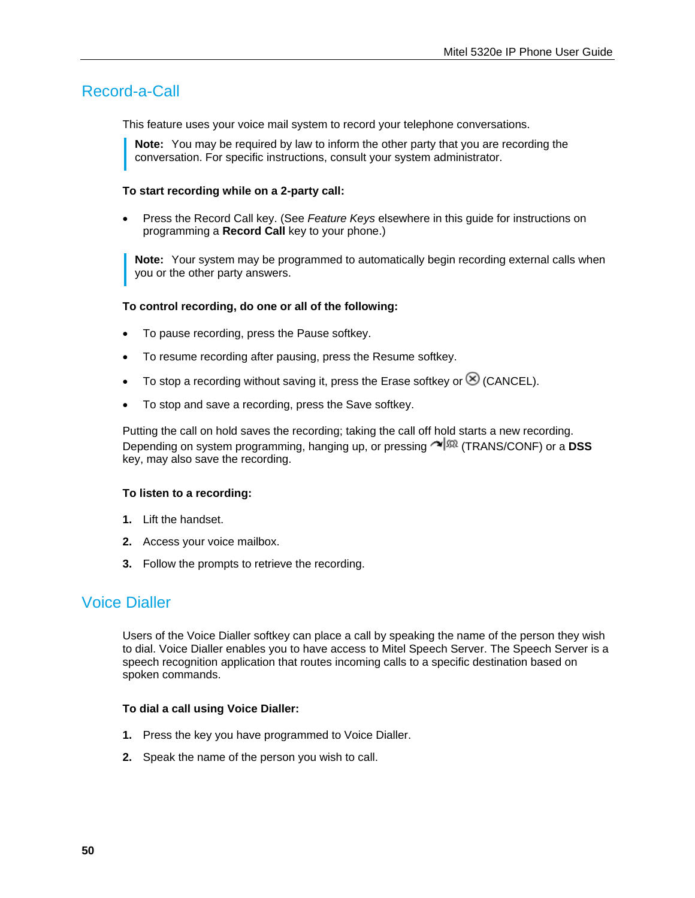## Record-a-Call

This feature uses your voice mail system to record your telephone conversations.

> **Note:** You may be required by law to inform the other party that you are recording the conversation. For specific instructions, consult your system administrator.

**To start recording while on a 2-party call:**

- Press the Record Call key. (See *Feature Keys* elsewhere in this guide for instructions on programming a **Record Call** key to your phone.)

> **Note:** Your system may be programmed to automatically begin recording external calls when you or the other party answers.

**To control recording, do one or all of the following:**

- To pause recording, press the Pause softkey.
- To resume recording after pausing, press the Resume softkey.
- To stop a recording without saving it, press the Erase softkey or ⊗ (CANCEL).
- To stop and save a recording, press the Save softkey.

Putting the call on hold saves the recording; taking the call off hold starts a new recording. Depending on system programming, hanging up, or pressing (TRANS/CONF) or a **DSS** key, may also save the recording.

**To listen to a recording:**

1. Lift the handset.
2. Access your voice mailbox.
3. Follow the prompts to retrieve the recording.

## Voice Dialler

Users of the Voice Dialler softkey can place a call by speaking the name of the person they wish to dial. Voice Dialler enables you to have access to Mitel Speech Server. The Speech Server is a speech recognition application that routes incoming calls to a specific destination based on spoken commands.

**To dial a call using Voice Dialler:**

1. Press the key you have programmed to Voice Dialler.
2. Speak the name of the person you wish to call.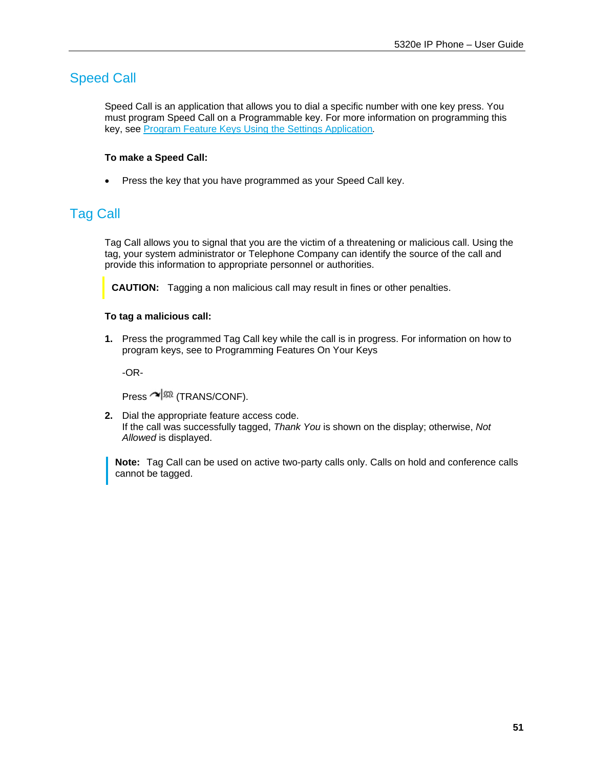## Speed Call

Speed Call is an application that allows you to dial a specific number with one key press. You must program Speed Call on a Programmable key. For more information on programming this key, see Program Feature Keys Using the Settings Application.

**To make a Speed Call:**

- Press the key that you have programmed as your Speed Call key.

## Tag Call

Tag Call allows you to signal that you are the victim of a threatening or malicious call. Using the tag, your system administrator or Telephone Company can identify the source of the call and provide this information to appropriate personnel or authorities.

**CAUTION:** Tagging a non malicious call may result in fines or other penalties.

**To tag a malicious call:**

1. Press the programmed Tag Call key while the call is in progress. For information on how to program keys, see to Programming Features On Your Keys

   -OR-

   Press (TRANS/CONF).

2. Dial the appropriate feature access code.
   If the call was successfully tagged, *Thank You* is shown on the display; otherwise, *Not Allowed* is displayed.

**Note:** Tag Call can be used on active two-party calls only. Calls on hold and conference calls cannot be tagged.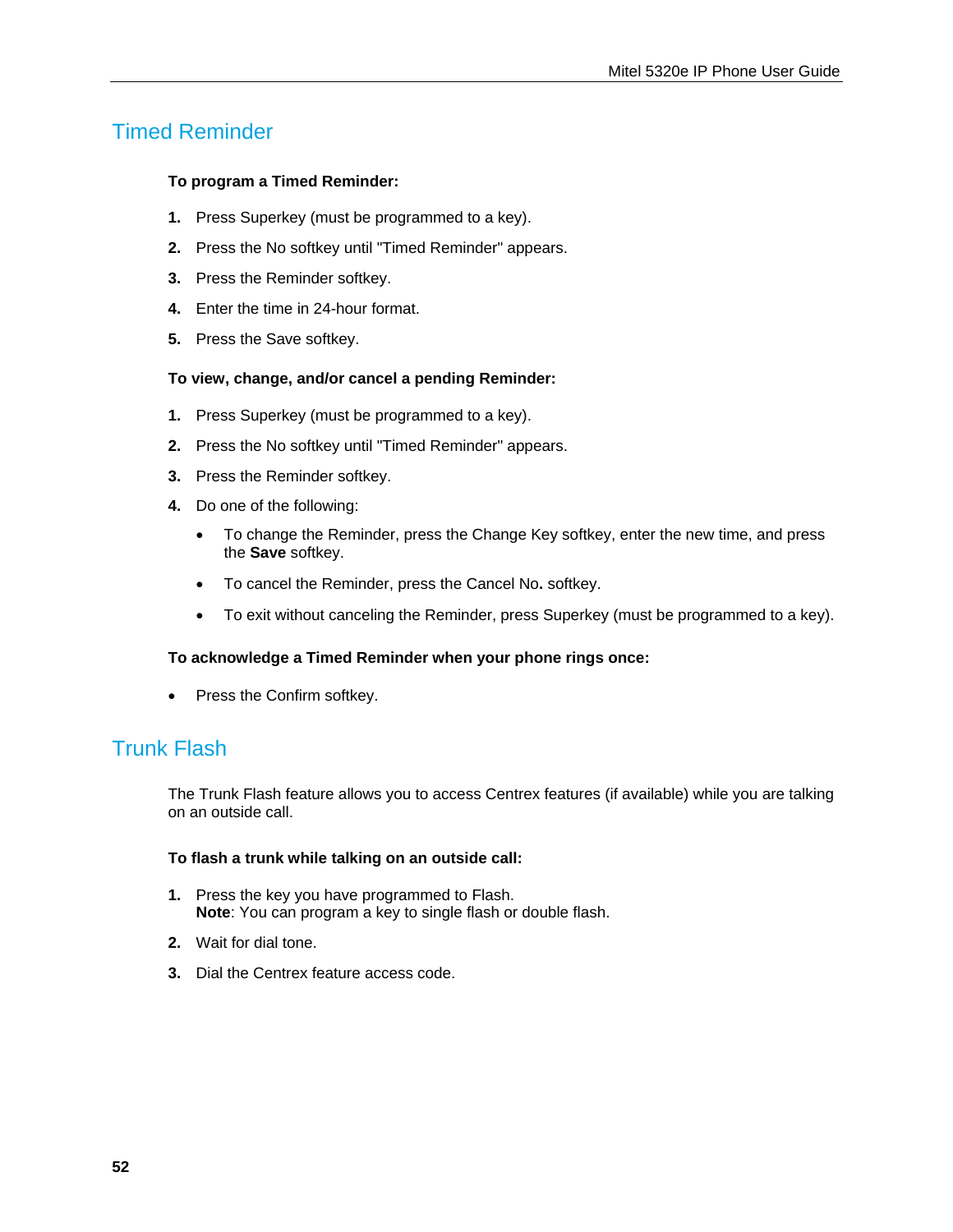## Timed Reminder

**To program a Timed Reminder:**

1. Press Superkey (must be programmed to a key).
2. Press the No softkey until "Timed Reminder" appears.
3. Press the Reminder softkey.
4. Enter the time in 24-hour format.
5. Press the Save softkey.

**To view, change, and/or cancel a pending Reminder:**

1. Press Superkey (must be programmed to a key).
2. Press the No softkey until "Timed Reminder" appears.
3. Press the Reminder softkey.
4. Do one of the following:
   - To change the Reminder, press the Change Key softkey, enter the new time, and press the **Save** softkey.
   - To cancel the Reminder, press the Cancel No**.** softkey.
   - To exit without canceling the Reminder, press Superkey (must be programmed to a key).

**To acknowledge a Timed Reminder when your phone rings once:**

- Press the Confirm softkey.

## Trunk Flash

The Trunk Flash feature allows you to access Centrex features (if available) while you are talking on an outside call.

**To flash a trunk while talking on an outside call:**

1. Press the key you have programmed to Flash.
   **Note**: You can program a key to single flash or double flash.
2. Wait for dial tone.
3. Dial the Centrex feature access code.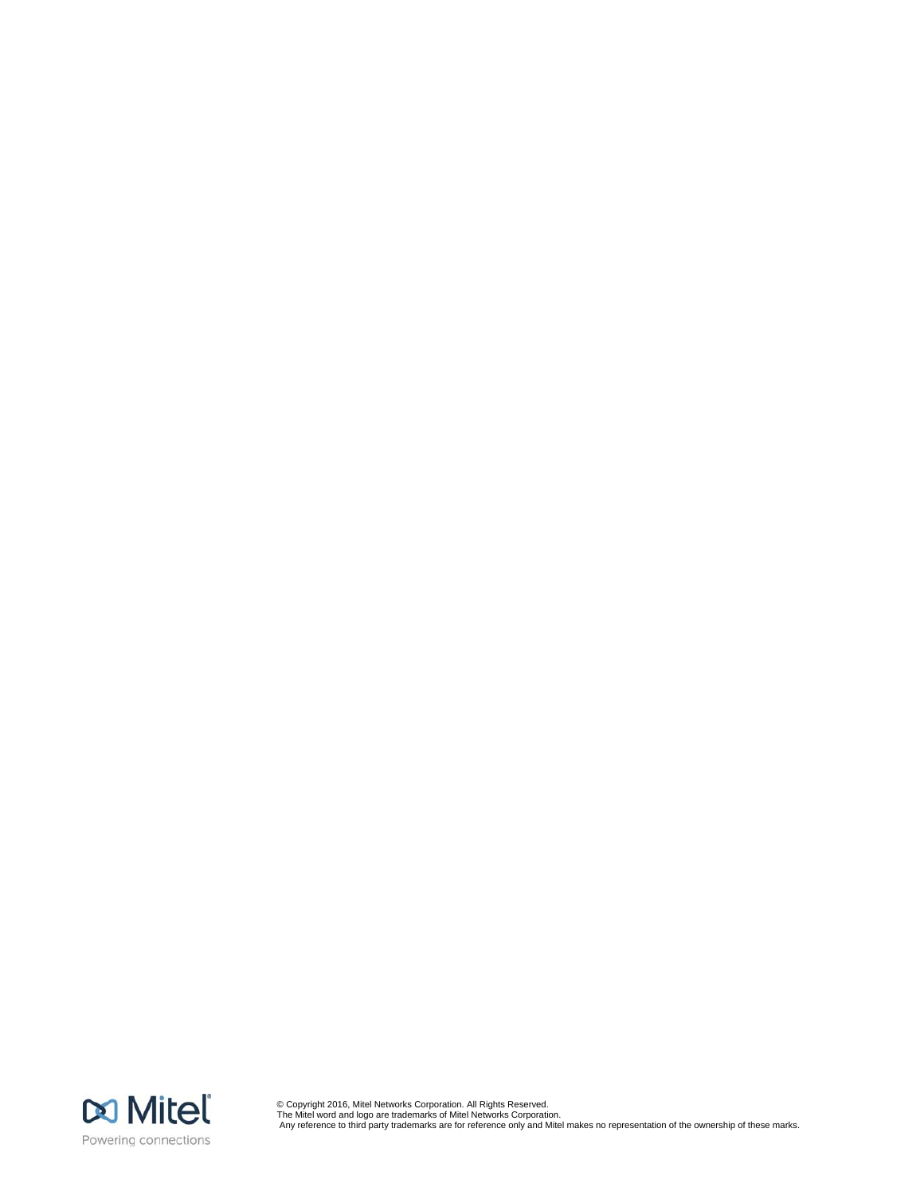Mitel

Powering connections

© Copyright 2016, Mitel Networks Corporation. All Rights Reserved.
The Mitel word and logo are trademarks of Mitel Networks Corporation.
Any reference to third party trademarks are for reference only and Mitel makes no representation of the ownership of these marks.